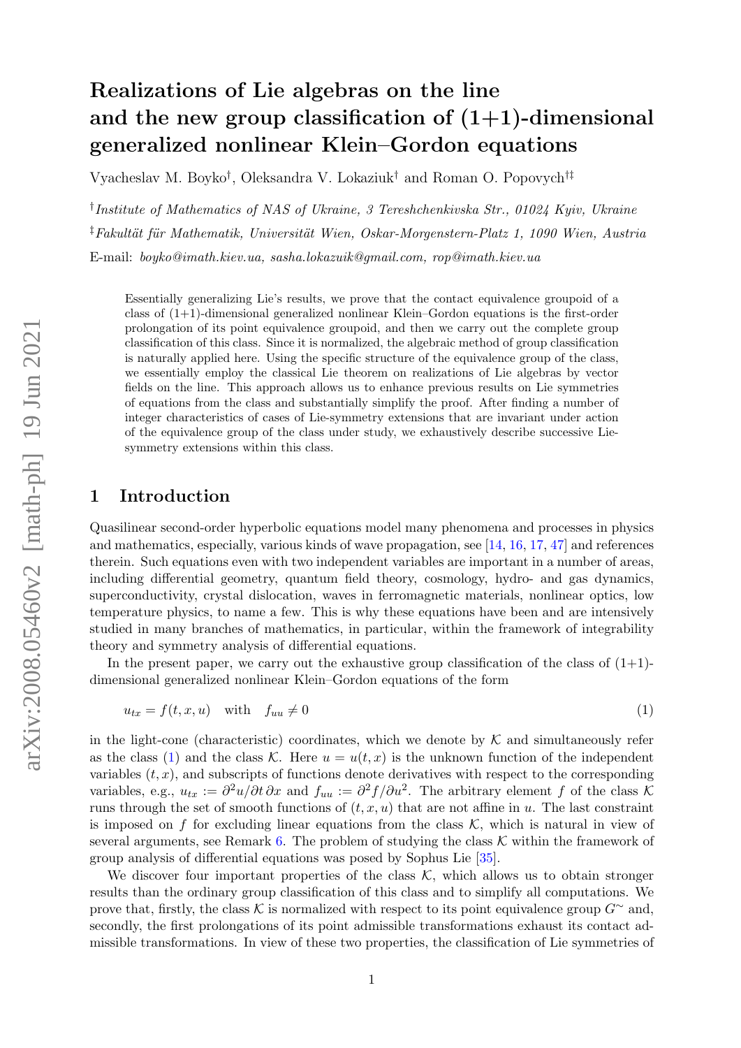# Realizations of Lie algebras on the line and the new group classification of (1+1)-dimensional generalized nonlinear Klein–Gordon equations

Vyacheslav M. Boyko[†], Oleksandra V. Lokaziuk[†] and Roman O. Popovych[†‡]

[†] *Institute of Mathematics of NAS of Ukraine, 3 Tereshchenkivska Str., 01024 Kyiv, Ukraine*

[‡] *Fakultät für Mathematik, Universität Wien, Oskar-Morgenstern-Platz 1, 1090 Wien, Austria*

E-mail: *boyko@imath.kiev.ua, sasha.lokazuik@gmail.com, rop@imath.kiev.ua*

Essentially generalizing Lie's results, we prove that the contact equivalence groupoid of a class of (1+1)-dimensional generalized nonlinear Klein–Gordon equations is the first-order prolongation of its point equivalence groupoid, and then we carry out the complete group classification of this class. Since it is normalized, the algebraic method of group classification is naturally applied here. Using the specific structure of the equivalence group of the class, we essentially employ the classical Lie theorem on realizations of Lie algebras by vector fields on the line. This approach allows us to enhance previous results on Lie symmetries of equations from the class and substantially simplify the proof. After finding a number of integer characteristics of cases of Lie-symmetry extensions that are invariant under action of the equivalence group of the class under study, we exhaustively describe successive Lie-symmetry extensions within this class.

## 1 Introduction

Quasilinear second-order hyperbolic equations model many phenomena and processes in physics and mathematics, especially, various kinds of wave propagation, see [14, 16, 17, 47] and references therein. Such equations even with two independent variables are important in a number of areas, including differential geometry, quantum field theory, cosmology, hydro- and gas dynamics, superconductivity, crystal dislocation, waves in ferromagnetic materials, nonlinear optics, low temperature physics, to name a few. This is why these equations have been and are intensively studied in many branches of mathematics, in particular, within the framework of integrability theory and symmetry analysis of differential equations.

In the present paper, we carry out the exhaustive group classification of the class of (1+1)-dimensional generalized nonlinear Klein–Gordon equations of the form

$$u_{tx} = f(t, x, u) \quad \text{with} \quad f_{uu} \neq 0 \tag{1}$$

in the light-cone (characteristic) coordinates, which we denote by $\mathcal{K}$ and simultaneously refer as the class (1) and the class $\mathcal{K}$. Here $u = u(t, x)$ is the unknown function of the independent variables $(t, x)$, and subscripts of functions denote derivatives with respect to the corresponding variables, e.g., $u_{tx} := \partial^2 u/\partial t\, \partial x$ and $f_{uu} := \partial^2 f/\partial u^2$. The arbitrary element $f$ of the class $\mathcal{K}$ runs through the set of smooth functions of $(t, x, u)$ that are not affine in $u$. The last constraint is imposed on $f$ for excluding linear equations from the class $\mathcal{K}$, which is natural in view of several arguments, see Remark 6. The problem of studying the class $\mathcal{K}$ within the framework of group analysis of differential equations was posed by Sophus Lie [35].

We discover four important properties of the class $\mathcal{K}$, which allows us to obtain stronger results than the ordinary group classification of this class and to simplify all computations. We prove that, firstly, the class $\mathcal{K}$ is normalized with respect to its point equivalence group $G^{\sim}$ and, secondly, the first prolongations of its point admissible transformations exhaust its contact admissible transformations. In view of these two properties, the classification of Lie symmetries of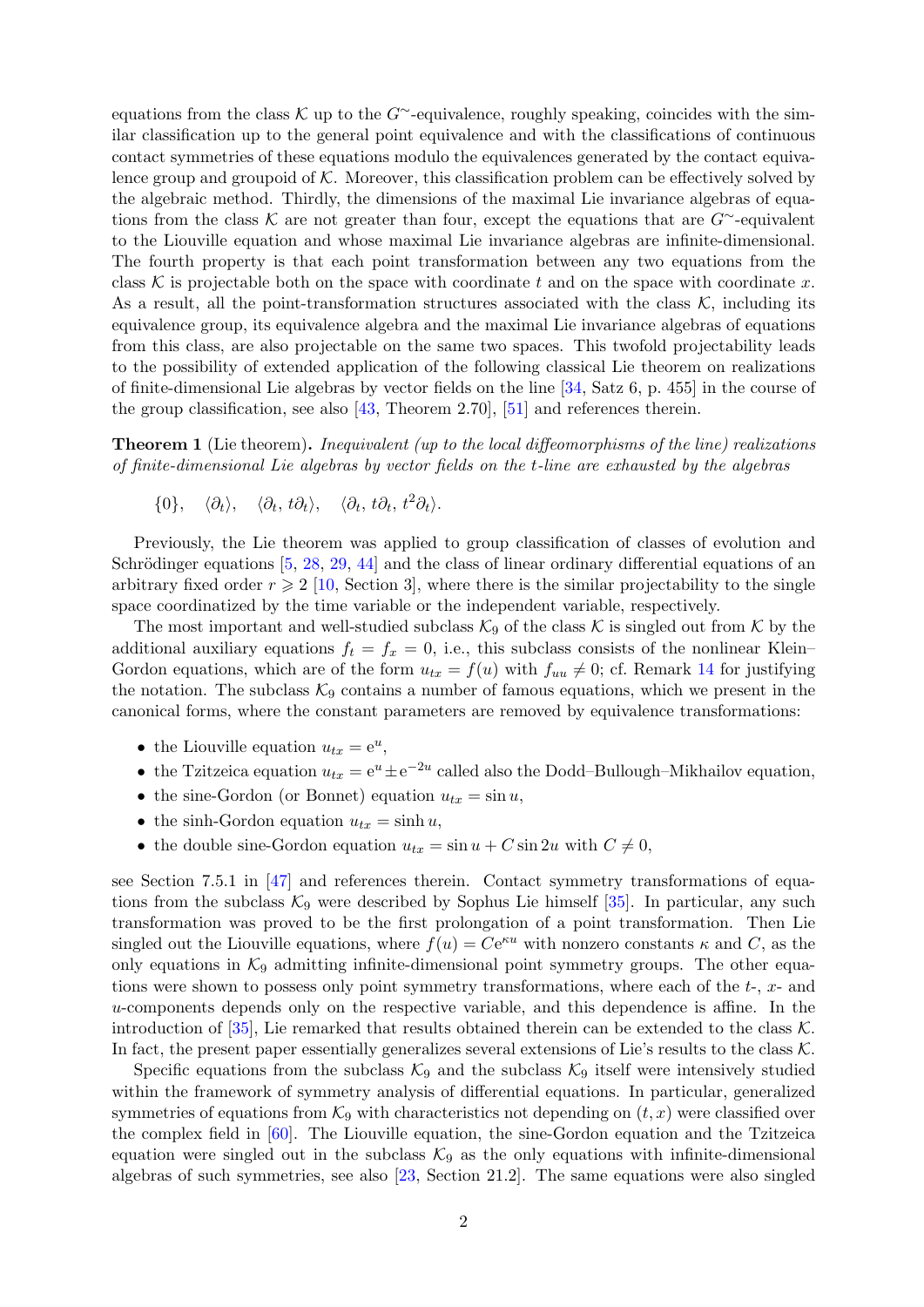equations from the class $\mathcal{K}$ up to the $G^{\sim}$-equivalence, roughly speaking, coincides with the similar classification up to the general point equivalence and with the classifications of continuous contact symmetries of these equations modulo the equivalences generated by the contact equivalence group and groupoid of $\mathcal{K}$. Moreover, this classification problem can be effectively solved by the algebraic method. Thirdly, the dimensions of the maximal Lie invariance algebras of equations from the class $\mathcal{K}$ are not greater than four, except the equations that are $G^{\sim}$-equivalent to the Liouville equation and whose maximal Lie invariance algebras are infinite-dimensional. The fourth property is that each point transformation between any two equations from the class $\mathcal{K}$ is projectable both on the space with coordinate $t$ and on the space with coordinate $x$. As a result, all the point-transformation structures associated with the class $\mathcal{K}$, including its equivalence group, its equivalence algebra and the maximal Lie invariance algebras of equations from this class, are also projectable on the same two spaces. This twofold projectability leads to the possibility of extended application of the following classical Lie theorem on realizations of finite-dimensional Lie algebras by vector fields on the line [34, Satz 6, p. 455] in the course of the group classification, see also [43, Theorem 2.70], [51] and references therein.

**Theorem 1** (Lie theorem)**.** *Inequivalent (up to the local diffeomorphisms of the line) realizations of finite-dimensional Lie algebras by vector fields on the t-line are exhausted by the algebras*

$$\{0\}, \quad \langle\partial_t\rangle, \quad \langle\partial_t,\, t\partial_t\rangle, \quad \langle\partial_t,\, t\partial_t,\, t^2\partial_t\rangle.$$

Previously, the Lie theorem was applied to group classification of classes of evolution and Schrödinger equations [5, 28, 29, 44] and the class of linear ordinary differential equations of an arbitrary fixed order $r \geqslant 2$ [10, Section 3], where there is the similar projectability to the single space coordinatized by the time variable or the independent variable, respectively.

The most important and well-studied subclass $\mathcal{K}_9$ of the class $\mathcal{K}$ is singled out from $\mathcal{K}$ by the additional auxiliary equations $f_t = f_x = 0$, i.e., this subclass consists of the nonlinear Klein–Gordon equations, which are of the form $u_{tx} = f(u)$ with $f_{uu} \neq 0$; cf. Remark 14 for justifying the notation. The subclass $\mathcal{K}_9$ contains a number of famous equations, which we present in the canonical forms, where the constant parameters are removed by equivalence transformations:

- the Liouville equation $u_{tx} = \mathrm{e}^u$,
- the Tzitzeica equation $u_{tx} = \mathrm{e}^u \pm \mathrm{e}^{-2u}$ called also the Dodd–Bullough–Mikhailov equation,
- the sine-Gordon (or Bonnet) equation $u_{tx} = \sin u$,
- the sinh-Gordon equation $u_{tx} = \sinh u$,
- the double sine-Gordon equation $u_{tx} = \sin u + C \sin 2u$ with $C \neq 0$,

see Section 7.5.1 in [47] and references therein. Contact symmetry transformations of equations from the subclass $\mathcal{K}_9$ were described by Sophus Lie himself [35]. In particular, any such transformation was proved to be the first prolongation of a point transformation. Then Lie singled out the Liouville equations, where $f(u) = C\mathrm{e}^{\kappa u}$ with nonzero constants $\kappa$ and $C$, as the only equations in $\mathcal{K}_9$ admitting infinite-dimensional point symmetry groups. The other equations were shown to possess only point symmetry transformations, where each of the $t$-, $x$- and $u$-components depends only on the respective variable, and this dependence is affine. In the introduction of [35], Lie remarked that results obtained therein can be extended to the class $\mathcal{K}$. In fact, the present paper essentially generalizes several extensions of Lie's results to the class $\mathcal{K}$.

Specific equations from the subclass $\mathcal{K}_9$ and the subclass $\mathcal{K}_9$ itself were intensively studied within the framework of symmetry analysis of differential equations. In particular, generalized symmetries of equations from $\mathcal{K}_9$ with characteristics not depending on $(t, x)$ were classified over the complex field in [60]. The Liouville equation, the sine-Gordon equation and the Tzitzeica equation were singled out in the subclass $\mathcal{K}_9$ as the only equations with infinite-dimensional algebras of such symmetries, see also [23, Section 21.2]. The same equations were also singled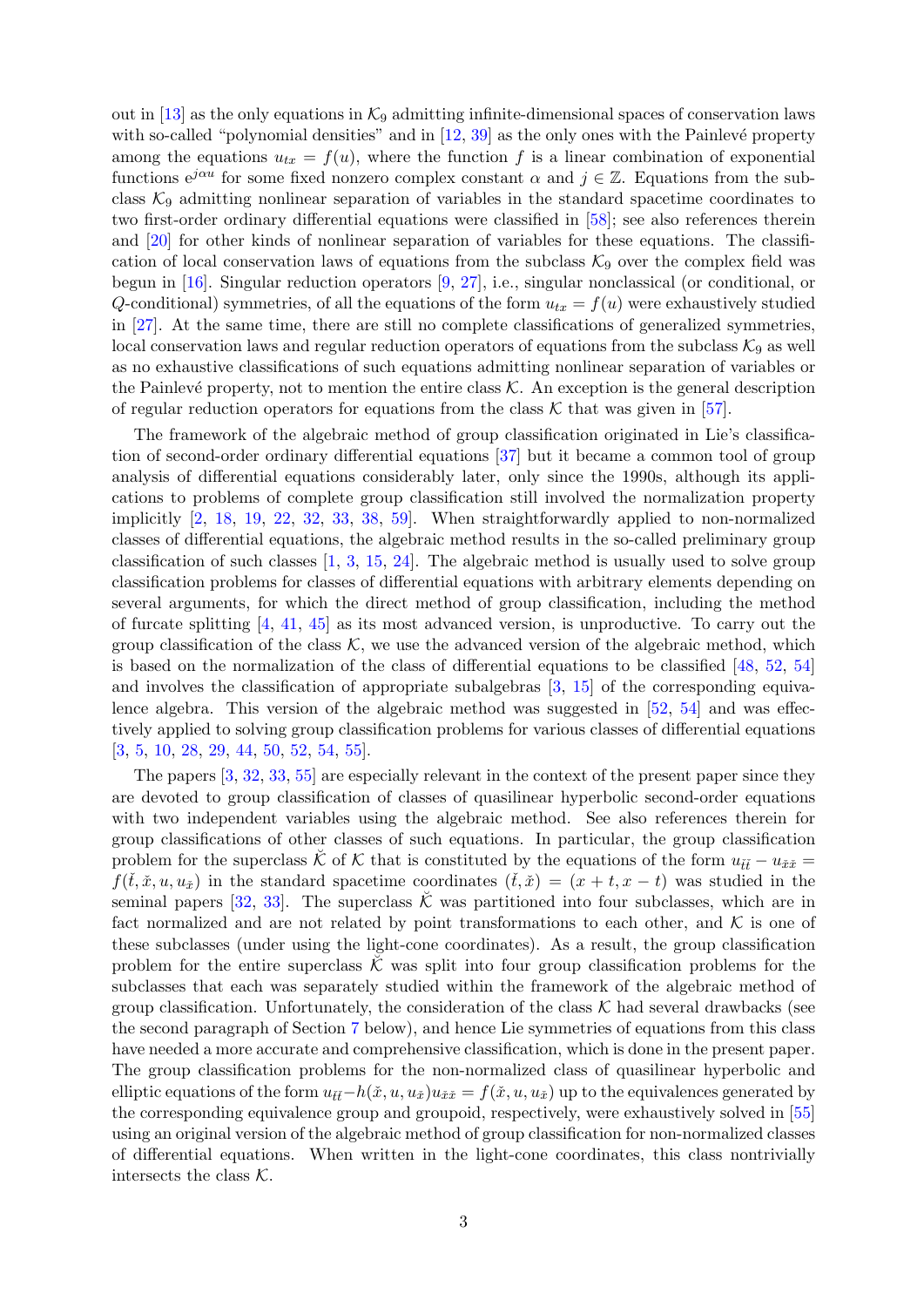out in [13] as the only equations in $\mathcal{K}_9$ admitting infinite-dimensional spaces of conservation laws with so-called "polynomial densities" and in [12, 39] as the only ones with the Painlevé property among the equations $u_{tx} = f(u)$, where the function $f$ is a linear combination of exponential functions $\mathrm{e}^{j\alpha u}$ for some fixed nonzero complex constant $\alpha$ and $j \in \mathbb{Z}$. Equations from the subclass $\mathcal{K}_9$ admitting nonlinear separation of variables in the standard spacetime coordinates to two first-order ordinary differential equations were classified in [58]; see also references therein and [20] for other kinds of nonlinear separation of variables for these equations. The classification of local conservation laws of equations from the subclass $\mathcal{K}_9$ over the complex field was begun in [16]. Singular reduction operators [9, 27], i.e., singular nonclassical (or conditional, or $Q$-conditional) symmetries, of all the equations of the form $u_{tx} = f(u)$ were exhaustively studied in [27]. At the same time, there are still no complete classifications of generalized symmetries, local conservation laws and regular reduction operators of equations from the subclass $\mathcal{K}_9$ as well as no exhaustive classifications of such equations admitting nonlinear separation of variables or the Painlevé property, not to mention the entire class $\mathcal{K}$. An exception is the general description of regular reduction operators for equations from the class $\mathcal{K}$ that was given in [57].

The framework of the algebraic method of group classification originated in Lie's classification of second-order ordinary differential equations [37] but it became a common tool of group analysis of differential equations considerably later, only since the 1990s, although its applications to problems of complete group classification still involved the normalization property implicitly [2, 18, 19, 22, 32, 33, 38, 59]. When straightforwardly applied to non-normalized classes of differential equations, the algebraic method results in the so-called preliminary group classification of such classes [1, 3, 15, 24]. The algebraic method is usually used to solve group classification problems for classes of differential equations with arbitrary elements depending on several arguments, for which the direct method of group classification, including the method of furcate splitting [4, 41, 45] as its most advanced version, is unproductive. To carry out the group classification of the class $\mathcal{K}$, we use the advanced version of the algebraic method, which is based on the normalization of the class of differential equations to be classified [48, 52, 54] and involves the classification of appropriate subalgebras [3, 15] of the corresponding equivalence algebra. This version of the algebraic method was suggested in [52, 54] and was effectively applied to solving group classification problems for various classes of differential equations [3, 5, 10, 28, 29, 44, 50, 52, 54, 55].

The papers [3, 32, 33, 55] are especially relevant in the context of the present paper since they are devoted to group classification of classes of quasilinear hyperbolic second-order equations with two independent variables using the algebraic method. See also references therein for group classifications of other classes of such equations. In particular, the group classification problem for the superclass $\check{\mathcal{K}}$ of $\mathcal{K}$ that is constituted by the equations of the form $u_{\check t\check t} - u_{\check x\check x} = f(\check t, \check x, u, u_{\check x})$ in the standard spacetime coordinates $(\check t, \check x) = (x + t, x - t)$ was studied in the seminal papers [32, 33]. The superclass $\check{\mathcal{K}}$ was partitioned into four subclasses, which are in fact normalized and are not related by point transformations to each other, and $\mathcal{K}$ is one of these subclasses (under using the light-cone coordinates). As a result, the group classification problem for the entire superclass $\check{\mathcal{K}}$ was split into four group classification problems for the subclasses that each was separately studied within the framework of the algebraic method of group classification. Unfortunately, the consideration of the class $\mathcal{K}$ had several drawbacks (see the second paragraph of Section 7 below), and hence Lie symmetries of equations from this class have needed a more accurate and comprehensive classification, which is done in the present paper. The group classification problems for the non-normalized class of quasilinear hyperbolic and elliptic equations of the form $u_{\check t\check t} - h(\check x, u, u_{\check x})u_{\check x\check x} = f(\check x, u, u_{\check x})$ up to the equivalences generated by the corresponding equivalence group and groupoid, respectively, were exhaustively solved in [55] using an original version of the algebraic method of group classification for non-normalized classes of differential equations. When written in the light-cone coordinates, this class nontrivially intersects the class $\mathcal{K}$.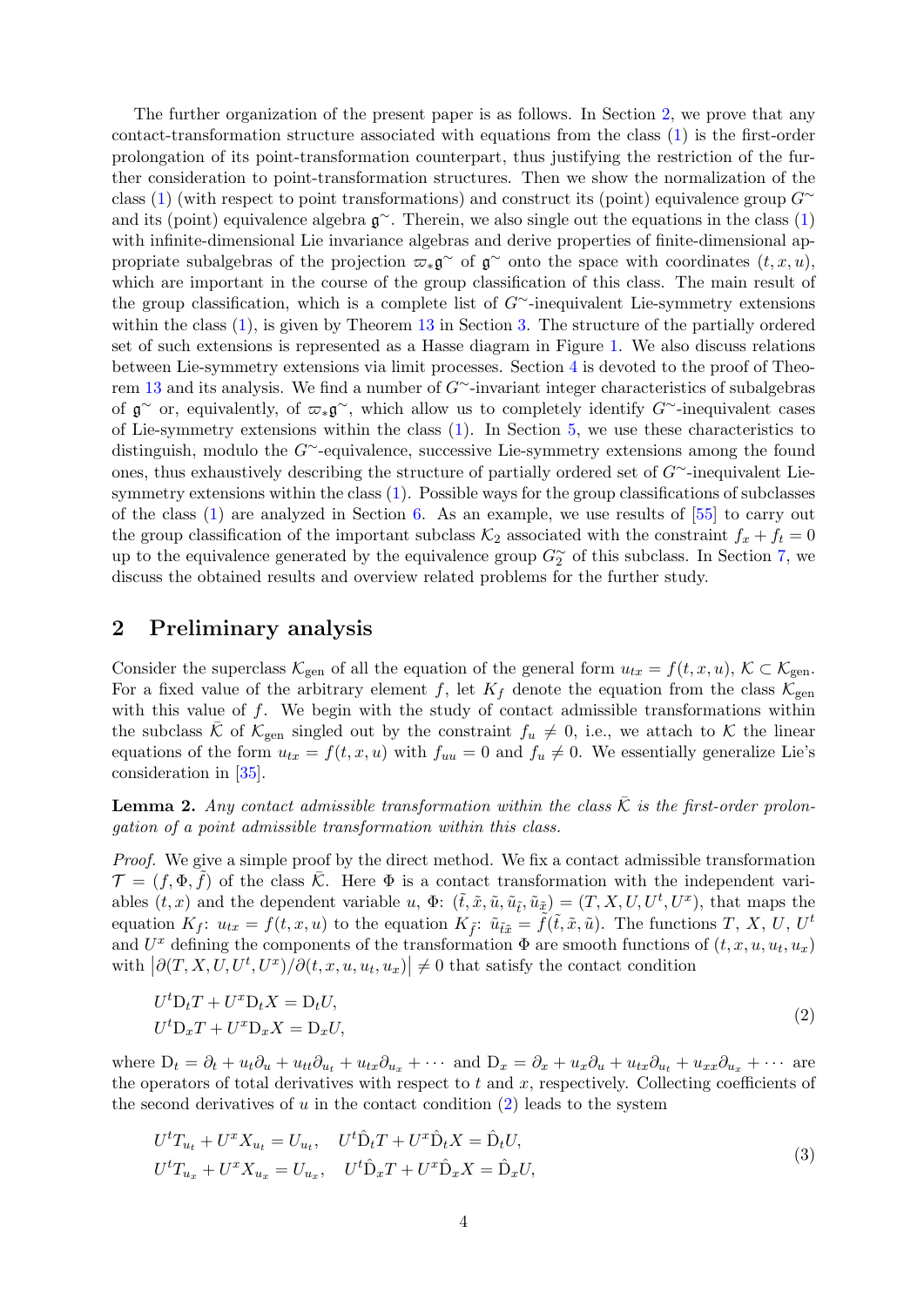The further organization of the present paper is as follows. In Section 2, we prove that any contact-transformation structure associated with equations from the class (1) is the first-order prolongation of its point-transformation counterpart, thus justifying the restriction of the further consideration to point-transformation structures. Then we show the normalization of the class (1) (with respect to point transformations) and construct its (point) equivalence group $G^\sim$ and its (point) equivalence algebra $\mathfrak g^\sim$. Therein, we also single out the equations in the class (1) with infinite-dimensional Lie invariance algebras and derive properties of finite-dimensional appropriate subalgebras of the projection $\varpi_*\mathfrak g^\sim$ of $\mathfrak g^\sim$ onto the space with coordinates $(t,x,u)$, which are important in the course of the group classification of this class. The main result of the group classification, which is a complete list of $G^\sim$-inequivalent Lie-symmetry extensions within the class (1), is given by Theorem 13 in Section 3. The structure of the partially ordered set of such extensions is represented as a Hasse diagram in Figure 1. We also discuss relations between Lie-symmetry extensions via limit processes. Section 4 is devoted to the proof of Theorem 13 and its analysis. We find a number of $G^\sim$-invariant integer characteristics of subalgebras of $\mathfrak g^\sim$ or, equivalently, of $\varpi_*\mathfrak g^\sim$, which allow us to completely identify $G^\sim$-inequivalent cases of Lie-symmetry extensions within the class (1). In Section 5, we use these characteristics to distinguish, modulo the $G^\sim$-equivalence, successive Lie-symmetry extensions among the found ones, thus exhaustively describing the structure of partially ordered set of $G^\sim$-inequivalent Lie-symmetry extensions within the class (1). Possible ways for the group classifications of subclasses of the class (1) are analyzed in Section 6. As an example, we use results of [55] to carry out the group classification of the important subclass $\mathcal K_2$ associated with the constraint $f_x+f_t=0$ up to the equivalence generated by the equivalence group $G_2^\sim$ of this subclass. In Section 7, we discuss the obtained results and overview related problems for the further study.

## 2 Preliminary analysis

Consider the superclass $\mathcal K_{\rm gen}$ of all the equation of the general form $u_{tx}=f(t,x,u)$, $\mathcal K\subset\mathcal K_{\rm gen}$. For a fixed value of the arbitrary element $f$, let $K_f$ denote the equation from the class $\mathcal K_{\rm gen}$ with this value of $f$. We begin with the study of contact admissible transformations within the subclass $\bar{\mathcal K}$ of $\mathcal K_{\rm gen}$ singled out by the constraint $f_u\ne0$, i.e., we attach to $\mathcal K$ the linear equations of the form $u_{tx}=f(t,x,u)$ with $f_{uu}=0$ and $f_u\ne0$. We essentially generalize Lie's consideration in [35].

**Lemma 2.** *Any contact admissible transformation within the class $\bar{\mathcal K}$ is the first-order prolongation of a point admissible transformation within this class.*

*Proof.* We give a simple proof by the direct method. We fix a contact admissible transformation $\mathcal T=(f,\Phi,\tilde f)$ of the class $\bar{\mathcal K}$. Here $\Phi$ is a contact transformation with the independent variables $(t,x)$ and the dependent variable $u$, $\Phi$: $(\tilde t,\tilde x,\tilde u,\tilde u_{\tilde t},\tilde u_{\tilde x})=(T,X,U,U^t,U^x)$, that maps the equation $K_f$: $u_{tx}=f(t,x,u)$ to the equation $K_{\tilde f}$: $\tilde u_{\tilde t\tilde x}=\tilde f(\tilde t,\tilde x,\tilde u)$. The functions $T$, $X$, $U$, $U^t$ and $U^x$ defining the components of the transformation $\Phi$ are smooth functions of $(t,x,u,u_t,u_x)$ with $\big|\partial(T,X,U,U^t,U^x)/\partial(t,x,u,u_t,u_x)\big|\ne0$ that satisfy the contact condition

$$
\begin{aligned}
&U^t{\rm D}_tT+U^x{\rm D}_tX={\rm D}_tU,\\
&U^t{\rm D}_xT+U^x{\rm D}_xX={\rm D}_xU,
\end{aligned}
\tag{2}
$$

where ${\rm D}_t=\partial_t+u_t\partial_u+u_{tt}\partial_{u_t}+u_{tx}\partial_{u_x}+\cdots$ and ${\rm D}_x=\partial_x+u_x\partial_u+u_{tx}\partial_{u_t}+u_{xx}\partial_{u_x}+\cdots$ are the operators of total derivatives with respect to $t$ and $x$, respectively. Collecting coefficients of the second derivatives of $u$ in the contact condition (2) leads to the system

$$
\begin{aligned}
&U^tT_{u_t}+U^xX_{u_t}=U_{u_t},\quad U^t\hat{\rm D}_tT+U^x\hat{\rm D}_tX=\hat{\rm D}_tU,\\
&U^tT_{u_x}+U^xX_{u_x}=U_{u_x},\quad U^t\hat{\rm D}_xT+U^x\hat{\rm D}_xX=\hat{\rm D}_xU,
\end{aligned}
\tag{3}
$$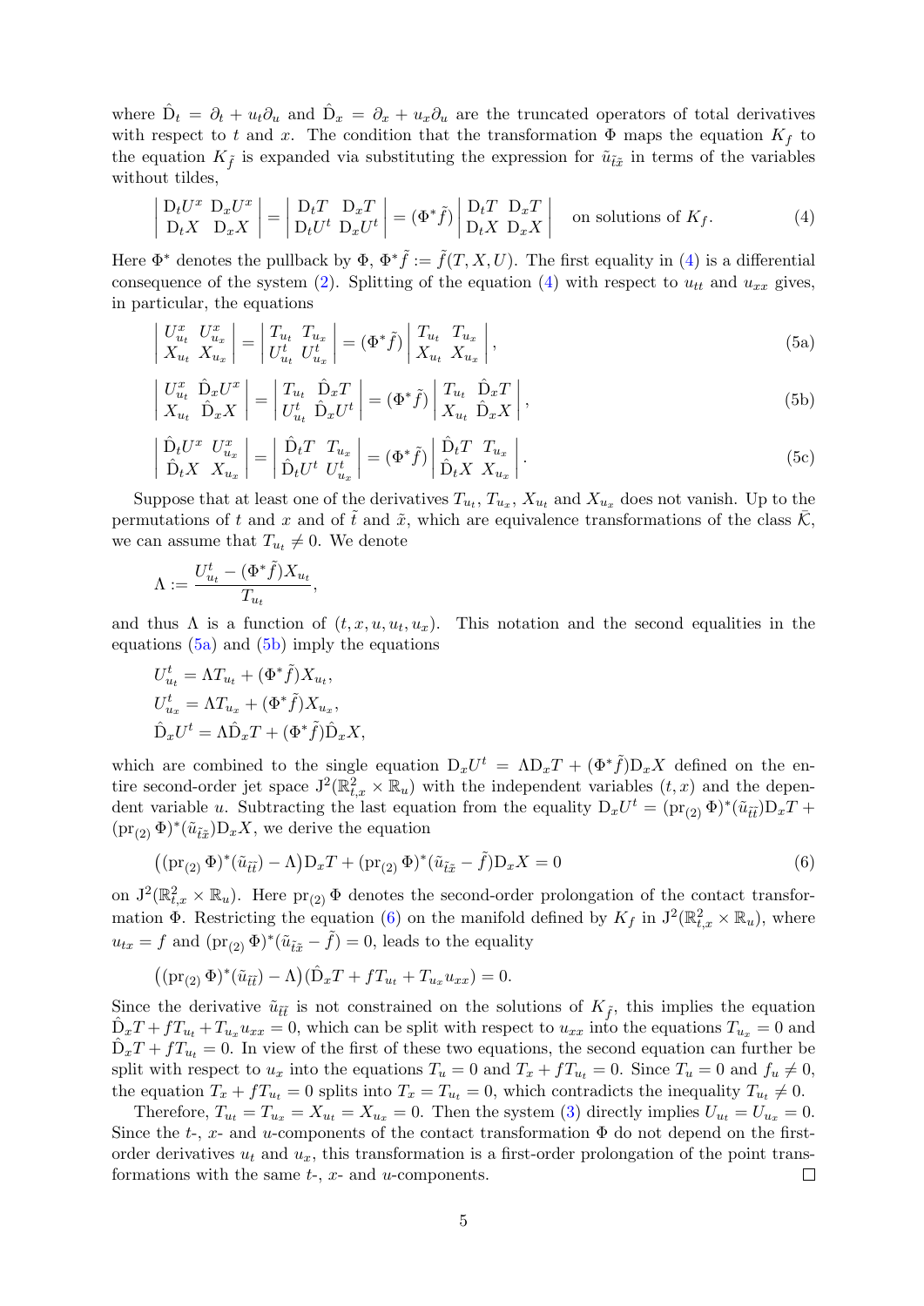where $\hat{\mathrm{D}}_t = \partial_t + u_t\partial_u$ and $\hat{\mathrm{D}}_x = \partial_x + u_x\partial_u$ are the truncated operators of total derivatives with respect to $t$ and $x$. The condition that the transformation $\Phi$ maps the equation $K_f$ to the equation $K_{\tilde f}$ is expanded via substituting the expression for $\tilde u_{\tilde t\tilde x}$ in terms of the variables without tildes,

$$
\begin{vmatrix} \mathrm{D}_tU^x & \mathrm{D}_xU^x \\ \mathrm{D}_tX & \mathrm{D}_xX \end{vmatrix} = \begin{vmatrix} \mathrm{D}_tT & \mathrm{D}_xT \\ \mathrm{D}_tU^t & \mathrm{D}_xU^t \end{vmatrix} = (\Phi^*\tilde f)\begin{vmatrix} \mathrm{D}_tT & \mathrm{D}_xT \\ \mathrm{D}_tX & \mathrm{D}_xX \end{vmatrix} \quad \text{on solutions of } K_f. \tag{4}
$$

Here $\Phi^*$ denotes the pullback by $\Phi$, $\Phi^*\tilde f := \tilde f(T, X, U)$. The first equality in (4) is a differential consequence of the system (2). Splitting of the equation (4) with respect to $u_{tt}$ and $u_{xx}$ gives, in particular, the equations

$$
\begin{vmatrix} U^x_{u_t} & U^x_{u_x} \\ X_{u_t} & X_{u_x} \end{vmatrix} = \begin{vmatrix} T_{u_t} & T_{u_x} \\ U^t_{u_t} & U^t_{u_x} \end{vmatrix} = (\Phi^*\tilde f)\begin{vmatrix} T_{u_t} & T_{u_x} \\ X_{u_t} & X_{u_x} \end{vmatrix}, \tag{5a}
$$

$$
\begin{vmatrix} U^x_{u_t} & \hat{\mathrm{D}}_xU^x \\ X_{u_t} & \hat{\mathrm{D}}_xX \end{vmatrix} = \begin{vmatrix} T_{u_t} & \hat{\mathrm{D}}_xT \\ U^t_{u_t} & \hat{\mathrm{D}}_xU^t \end{vmatrix} = (\Phi^*\tilde f)\begin{vmatrix} T_{u_t} & \hat{\mathrm{D}}_xT \\ X_{u_t} & \hat{\mathrm{D}}_xX \end{vmatrix}, \tag{5b}
$$

$$
\begin{vmatrix} \hat{\mathrm{D}}_tU^x & U^x_{u_x} \\ \hat{\mathrm{D}}_tX & X_{u_x} \end{vmatrix} = \begin{vmatrix} \hat{\mathrm{D}}_tT & T_{u_x} \\ \hat{\mathrm{D}}_tU^t & U^t_{u_x} \end{vmatrix} = (\Phi^*\tilde f)\begin{vmatrix} \hat{\mathrm{D}}_tT & T_{u_x} \\ \hat{\mathrm{D}}_tX & X_{u_x} \end{vmatrix}. \tag{5c}
$$

Suppose that at least one of the derivatives $T_{u_t}$, $T_{u_x}$, $X_{u_t}$ and $X_{u_x}$ does not vanish. Up to the permutations of $t$ and $x$ and of $\tilde t$ and $\tilde x$, which are equivalence transformations of the class $\bar{\mathcal K}$, we can assume that $T_{u_t}\neq 0$. We denote

$$
\Lambda := \frac{U^t_{u_t} - (\Phi^*\tilde f)X_{u_t}}{T_{u_t}},
$$

and thus $\Lambda$ is a function of $(t, x, u, u_t, u_x)$. This notation and the second equalities in the equations (5a) and (5b) imply the equations

$$
\begin{aligned}
&U^t_{u_t} = \Lambda T_{u_t} + (\Phi^*\tilde f)X_{u_t},\\
&U^t_{u_x} = \Lambda T_{u_x} + (\Phi^*\tilde f)X_{u_x},\\
&\hat{\mathrm{D}}_xU^t = \Lambda\hat{\mathrm{D}}_xT + (\Phi^*\tilde f)\hat{\mathrm{D}}_xX,
\end{aligned}
$$

which are combined to the single equation $\mathrm{D}_xU^t = \Lambda\mathrm{D}_xT + (\Phi^*\tilde f)\mathrm{D}_xX$ defined on the entire second-order jet space $\mathrm{J}^2(\mathbb R^2_{t,x}\times\mathbb R_u)$ with the independent variables $(t, x)$ and the dependent variable $u$. Subtracting the last equation from the equality $\mathrm{D}_xU^t = (\mathrm{pr}_{(2)}\Phi)^*(\tilde u_{\tilde t\tilde t})\mathrm{D}_xT + (\mathrm{pr}_{(2)}\Phi)^*(\tilde u_{\tilde t\tilde x})\mathrm{D}_xX$, we derive the equation

$$
\big((\mathrm{pr}_{(2)}\Phi)^*(\tilde u_{\tilde t\tilde t}) - \Lambda\big)\mathrm{D}_xT + (\mathrm{pr}_{(2)}\Phi)^*(\tilde u_{\tilde t\tilde x} - \tilde f)\mathrm{D}_xX = 0 \tag{6}
$$

on $\mathrm{J}^2(\mathbb R^2_{t,x}\times\mathbb R_u)$. Here $\mathrm{pr}_{(2)}\Phi$ denotes the second-order prolongation of the contact transformation $\Phi$. Restricting the equation (6) on the manifold defined by $K_f$ in $\mathrm{J}^2(\mathbb R^2_{t,x}\times\mathbb R_u)$, where $u_{tx} = f$ and $(\mathrm{pr}_{(2)}\Phi)^*(\tilde u_{\tilde t\tilde x} - \tilde f) = 0$, leads to the equality

$$
\big((\mathrm{pr}_{(2)}\Phi)^*(\tilde u_{\tilde t\tilde t}) - \Lambda\big)(\hat{\mathrm{D}}_xT + fT_{u_t} + T_{u_x}u_{xx}) = 0.
$$

Since the derivative $\tilde u_{\tilde t\tilde t}$ is not constrained on the solutions of $K_{\tilde f}$, this implies the equation $\hat{\mathrm{D}}_xT + fT_{u_t} + T_{u_x}u_{xx} = 0$, which can be split with respect to $u_{xx}$ into the equations $T_{u_x} = 0$ and $\hat{\mathrm{D}}_xT + fT_{u_t} = 0$. In view of the first of these two equations, the second equation can further be split with respect to $u_x$ into the equations $T_u = 0$ and $T_x + fT_{u_t} = 0$. Since $T_u = 0$ and $f_u\neq 0$, the equation $T_x + fT_{u_t} = 0$ splits into $T_x = T_{u_t} = 0$, which contradicts the inequality $T_{u_t}\neq 0$.

Therefore, $T_{u_t} = T_{u_x} = X_{u_t} = X_{u_x} = 0$. Then the system (3) directly implies $U_{u_t} = U_{u_x} = 0$. Since the $t$-, $x$- and $u$-components of the contact transformation $\Phi$ do not depend on the first-order derivatives $u_t$ and $u_x$, this transformation is a first-order prolongation of the point transformations with the same $t$-, $x$- and $u$-components. ∎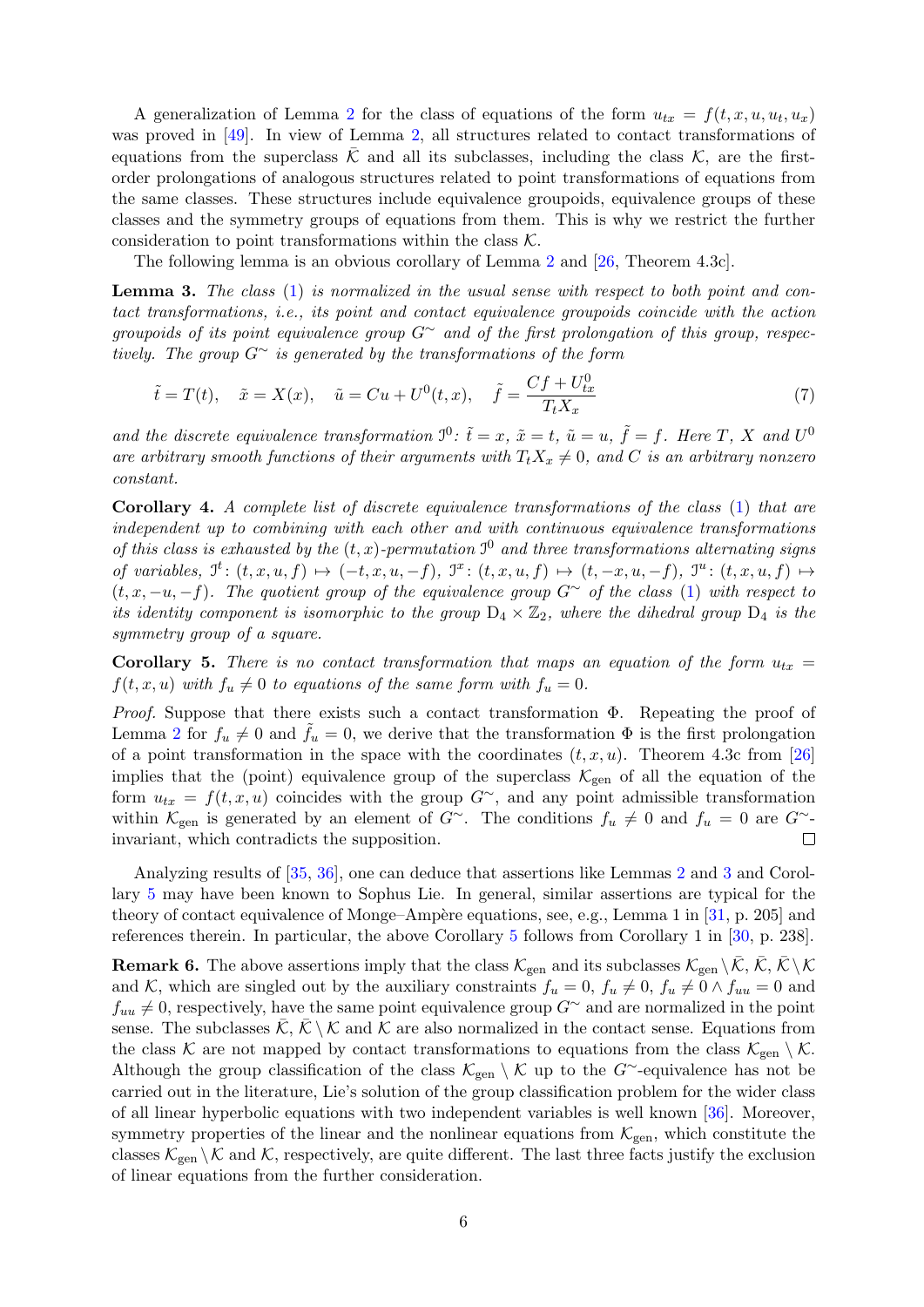A generalization of Lemma 2 for the class of equations of the form $u_{tx} = f(t, x, u, u_t, u_x)$ was proved in [49]. In view of Lemma 2, all structures related to contact transformations of equations from the superclass $\bar{\mathcal{K}}$ and all its subclasses, including the class $\mathcal{K}$, are the first-order prolongations of analogous structures related to point transformations of equations from the same classes. These structures include equivalence groupoids, equivalence groups of these classes and the symmetry groups of equations from them. This is why we restrict the further consideration to point transformations within the class $\mathcal{K}$.

The following lemma is an obvious corollary of Lemma 2 and [26, Theorem 4.3c].

**Lemma 3.** *The class (1) is normalized in the usual sense with respect to both point and contact transformations, i.e., its point and contact equivalence groupoids coincide with the action groupoids of its point equivalence group $G^{\sim}$ and of the first prolongation of this group, respectively. The group $G^{\sim}$ is generated by the transformations of the form*

$$\tilde{t} = T(t), \quad \tilde{x} = X(x), \quad \tilde{u} = Cu + U^0(t, x), \quad \tilde{f} = \frac{Cf + U^0_{tx}}{T_t X_x} \tag{7}$$

*and the discrete equivalence transformation $\mathcal{J}^0$: $\tilde{t} = x$, $\tilde{x} = t$, $\tilde{u} = u$, $\tilde{f} = f$. Here $T$, $X$ and $U^0$ are arbitrary smooth functions of their arguments with $T_t X_x \neq 0$, and $C$ is an arbitrary nonzero constant.*

**Corollary 4.** *A complete list of discrete equivalence transformations of the class (1) that are independent up to combining with each other and with continuous equivalence transformations of this class is exhausted by the $(t, x)$-permutation $\mathcal{J}^0$ and three transformations alternating signs of variables, $\mathcal{J}^t$: $(t, x, u, f) \mapsto (-t, x, u, -f)$, $\mathcal{J}^x$: $(t, x, u, f) \mapsto (t, -x, u, -f)$, $\mathcal{J}^u$: $(t, x, u, f) \mapsto (t, x, -u, -f)$. The quotient group of the equivalence group $G^{\sim}$ of the class (1) with respect to its identity component is isomorphic to the group $\mathrm{D}_4 \times \mathbb{Z}_2$, where the dihedral group $\mathrm{D}_4$ is the symmetry group of a square.*

**Corollary 5.** *There is no contact transformation that maps an equation of the form $u_{tx} = f(t, x, u)$ with $f_u \neq 0$ to equations of the same form with $f_u = 0$.*

*Proof.* Suppose that there exists such a contact transformation $\Phi$. Repeating the proof of Lemma 2 for $f_u \neq 0$ and $\tilde{f}_u = 0$, we derive that the transformation $\Phi$ is the first prolongation of a point transformation in the space with the coordinates $(t, x, u)$. Theorem 4.3c from [26] implies that the (point) equivalence group of the superclass $\mathcal{K}_{\rm gen}$ of all the equation of the form $u_{tx} = f(t, x, u)$ coincides with the group $G^{\sim}$, and any point admissible transformation within $\mathcal{K}_{\rm gen}$ is generated by an element of $G^{\sim}$. The conditions $f_u \neq 0$ and $f_u = 0$ are $G^{\sim}$-invariant, which contradicts the supposition. ∎

Analyzing results of [35, 36], one can deduce that assertions like Lemmas 2 and 3 and Corollary 5 may have been known to Sophus Lie. In general, similar assertions are typical for the theory of contact equivalence of Monge–Ampère equations, see, e.g., Lemma 1 in [31, p. 205] and references therein. In particular, the above Corollary 5 follows from Corollary 1 in [30, p. 238].

**Remark 6.** The above assertions imply that the class $\mathcal{K}_{\rm gen}$ and its subclasses $\mathcal{K}_{\rm gen} \setminus \bar{\mathcal{K}}$, $\bar{\mathcal{K}}$, $\bar{\mathcal{K}} \setminus \mathcal{K}$ and $\mathcal{K}$, which are singled out by the auxiliary constraints $f_u = 0$, $f_u \neq 0$, $f_u \neq 0 \wedge f_{uu} = 0$ and $f_{uu} \neq 0$, respectively, have the same point equivalence group $G^{\sim}$ and are normalized in the point sense. The subclasses $\bar{\mathcal{K}}$, $\bar{\mathcal{K}} \setminus \mathcal{K}$ and $\mathcal{K}$ are also normalized in the contact sense. Equations from the class $\mathcal{K}$ are not mapped by contact transformations to equations from the class $\mathcal{K}_{\rm gen} \setminus \mathcal{K}$. Although the group classification of the class $\mathcal{K}_{\rm gen} \setminus \mathcal{K}$ up to the $G^{\sim}$-equivalence has not be carried out in the literature, Lie's solution of the group classification problem for the wider class of all linear hyperbolic equations with two independent variables is well known [36]. Moreover, symmetry properties of the linear and the nonlinear equations from $\mathcal{K}_{\rm gen}$, which constitute the classes $\mathcal{K}_{\rm gen} \setminus \mathcal{K}$ and $\mathcal{K}$, respectively, are quite different. The last three facts justify the exclusion of linear equations from the further consideration.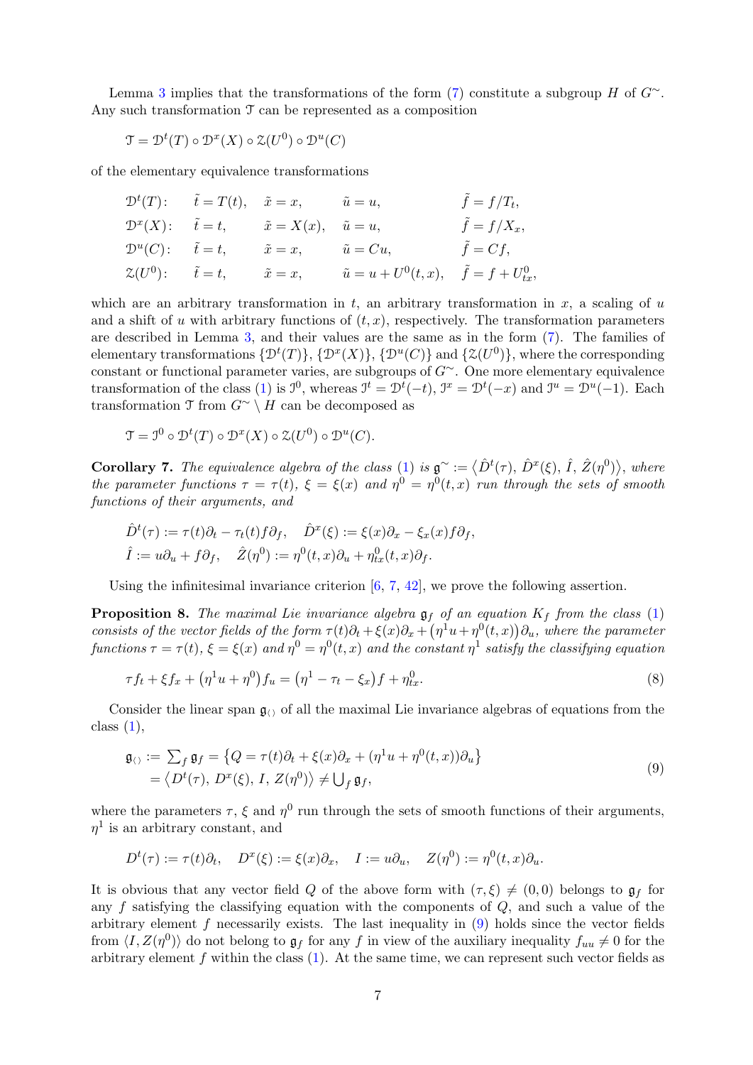Lemma 3 implies that the transformations of the form (7) constitute a subgroup $H$ of $G^{\sim}$. Any such transformation $\mathcal{T}$ can be represented as a composition

$$\mathcal{T} = \mathcal{D}^t(T) \circ \mathcal{D}^x(X) \circ \mathcal{Z}(U^0) \circ \mathcal{D}^u(C)$$

of the elementary equivalence transformations

$$
\begin{array}{lllll}
\mathcal{D}^t(T)\colon & \tilde t = T(t), & \tilde x = x, & \tilde u = u, & \tilde f = f/T_t,\\
\mathcal{D}^x(X)\colon & \tilde t = t, & \tilde x = X(x), & \tilde u = u, & \tilde f = f/X_x,\\
\mathcal{D}^u(C)\colon & \tilde t = t, & \tilde x = x, & \tilde u = Cu, & \tilde f = Cf,\\
\mathcal{Z}(U^0)\colon & \tilde t = t, & \tilde x = x, & \tilde u = u + U^0(t,x), & \tilde f = f + U^0_{tx},
\end{array}
$$

which are an arbitrary transformation in $t$, an arbitrary transformation in $x$, a scaling of $u$ and a shift of $u$ with arbitrary functions of $(t,x)$, respectively. The transformation parameters are described in Lemma 3, and their values are the same as in the form (7). The families of elementary transformations $\{\mathcal{D}^t(T)\}$, $\{\mathcal{D}^x(X)\}$, $\{\mathcal{D}^u(C)\}$ and $\{\mathcal{Z}(U^0)\}$, where the corresponding constant or functional parameter varies, are subgroups of $G^{\sim}$. One more elementary equivalence transformation of the class (1) is $\mathcal{J}^0$, whereas $\mathcal{J}^t = \mathcal{D}^t(-t)$, $\mathcal{J}^x = \mathcal{D}^t(-x)$ and $\mathcal{J}^u = \mathcal{D}^u(-1)$. Each transformation $\mathcal{T}$ from $G^{\sim} \setminus H$ can be decomposed as

$$\mathcal{T} = \mathcal{J}^0 \circ \mathcal{D}^t(T) \circ \mathcal{D}^x(X) \circ \mathcal{Z}(U^0) \circ \mathcal{D}^u(C).$$

**Corollary 7.** *The equivalence algebra of the class (1) is $\mathfrak{g}^{\sim} := \big\langle \hat D^t(\tau),\, \hat D^x(\xi),\, \hat I,\, \hat Z(\eta^0)\big\rangle$, where the parameter functions $\tau = \tau(t)$, $\xi = \xi(x)$ and $\eta^0 = \eta^0(t,x)$ run through the sets of smooth functions of their arguments, and*

$$
\begin{aligned}
&\hat D^t(\tau) := \tau(t)\partial_t - \tau_t(t) f\partial_f, \quad \hat D^x(\xi) := \xi(x)\partial_x - \xi_x(x) f\partial_f,\\
&\hat I := u\partial_u + f\partial_f, \quad \hat Z(\eta^0) := \eta^0(t,x)\partial_u + \eta^0_{tx}(t,x)\partial_f.
\end{aligned}
$$

Using the infinitesimal invariance criterion [6, 7, 42], we prove the following assertion.

**Proposition 8.** *The maximal Lie invariance algebra $\mathfrak{g}_f$ of an equation $K_f$ from the class (1) consists of the vector fields of the form $\tau(t)\partial_t + \xi(x)\partial_x + \big(\eta^1 u + \eta^0(t,x)\big)\partial_u$, where the parameter functions $\tau = \tau(t)$, $\xi = \xi(x)$ and $\eta^0 = \eta^0(t,x)$ and the constant $\eta^1$ satisfy the classifying equation*

$$\tau f_t + \xi f_x + \big(\eta^1 u + \eta^0\big) f_u = \big(\eta^1 - \tau_t - \xi_x\big) f + \eta^0_{tx}. \tag{8}$$

Consider the linear span $\mathfrak{g}_{\langle\rangle}$ of all the maximal Lie invariance algebras of equations from the class (1),

$$
\begin{aligned}
\mathfrak{g}_{\langle\rangle} &:= \textstyle\sum_f \mathfrak{g}_f = \big\{Q = \tau(t)\partial_t + \xi(x)\partial_x + (\eta^1 u + \eta^0(t,x))\partial_u\big\}\\
&= \big\langle D^t(\tau),\, D^x(\xi),\, I,\, Z(\eta^0)\big\rangle \neq \textstyle\bigcup_f \mathfrak{g}_f,
\end{aligned} \tag{9}
$$

where the parameters $\tau$, $\xi$ and $\eta^0$ run through the sets of smooth functions of their arguments, $\eta^1$ is an arbitrary constant, and

$$D^t(\tau) := \tau(t)\partial_t, \quad D^x(\xi) := \xi(x)\partial_x, \quad I := u\partial_u, \quad Z(\eta^0) := \eta^0(t,x)\partial_u.$$

It is obvious that any vector field $Q$ of the above form with $(\tau,\xi) \neq (0,0)$ belongs to $\mathfrak{g}_f$ for any $f$ satisfying the classifying equation with the components of $Q$, and such a value of the arbitrary element $f$ necessarily exists. The last inequality in (9) holds since the vector fields from $\langle I, Z(\eta^0)\rangle$ do not belong to $\mathfrak{g}_f$ for any $f$ in view of the auxiliary inequality $f_{uu} \neq 0$ for the arbitrary element $f$ within the class (1). At the same time, we can represent such vector fields as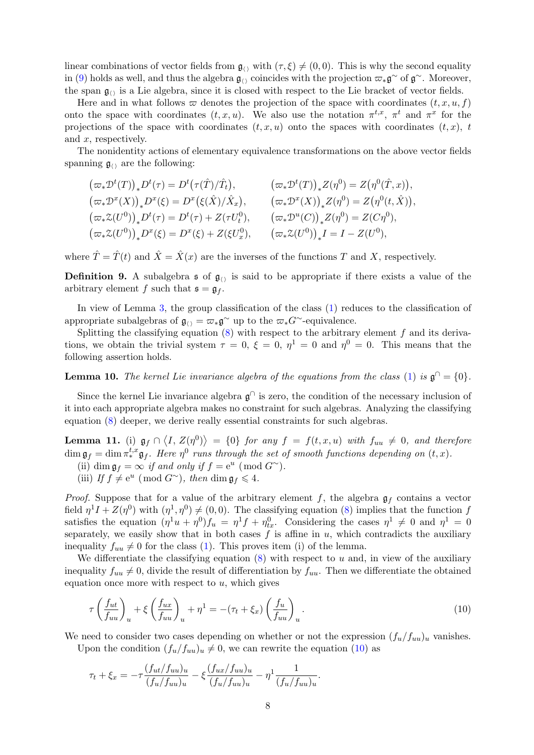linear combinations of vector fields from $\mathfrak{g}_{\langle\rangle}$ with $(\tau,\xi)\neq(0,0)$. This is why the second equality in (9) holds as well, and thus the algebra $\mathfrak{g}_{\langle\rangle}$ coincides with the projection $\varpi_*\mathfrak{g}^\sim$ of $\mathfrak{g}^\sim$. Moreover, the span $\mathfrak{g}_{\langle\rangle}$ is a Lie algebra, since it is closed with respect to the Lie bracket of vector fields.

Here and in what follows $\varpi$ denotes the projection of the space with coordinates $(t,x,u,f)$ onto the space with coordinates $(t,x,u)$. We also use the notation $\pi^{t,x}$, $\pi^t$ and $\pi^x$ for the projections of the space with coordinates $(t,x,u)$ onto the spaces with coordinates $(t,x)$, $t$ and $x$, respectively.

The nonidentity actions of elementary equivalence transformations on the above vector fields spanning $\mathfrak{g}_{\langle\rangle}$ are the following:

$$
\begin{aligned}
&\big(\varpi_*\mathcal{D}^t(T)\big)_*D^t(\tau)=D^t\big(\tau(\hat T)/\hat T_t\big), &&\big(\varpi_*\mathcal{D}^t(T)\big)_*Z(\eta^0)=Z\big(\eta^0(\hat T,x)\big),\\
&\big(\varpi_*\mathcal{D}^x(X)\big)_*D^x(\xi)=D^x\big(\xi(\hat X)/\hat X_x\big), &&\big(\varpi_*\mathcal{D}^x(X)\big)_*Z(\eta^0)=Z\big(\eta^0(t,\hat X)\big),\\
&\big(\varpi_*\mathcal{Z}(U^0)\big)_*D^t(\tau)=D^t(\tau)+Z(\tau U^0_t), &&\big(\varpi_*\mathcal{D}^u(C)\big)_*Z(\eta^0)=Z(C\eta^0),\\
&\big(\varpi_*\mathcal{Z}(U^0)\big)_*D^x(\xi)=D^x(\xi)+Z(\xi U^0_x), &&\big(\varpi_*\mathcal{Z}(U^0)\big)_*I=I-Z(U^0),
\end{aligned}
$$

where $\hat T=\hat T(t)$ and $\hat X=\hat X(x)$ are the inverses of the functions $T$ and $X$, respectively.

**Definition 9.** A subalgebra $\mathfrak{s}$ of $\mathfrak{g}_{\langle\rangle}$ is said to be appropriate if there exists a value of the arbitrary element $f$ such that $\mathfrak{s}=\mathfrak{g}_f$.

In view of Lemma 3, the group classification of the class (1) reduces to the classification of appropriate subalgebras of $\mathfrak{g}_{\langle\rangle}=\varpi_*\mathfrak{g}^\sim$ up to the $\varpi_*G^\sim$-equivalence.

Splitting the classifying equation (8) with respect to the arbitrary element $f$ and its derivatives, we obtain the trivial system $\tau=0$, $\xi=0$, $\eta^1=0$ and $\eta^0=0$. This means that the following assertion holds.

**Lemma 10.** *The kernel Lie invariance algebra of the equations from the class (1) is $\mathfrak{g}^\cap=\{0\}$.*

Since the kernel Lie invariance algebra $\mathfrak{g}^\cap$ is zero, the condition of the necessary inclusion of it into each appropriate algebra makes no constraint for such algebras. Analyzing the classifying equation (8) deeper, we derive really essential constraints for such algebras.

**Lemma 11.** (i) *$\mathfrak{g}_f\cap\langle I,\,Z(\eta^0)\rangle=\{0\}$ for any $f=f(t,x,u)$ with $f_{uu}\neq0$, and therefore $\dim\mathfrak{g}_f=\dim\pi^{t,x}_*\mathfrak{g}_f$. Here $\eta^0$ runs through the set of smooth functions depending on $(t,x)$.*
(ii) *$\dim\mathfrak{g}_f=\infty$ if and only if $f=\mathrm{e}^u \pmod{G^\sim}$.*
(iii) *If $f\neq\mathrm{e}^u \pmod{G^\sim}$, then $\dim\mathfrak{g}_f\leqslant4$.*

*Proof.* Suppose that for a value of the arbitrary element $f$, the algebra $\mathfrak{g}_f$ contains a vector field $\eta^1I+Z(\eta^0)$ with $(\eta^1,\eta^0)\neq(0,0)$. The classifying equation (8) implies that the function $f$ satisfies the equation $(\eta^1u+\eta^0)f_u=\eta^1f+\eta^0_{tx}$. Considering the cases $\eta^1\neq0$ and $\eta^1=0$ separately, we easily show that in both cases $f$ is affine in $u$, which contradicts the auxiliary inequality $f_{uu}\neq0$ for the class (1). This proves item (i) of the lemma.

We differentiate the classifying equation (8) with respect to $u$ and, in view of the auxiliary inequality $f_{uu}\neq0$, divide the result of differentiation by $f_{uu}$. Then we differentiate the obtained equation once more with respect to $u$, which gives

$$
\tau\left(\frac{f_{ut}}{f_{uu}}\right)_u+\xi\left(\frac{f_{ux}}{f_{uu}}\right)_u+\eta^1=-(\tau_t+\xi_x)\left(\frac{f_u}{f_{uu}}\right)_u. \tag{10}
$$

We need to consider two cases depending on whether or not the expression $(f_u/f_{uu})_u$ vanishes.

Upon the condition $(f_u/f_{uu})_u\neq0$, we can rewrite the equation (10) as

$$
\tau_t+\xi_x=-\tau\frac{(f_{ut}/f_{uu})_u}{(f_u/f_{uu})_u}-\xi\frac{(f_{ux}/f_{uu})_u}{(f_u/f_{uu})_u}-\eta^1\frac{1}{(f_u/f_{uu})_u}.
$$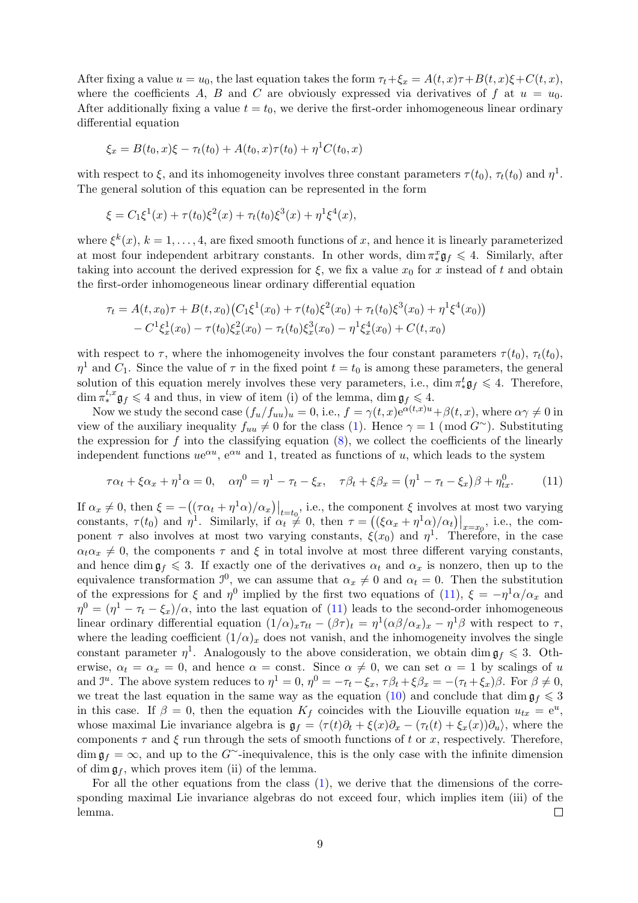After fixing a value $u = u_0$, the last equation takes the form $\tau_t + \xi_x = A(t,x)\tau + B(t,x)\xi + C(t,x)$, where the coefficients $A$, $B$ and $C$ are obviously expressed via derivatives of $f$ at $u = u_0$. After additionally fixing a value $t = t_0$, we derive the first-order inhomogeneous linear ordinary differential equation

$$\xi_x = B(t_0,x)\xi - \tau_t(t_0) + A(t_0,x)\tau(t_0) + \eta^1 C(t_0,x)$$

with respect to $\xi$, and its inhomogeneity involves three constant parameters $\tau(t_0)$, $\tau_t(t_0)$ and $\eta^1$. The general solution of this equation can be represented in the form

$$\xi = C_1\xi^1(x) + \tau(t_0)\xi^2(x) + \tau_t(t_0)\xi^3(x) + \eta^1\xi^4(x),$$

where $\xi^k(x)$, $k = 1,\dots,4$, are fixed smooth functions of $x$, and hence it is linearly parameterized at most four independent arbitrary constants. In other words, $\dim \pi^x_*\mathfrak{g}_f \leqslant 4$. Similarly, after taking into account the derived expression for $\xi$, we fix a value $x_0$ for $x$ instead of $t$ and obtain the first-order inhomogeneous linear ordinary differential equation

$$\begin{aligned}\tau_t = {}& A(t,x_0)\tau + B(t,x_0)\big(C_1\xi^1(x_0) + \tau(t_0)\xi^2(x_0) + \tau_t(t_0)\xi^3(x_0) + \eta^1\xi^4(x_0)\big)\\ &- C^1\xi^1_x(x_0) - \tau(t_0)\xi^2_x(x_0) - \tau_t(t_0)\xi^3_x(x_0) - \eta^1\xi^4_x(x_0) + C(t,x_0)\end{aligned}$$

with respect to $\tau$, where the inhomogeneity involves the four constant parameters $\tau(t_0)$, $\tau_t(t_0)$, $\eta^1$ and $C_1$. Since the value of $\tau$ in the fixed point $t = t_0$ is among these parameters, the general solution of this equation merely involves these very parameters, i.e., $\dim \pi^t_*\mathfrak{g}_f \leqslant 4$. Therefore, $\dim \pi^{t,x}_*\mathfrak{g}_f \leqslant 4$ and thus, in view of item (i) of the lemma, $\dim \mathfrak{g}_f \leqslant 4$.

Now we study the second case $(f_u/f_{uu})_u = 0$, i.e., $f = \gamma(t,x)\mathrm{e}^{\alpha(t,x)u} + \beta(t,x)$, where $\alpha\gamma \neq 0$ in view of the auxiliary inequality $f_{uu} \neq 0$ for the class (1). Hence $\gamma = 1 \pmod{G^\sim}$. Substituting the expression for $f$ into the classifying equation (8), we collect the coefficients of the linearly independent functions $u\mathrm{e}^{\alpha u}$, $\mathrm{e}^{\alpha u}$ and 1, treated as functions of $u$, which leads to the system

$$\tau\alpha_t + \xi\alpha_x + \eta^1\alpha = 0, \quad \alpha\eta^0 = \eta^1 - \tau_t - \xi_x, \quad \tau\beta_t + \xi\beta_x = \big(\eta^1 - \tau_t - \xi_x\big)\beta + \eta^0_{tx}. \tag{11}$$

If $\alpha_x \neq 0$, then $\xi = -\big((\tau\alpha_t + \eta^1\alpha)/\alpha_x\big)\big|_{t=t_0}$, i.e., the component $\xi$ involves at most two varying constants, $\tau(t_0)$ and $\eta^1$. Similarly, if $\alpha_t \neq 0$, then $\tau = \big((\xi\alpha_x + \eta^1\alpha)/\alpha_t\big)\big|_{x=x_0}$, i.e., the component $\tau$ also involves at most two varying constants, $\xi(x_0)$ and $\eta^1$. Therefore, in the case $\alpha_t\alpha_x \neq 0$, the components $\tau$ and $\xi$ in total involve at most three different varying constants, and hence $\dim \mathfrak{g}_f \leqslant 3$. If exactly one of the derivatives $\alpha_t$ and $\alpha_x$ is nonzero, then up to the equivalence transformation $\mathcal{J}^0$, we can assume that $\alpha_x \neq 0$ and $\alpha_t = 0$. Then the substitution of the expressions for $\xi$ and $\eta^0$ implied by the first two equations of (11), $\xi = -\eta^1\alpha/\alpha_x$ and $\eta^0 = (\eta^1 - \tau_t - \xi_x)/\alpha$, into the last equation of (11) leads to the second-order inhomogeneous linear ordinary differential equation $(1/\alpha)_x\tau_{tt} - (\beta\tau)_t = \eta^1(\alpha\beta/\alpha_x)_x - \eta^1\beta$ with respect to $\tau$, where the leading coefficient $(1/\alpha)_x$ does not vanish, and the inhomogeneity involves the single constant parameter $\eta^1$. Analogously to the above consideration, we obtain $\dim \mathfrak{g}_f \leqslant 3$. Otherwise, $\alpha_t = \alpha_x = 0$, and hence $\alpha = \mathrm{const}$. Since $\alpha \neq 0$, we can set $\alpha = 1$ by scalings of $u$ and $\mathcal{J}^u$. The above system reduces to $\eta^1 = 0$, $\eta^0 = -\tau_t - \xi_x$, $\tau\beta_t + \xi\beta_x = -(\tau_t + \xi_x)\beta$. For $\beta \neq 0$, we treat the last equation in the same way as the equation (10) and conclude that $\dim \mathfrak{g}_f \leqslant 3$ in this case. If $\beta = 0$, then the equation $K_f$ coincides with the Liouville equation $u_{tx} = \mathrm{e}^u$, whose maximal Lie invariance algebra is $\mathfrak{g}_f = \langle \tau(t)\partial_t + \xi(x)\partial_x - (\tau_t(t) + \xi_x(x))\partial_u \rangle$, where the components $\tau$ and $\xi$ run through the sets of smooth functions of $t$ or $x$, respectively. Therefore, $\dim \mathfrak{g}_f = \infty$, and up to the $G^\sim$-inequivalence, this is the only case with the infinite dimension of $\dim \mathfrak{g}_f$, which proves item (ii) of the lemma.

For all the other equations from the class (1), we derive that the dimensions of the corresponding maximal Lie invariance algebras do not exceed four, which implies item (iii) of the lemma. ☐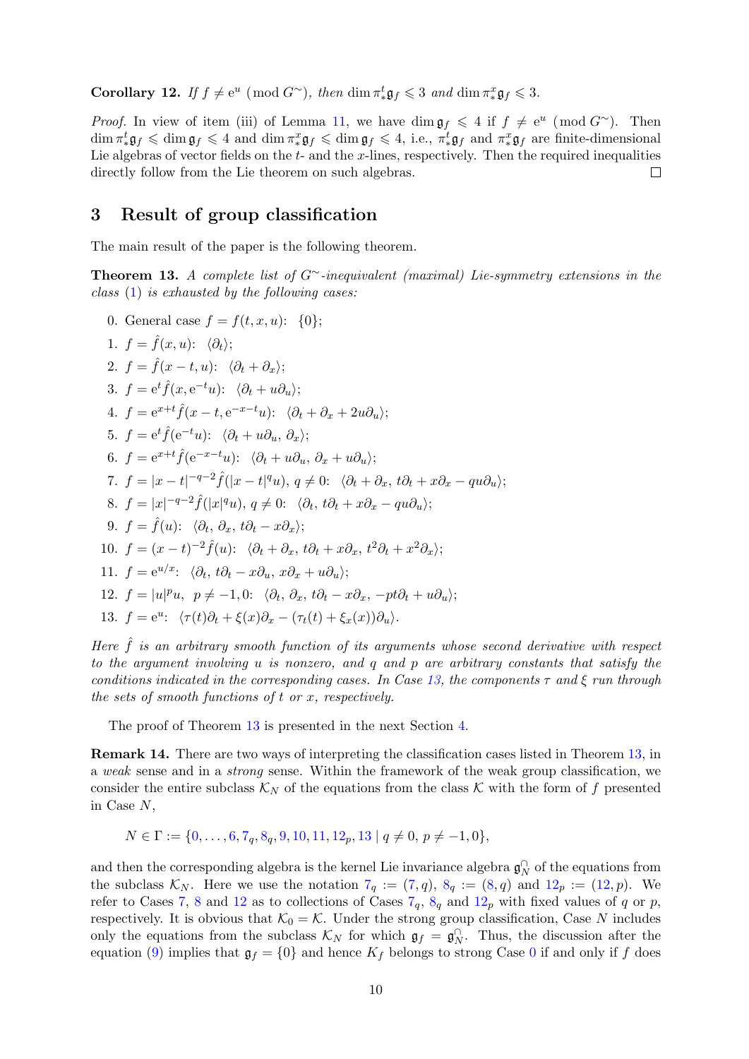**Corollary 12.** *If $f \neq \mathrm{e}^u \pmod{G^\sim}$, then $\dim \pi^t_* \mathfrak{g}_f \leqslant 3$ and $\dim \pi^x_* \mathfrak{g}_f \leqslant 3$.*

*Proof.* In view of item (iii) of Lemma 11, we have $\dim \mathfrak{g}_f \leqslant 4$ if $f \neq \mathrm{e}^u \pmod{G^\sim}$. Then $\dim \pi^t_* \mathfrak{g}_f \leqslant \dim \mathfrak{g}_f \leqslant 4$ and $\dim \pi^x_* \mathfrak{g}_f \leqslant \dim \mathfrak{g}_f \leqslant 4$, i.e., $\pi^t_* \mathfrak{g}_f$ and $\pi^x_* \mathfrak{g}_f$ are finite-dimensional Lie algebras of vector fields on the $t$- and the $x$-lines, respectively. Then the required inequalities directly follow from the Lie theorem on such algebras. $\square$

## 3 Result of group classification

The main result of the paper is the following theorem.

**Theorem 13.** *A complete list of $G^\sim$-inequivalent (maximal) Lie-symmetry extensions in the class (1) is exhausted by the following cases:*

0. General case $f = f(t, x, u)$: $\{0\}$;
1. $f = \hat{f}(x, u)$: $\langle \partial_t \rangle$;
2. $f = \hat{f}(x - t, u)$: $\langle \partial_t + \partial_x \rangle$;
3. $f = \mathrm{e}^t \hat{f}(x, \mathrm{e}^{-t} u)$: $\langle \partial_t + u\partial_u \rangle$;
4. $f = \mathrm{e}^{x+t} \hat{f}(x - t, \mathrm{e}^{-x-t} u)$: $\langle \partial_t + \partial_x + 2u\partial_u \rangle$;
5. $f = \mathrm{e}^t \hat{f}(\mathrm{e}^{-t} u)$: $\langle \partial_t + u\partial_u,\ \partial_x \rangle$;
6. $f = \mathrm{e}^{x+t} \hat{f}(\mathrm{e}^{-x-t} u)$: $\langle \partial_t + u\partial_u,\ \partial_x + u\partial_u \rangle$;
7. $f = |x - t|^{-q-2} \hat{f}(|x - t|^q u)$, $q \neq 0$: $\langle \partial_t + \partial_x,\ t\partial_t + x\partial_x - qu\partial_u \rangle$;
8. $f = |x|^{-q-2} \hat{f}(|x|^q u)$, $q \neq 0$: $\langle \partial_t,\ t\partial_t + x\partial_x - qu\partial_u \rangle$;
9. $f = \hat{f}(u)$: $\langle \partial_t,\ \partial_x,\ t\partial_t - x\partial_x \rangle$;
10. $f = (x - t)^{-2} \hat{f}(u)$: $\langle \partial_t + \partial_x,\ t\partial_t + x\partial_x,\ t^2\partial_t + x^2\partial_x \rangle$;
11. $f = \mathrm{e}^{u/x}$: $\langle \partial_t,\ t\partial_t - x\partial_u,\ x\partial_x + u\partial_u \rangle$;
12. $f = |u|^p u$, $p \neq -1, 0$: $\langle \partial_t,\ \partial_x,\ t\partial_t - x\partial_x,\ -pt\partial_t + u\partial_u \rangle$;
13. $f = \mathrm{e}^u$: $\langle \tau(t)\partial_t + \xi(x)\partial_x - (\tau_t(t) + \xi_x(x))\partial_u \rangle$.

*Here $\hat{f}$ is an arbitrary smooth function of its arguments whose second derivative with respect to the argument involving $u$ is nonzero, and $q$ and $p$ are arbitrary constants that satisfy the conditions indicated in the corresponding cases. In Case 13, the components $\tau$ and $\xi$ run through the sets of smooth functions of $t$ or $x$, respectively.*

The proof of Theorem 13 is presented in the next Section 4.

**Remark 14.** There are two ways of interpreting the classification cases listed in Theorem 13, in a *weak* sense and in a *strong* sense. Within the framework of the weak group classification, we consider the entire subclass $\mathcal{K}_N$ of the equations from the class $\mathcal{K}$ with the form of $f$ presented in Case $N$,

$$N \in \Gamma := \{0, \dots, 6, 7_q, 8_q, 9, 10, 11, 12_p, 13 \mid q \neq 0,\ p \neq -1, 0\},$$

and then the corresponding algebra is the kernel Lie invariance algebra $\mathfrak{g}^\cap_N$ of the equations from the subclass $\mathcal{K}_N$. Here we use the notation $7_q := (7, q)$, $8_q := (8, q)$ and $12_p := (12, p)$. We refer to Cases 7, 8 and 12 as to collections of Cases $7_q$, $8_q$ and $12_p$ with fixed values of $q$ or $p$, respectively. It is obvious that $\mathcal{K}_0 = \mathcal{K}$. Under the strong group classification, Case $N$ includes only the equations from the subclass $\mathcal{K}_N$ for which $\mathfrak{g}_f = \mathfrak{g}^\cap_N$. Thus, the discussion after the equation (9) implies that $\mathfrak{g}_f = \{0\}$ and hence $K_f$ belongs to strong Case 0 if and only if $f$ does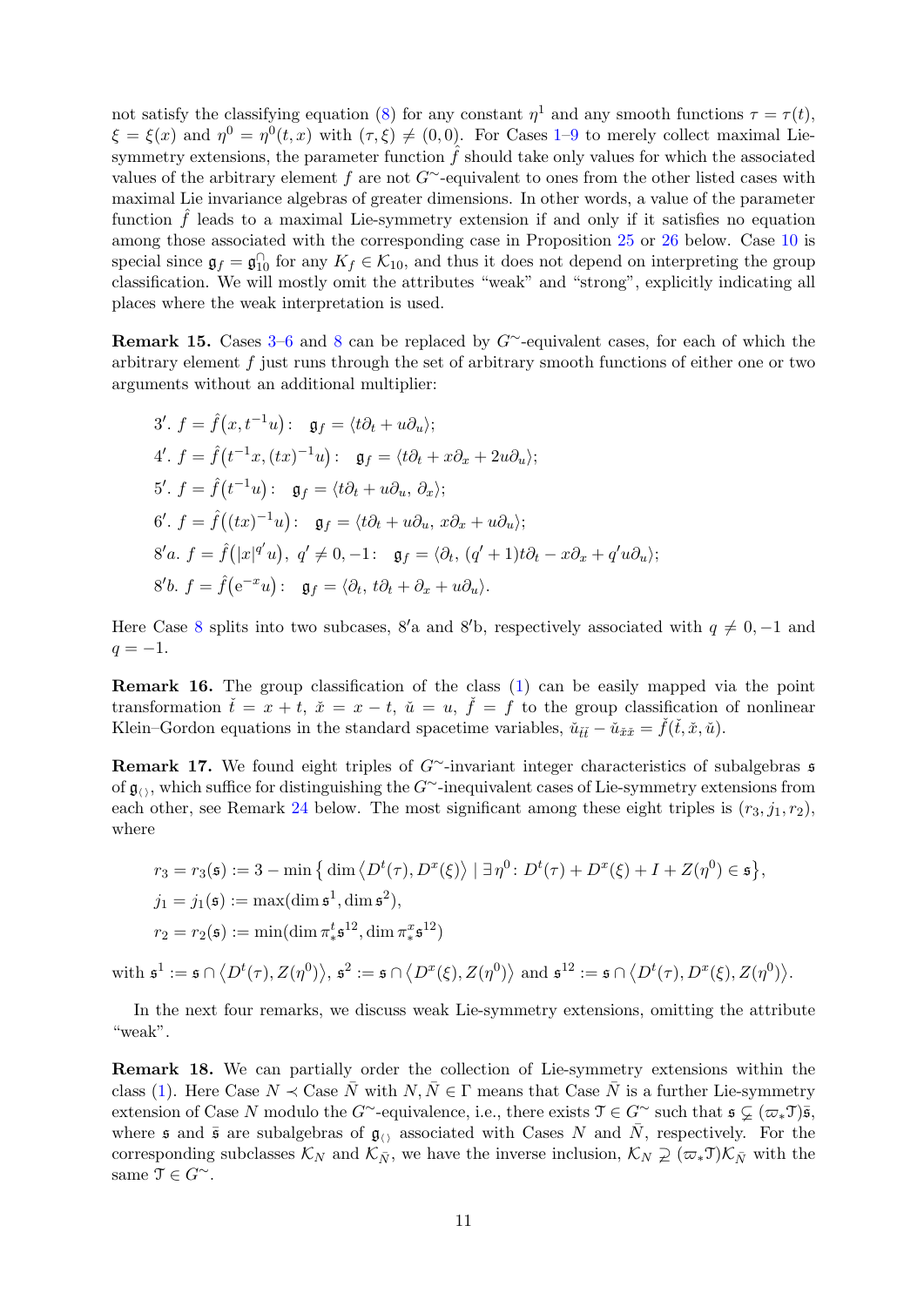not satisfy the classifying equation (8) for any constant $\eta^1$ and any smooth functions $\tau=\tau(t)$, $\xi=\xi(x)$ and $\eta^0=\eta^0(t,x)$ with $(\tau,\xi)\neq(0,0)$. For Cases 1–9 to merely collect maximal Lie-symmetry extensions, the parameter function $\hat f$ should take only values for which the associated values of the arbitrary element $f$ are not $G^\sim$-equivalent to ones from the other listed cases with maximal Lie invariance algebras of greater dimensions. In other words, a value of the parameter function $\hat f$ leads to a maximal Lie-symmetry extension if and only if it satisfies no equation among those associated with the corresponding case in Proposition 25 or 26 below. Case 10 is special since $\mathfrak g_f=\mathfrak g^\cap_{10}$ for any $K_f\in\mathcal K_{10}$, and thus it does not depend on interpreting the group classification. We will mostly omit the attributes "weak" and "strong", explicitly indicating all places where the weak interpretation is used.

**Remark 15.** Cases 3–6 and 8 can be replaced by $G^\sim$-equivalent cases, for each of which the arbitrary element $f$ just runs through the set of arbitrary smooth functions of either one or two arguments without an additional multiplier:

$3'$. $f=\hat f\big(x,t^{-1}u\big)$: $\quad\mathfrak g_f=\langle t\partial_t+u\partial_u\rangle$;

$4'$. $f=\hat f\big(t^{-1}x,(tx)^{-1}u\big)$: $\quad\mathfrak g_f=\langle t\partial_t+x\partial_x+2u\partial_u\rangle$;

$5'$. $f=\hat f\big(t^{-1}u\big)$: $\quad\mathfrak g_f=\langle t\partial_t+u\partial_u,\,\partial_x\rangle$;

$6'$. $f=\hat f\big((tx)^{-1}u\big)$: $\quad\mathfrak g_f=\langle t\partial_t+u\partial_u,\,x\partial_x+u\partial_u\rangle$;

$8'a$. $f=\hat f\big(|x|^{q'}u\big)$, $q'\neq0,-1$: $\quad\mathfrak g_f=\langle \partial_t,\,(q'+1)t\partial_t-x\partial_x+q'u\partial_u\rangle$;

$8'b$. $f=\hat f\big(\mathrm e^{-x}u\big)$: $\quad\mathfrak g_f=\langle \partial_t,\,t\partial_t+\partial_x+u\partial_u\rangle$.

Here Case 8 splits into two subcases, $8'$a and $8'$b, respectively associated with $q\neq0,-1$ and $q=-1$.

**Remark 16.** The group classification of the class (1) can be easily mapped via the point transformation $\check t=x+t$, $\check x=x-t$, $\check u=u$, $\check f=f$ to the group classification of nonlinear Klein–Gordon equations in the standard spacetime variables, $\check u_{\check t\check t}-\check u_{\check x\check x}=\check f(\check t,\check x,\check u)$.

**Remark 17.** We found eight triples of $G^\sim$-invariant integer characteristics of subalgebras $\mathfrak s$ of $\mathfrak g_{\langle\rangle}$, which suffice for distinguishing the $G^\sim$-inequivalent cases of Lie-symmetry extensions from each other, see Remark 24 below. The most significant among these eight triples is $(r_3,j_1,r_2)$, where

$$
\begin{aligned}
&r_3=r_3(\mathfrak s):=3-\min\big\{\dim\big\langle D^t(\tau),D^x(\xi)\big\rangle\mid\exists\,\eta^0\colon D^t(\tau)+D^x(\xi)+I+Z(\eta^0)\in\mathfrak s\big\},\\
&j_1=j_1(\mathfrak s):=\max(\dim\mathfrak s^1,\dim\mathfrak s^2),\\
&r_2=r_2(\mathfrak s):=\min(\dim\pi^t_*\mathfrak s^{12},\dim\pi^x_*\mathfrak s^{12})
\end{aligned}
$$

with $\mathfrak s^1:=\mathfrak s\cap\big\langle D^t(\tau),Z(\eta^0)\big\rangle$, $\mathfrak s^2:=\mathfrak s\cap\big\langle D^x(\xi),Z(\eta^0)\big\rangle$ and $\mathfrak s^{12}:=\mathfrak s\cap\big\langle D^t(\tau),D^x(\xi),Z(\eta^0)\big\rangle$.

In the next four remarks, we discuss weak Lie-symmetry extensions, omitting the attribute "weak".

**Remark 18.** We can partially order the collection of Lie-symmetry extensions within the class (1). Here Case $N\prec$ Case $\bar N$ with $N,\bar N\in\Gamma$ means that Case $\bar N$ is a further Lie-symmetry extension of Case $N$ modulo the $G^\sim$-equivalence, i.e., there exists $\mathcal T\in G^\sim$ such that $\mathfrak s\subsetneq(\varpi_*\mathcal T)\bar{\mathfrak s}$, where $\mathfrak s$ and $\bar{\mathfrak s}$ are subalgebras of $\mathfrak g_{\langle\rangle}$ associated with Cases $N$ and $\bar N$, respectively. For the corresponding subclasses $\mathcal K_N$ and $\mathcal K_{\bar N}$, we have the inverse inclusion, $\mathcal K_N\supsetneq(\varpi_*\mathcal T)\mathcal K_{\bar N}$ with the same $\mathcal T\in G^\sim$.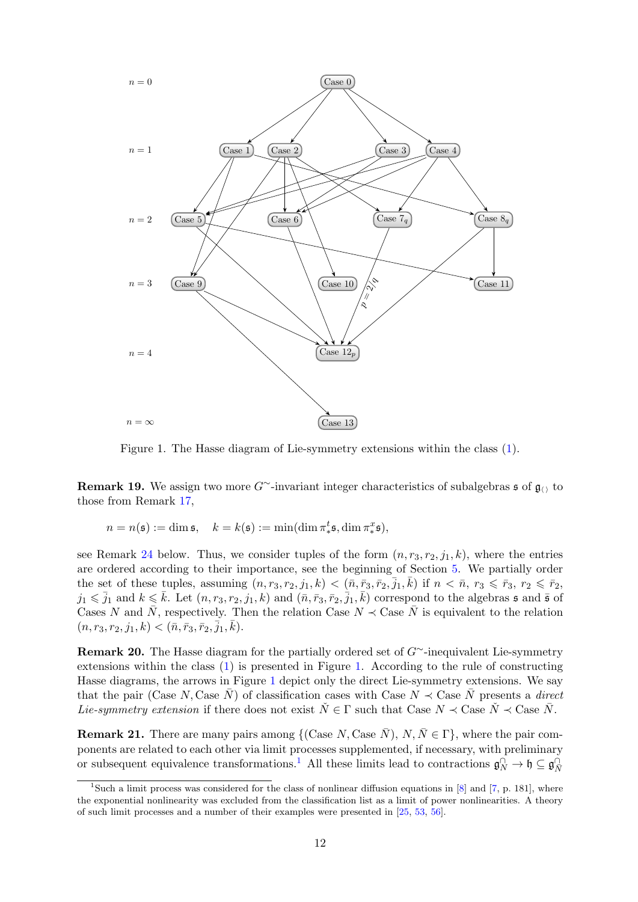Figure 1. The Hasse diagram of Lie-symmetry extensions within the class (1).

**Remark 19.** We assign two more $G^{\sim}$-invariant integer characteristics of subalgebras $\mathfrak{s}$ of $\mathfrak{g}_{\langle\rangle}$ to those from Remark 17,

$$n = n(\mathfrak{s}) := \dim \mathfrak{s}, \quad k = k(\mathfrak{s}) := \min(\dim \pi^t_* \mathfrak{s}, \dim \pi^x_* \mathfrak{s}),$$

see Remark 24 below. Thus, we consider tuples of the form $(n, r_3, r_2, j_1, k)$, where the entries are ordered according to their importance, see the beginning of Section 5. We partially order the set of these tuples, assuming $(n, r_3, r_2, j_1, k) < (\bar n, \bar r_3, \bar r_2, \bar j_1, \bar k)$ if $n < \bar n$, $r_3 \leqslant \bar r_3$, $r_2 \leqslant \bar r_2$, $j_1 \leqslant \bar j_1$ and $k \leqslant \bar k$. Let $(n, r_3, r_2, j_1, k)$ and $(\bar n, \bar r_3, \bar r_2, \bar j_1, \bar k)$ correspond to the algebras $\mathfrak{s}$ and $\bar{\mathfrak{s}}$ of Cases $N$ and $\bar N$, respectively. Then the relation Case $N \prec$ Case $\bar N$ is equivalent to the relation $(n, r_3, r_2, j_1, k) < (\bar n, \bar r_3, \bar r_2, \bar j_1, \bar k)$.

**Remark 20.** The Hasse diagram for the partially ordered set of $G^{\sim}$-inequivalent Lie-symmetry extensions within the class (1) is presented in Figure 1. According to the rule of constructing Hasse diagrams, the arrows in Figure 1 depict only the direct Lie-symmetry extensions. We say that the pair (Case $N$, Case $\bar N$) of classification cases with Case $N \prec$ Case $\bar N$ presents a *direct Lie-symmetry extension* if there does not exist $\check N \in \Gamma$ such that Case $N \prec$ Case $\check N \prec$ Case $\bar N$.

**Remark 21.** There are many pairs among $\{(\text{Case } N, \text{Case } \bar N),\ N, \bar N \in \Gamma\}$, where the pair components are related to each other via limit processes supplemented, if necessary, with preliminary or subsequent equivalence transformations.[1] All these limits lead to contractions $\mathfrak{g}^{\cap}_N \to \mathfrak{h} \subseteq \mathfrak{g}^{\cap}_{\bar N}$

[1] Such a limit process was considered for the class of nonlinear diffusion equations in [8] and [7, p. 181], where the exponential nonlinearity was excluded from the classification list as a limit of power nonlinearities. A theory of such limit processes and a number of their examples were presented in [25, 53, 56].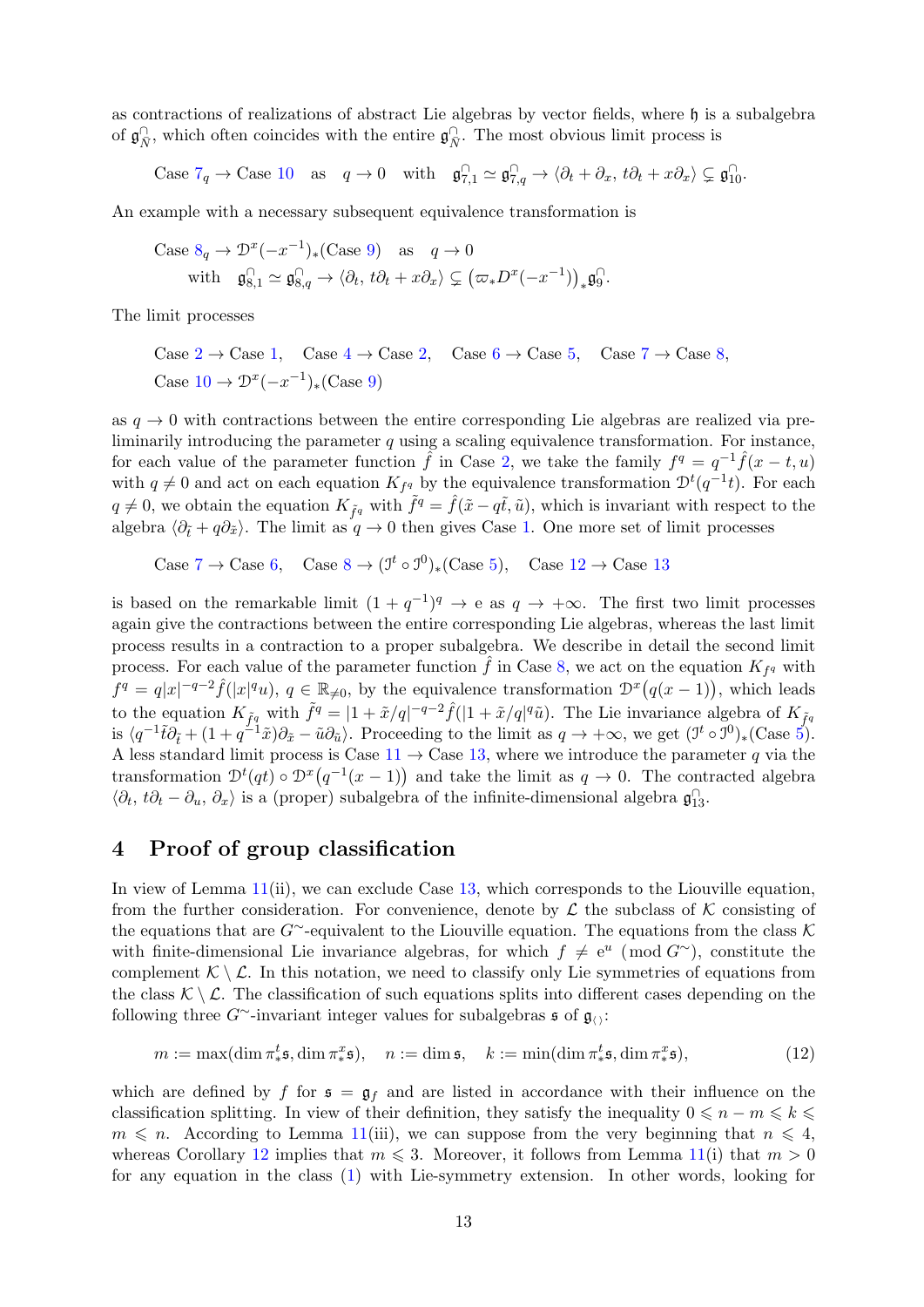as contractions of realizations of abstract Lie algebras by vector fields, where $\mathfrak{h}$ is a subalgebra of $\mathfrak{g}^{\cap}_{\tilde N}$, which often coincides with the entire $\mathfrak{g}^{\cap}_{\tilde N}$. The most obvious limit process is

$$\text{Case } 7_q \to \text{Case } 10 \quad \text{as} \quad q\to 0 \quad \text{with} \quad \mathfrak{g}^{\cap}_{7,1}\simeq\mathfrak{g}^{\cap}_{7,q}\to\langle\partial_t+\partial_x,\, t\partial_t+x\partial_x\rangle\subsetneq\mathfrak{g}^{\cap}_{10}.$$

An example with a necessary subsequent equivalence transformation is

$$\begin{aligned}&\text{Case } 8_q \to \mathcal{D}^x(-x^{-1})_*(\text{Case } 9) \quad \text{as} \quad q\to 0\\ &\quad\text{with} \quad \mathfrak{g}^{\cap}_{8,1}\simeq\mathfrak{g}^{\cap}_{8,q}\to\langle\partial_t,\, t\partial_t+x\partial_x\rangle\subsetneq\big(\varpi_*D^x(-x^{-1})\big)_*\mathfrak{g}^{\cap}_{9}.\end{aligned}$$

The limit processes

$$\begin{aligned}&\text{Case } 2\to\text{Case } 1,\quad \text{Case } 4\to\text{Case } 2,\quad \text{Case } 6\to\text{Case } 5,\quad \text{Case } 7\to\text{Case } 8,\\ &\text{Case } 10\to\mathcal{D}^x(-x^{-1})_*(\text{Case } 9)\end{aligned}$$

as $q\to0$ with contractions between the entire corresponding Lie algebras are realized via preliminarily introducing the parameter $q$ using a scaling equivalence transformation. For instance, for each value of the parameter function $\hat f$ in Case 2, we take the family $f^q=q^{-1}\hat f(x-t,u)$ with $q\neq0$ and act on each equation $K_{f^q}$ by the equivalence transformation $\mathcal{D}^t(q^{-1}t)$. For each $q\neq0$, we obtain the equation $K_{\tilde f^q}$ with $\tilde f^q=\hat f(\tilde x-q\tilde t,\tilde u)$, which is invariant with respect to the algebra $\langle\partial_{\tilde t}+q\partial_{\tilde x}\rangle$. The limit as $q\to0$ then gives Case 1. One more set of limit processes

$$\text{Case } 7\to\text{Case } 6,\quad \text{Case } 8\to(\mathcal{J}^t\circ\mathcal{J}^0)_*(\text{Case } 5),\quad \text{Case } 12\to\text{Case } 13$$

is based on the remarkable limit $(1+q^{-1})^q\to\mathrm{e}$ as $q\to+\infty$. The first two limit processes again give the contractions between the entire corresponding Lie algebras, whereas the last limit process results in a contraction to a proper subalgebra. We describe in detail the second limit process. For each value of the parameter function $\hat f$ in Case 8, we act on the equation $K_{f^q}$ with $f^q=q|x|^{-q-2}\hat f(|x|^q u)$, $q\in\mathbb{R}_{\neq0}$, by the equivalence transformation $\mathcal{D}^x\big(q(x-1)\big)$, which leads to the equation $K_{\tilde f^q}$ with $\tilde f^q=|1+\tilde x/q|^{-q-2}\hat f(|1+\tilde x/q|^q\tilde u)$. The Lie invariance algebra of $K_{\tilde f^q}$ is $\langle q^{-1}\tilde t\partial_{\tilde t}+(1+q^{-1}\tilde x)\partial_{\tilde x}-\tilde u\partial_{\tilde u}\rangle$. Proceeding to the limit as $q\to+\infty$, we get $(\mathcal{J}^t\circ\mathcal{J}^0)_*(\text{Case } 5)$. A less standard limit process is Case 11 $\to$ Case 13, where we introduce the parameter $q$ via the transformation $\mathcal{D}^t(qt)\circ\mathcal{D}^x\big(q^{-1}(x-1)\big)$ and take the limit as $q\to0$. The contracted algebra $\langle\partial_t,\, t\partial_t-\partial_u,\,\partial_x\rangle$ is a (proper) subalgebra of the infinite-dimensional algebra $\mathfrak{g}^{\cap}_{13}$.

## 4 Proof of group classification

In view of Lemma 11(ii), we can exclude Case 13, which corresponds to the Liouville equation, from the further consideration. For convenience, denote by $\mathcal{L}$ the subclass of $\mathcal{K}$ consisting of the equations that are $G^\sim$-equivalent to the Liouville equation. The equations from the class $\mathcal{K}$ with finite-dimensional Lie invariance algebras, for which $f\neq\mathrm{e}^u \pmod{G^\sim}$, constitute the complement $\mathcal{K}\setminus\mathcal{L}$. In this notation, we need to classify only Lie symmetries of equations from the class $\mathcal{K}\setminus\mathcal{L}$. The classification of such equations splits into different cases depending on the following three $G^\sim$-invariant integer values for subalgebras $\mathfrak{s}$ of $\mathfrak{g}_{\langle\rangle}$:

$$m:=\max(\dim\pi^t_*\mathfrak{s},\dim\pi^x_*\mathfrak{s}),\quad n:=\dim\mathfrak{s},\quad k:=\min(\dim\pi^t_*\mathfrak{s},\dim\pi^x_*\mathfrak{s}),\tag{12}$$

which are defined by $f$ for $\mathfrak{s}=\mathfrak{g}_f$ and are listed in accordance with their influence on the classification splitting. In view of their definition, they satisfy the inequality $0\leqslant n-m\leqslant k\leqslant m\leqslant n$. According to Lemma 11(iii), we can suppose from the very beginning that $n\leqslant4$, whereas Corollary 12 implies that $m\leqslant3$. Moreover, it follows from Lemma 11(i) that $m>0$ for any equation in the class (1) with Lie-symmetry extension. In other words, looking for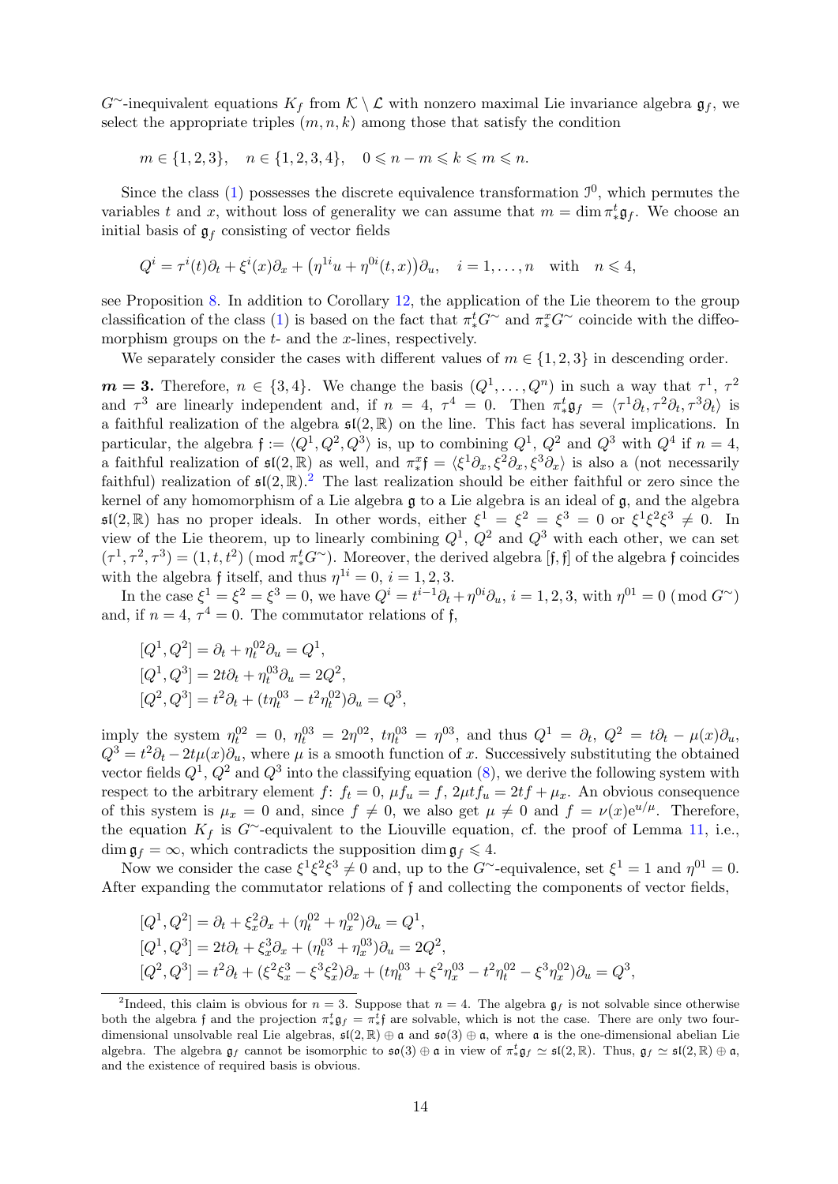$G^{\sim}$-inequivalent equations $K_f$ from $\mathcal{K}\setminus\mathcal{L}$ with nonzero maximal Lie invariance algebra $\mathfrak{g}_f$, we select the appropriate triples $(m,n,k)$ among those that satisfy the condition

$$m\in\{1,2,3\},\quad n\in\{1,2,3,4\},\quad 0\leqslant n-m\leqslant k\leqslant m\leqslant n.$$

Since the class (1) possesses the discrete equivalence transformation $\mathcal{I}^0$, which permutes the variables $t$ and $x$, without loss of generality we can assume that $m=\dim\pi^t_*\mathfrak{g}_f$. We choose an initial basis of $\mathfrak{g}_f$ consisting of vector fields

$$Q^i=\tau^i(t)\partial_t+\xi^i(x)\partial_x+\big(\eta^{1i}u+\eta^{0i}(t,x)\big)\partial_u,\quad i=1,\dots,n\quad\text{with}\quad n\leqslant 4,$$

see Proposition 8. In addition to Corollary 12, the application of the Lie theorem to the group classification of the class (1) is based on the fact that $\pi^t_*G^{\sim}$ and $\pi^x_*G^{\sim}$ coincide with the diffeomorphism groups on the $t$- and the $x$-lines, respectively.

We separately consider the cases with different values of $m\in\{1,2,3\}$ in descending order.

$\boldsymbol{m=3.}$ Therefore, $n\in\{3,4\}$. We change the basis $(Q^1,\dots,Q^n)$ in such a way that $\tau^1$, $\tau^2$ and $\tau^3$ are linearly independent and, if $n=4$, $\tau^4=0$. Then $\pi^t_*\mathfrak{g}_f=\langle\tau^1\partial_t,\tau^2\partial_t,\tau^3\partial_t\rangle$ is a faithful realization of the algebra $\mathfrak{sl}(2,\mathbb{R})$ on the line. This fact has several implications. In particular, the algebra $\mathfrak{f}:=\langle Q^1,Q^2,Q^3\rangle$ is, up to combining $Q^1$, $Q^2$ and $Q^3$ with $Q^4$ if $n=4$, a faithful realization of $\mathfrak{sl}(2,\mathbb{R})$ as well, and $\pi^x_*\mathfrak{f}=\langle\xi^1\partial_x,\xi^2\partial_x,\xi^3\partial_x\rangle$ is also a (not necessarily faithful) realization of $\mathfrak{sl}(2,\mathbb{R})$.[2] The last realization should be either faithful or zero since the kernel of any homomorphism of a Lie algebra $\mathfrak{g}$ to a Lie algebra is an ideal of $\mathfrak{g}$, and the algebra $\mathfrak{sl}(2,\mathbb{R})$ has no proper ideals. In other words, either $\xi^1=\xi^2=\xi^3=0$ or $\xi^1\xi^2\xi^3\neq0$. In view of the Lie theorem, up to linearly combining $Q^1$, $Q^2$ and $Q^3$ with each other, we can set $(\tau^1,\tau^2,\tau^3)=(1,t,t^2)\pmod{\pi^t_*G^{\sim}}$. Moreover, the derived algebra $[\mathfrak{f},\mathfrak{f}]$ of the algebra $\mathfrak{f}$ coincides with the algebra $\mathfrak{f}$ itself, and thus $\eta^{1i}=0$, $i=1,2,3$.

In the case $\xi^1=\xi^2=\xi^3=0$, we have $Q^i=t^{i-1}\partial_t+\eta^{0i}\partial_u$, $i=1,2,3$, with $\eta^{01}=0\pmod{G^{\sim}}$ and, if $n=4$, $\tau^4=0$. The commutator relations of $\mathfrak{f}$,

$$\begin{aligned}
&[Q^1,Q^2]=\partial_t+\eta^{02}_t\partial_u=Q^1,\\
&[Q^1,Q^3]=2t\partial_t+\eta^{03}_t\partial_u=2Q^2,\\
&[Q^2,Q^3]=t^2\partial_t+(t\eta^{03}_t-t^2\eta^{02}_t)\partial_u=Q^3,
\end{aligned}$$

imply the system $\eta^{02}_t=0$, $\eta^{03}_t=2\eta^{02}$, $t\eta^{03}_t=\eta^{03}$, and thus $Q^1=\partial_t$, $Q^2=t\partial_t-\mu(x)\partial_u$, $Q^3=t^2\partial_t-2t\mu(x)\partial_u$, where $\mu$ is a smooth function of $x$. Successively substituting the obtained vector fields $Q^1$, $Q^2$ and $Q^3$ into the classifying equation (8), we derive the following system with respect to the arbitrary element $f$: $f_t=0$, $\mu f_u=f$, $2\mu tf_u=2tf+\mu_x$. An obvious consequence of this system is $\mu_x=0$ and, since $f\neq0$, we also get $\mu\neq0$ and $f=\nu(x)e^{u/\mu}$. Therefore, the equation $K_f$ is $G^{\sim}$-equivalent to the Liouville equation, cf. the proof of Lemma 11, i.e., $\dim\mathfrak{g}_f=\infty$, which contradicts the supposition $\dim\mathfrak{g}_f\leqslant4$.

Now we consider the case $\xi^1\xi^2\xi^3\neq0$ and, up to the $G^{\sim}$-equivalence, set $\xi^1=1$ and $\eta^{01}=0$. After expanding the commutator relations of $\mathfrak{f}$ and collecting the components of vector fields,

$$\begin{aligned}
&[Q^1,Q^2]=\partial_t+\xi^2_x\partial_x+(\eta^{02}_t+\eta^{02}_x)\partial_u=Q^1,\\
&[Q^1,Q^3]=2t\partial_t+\xi^3_x\partial_x+(\eta^{03}_t+\eta^{03}_x)\partial_u=2Q^2,\\
&[Q^2,Q^3]=t^2\partial_t+(\xi^2\xi^3_x-\xi^3\xi^2_x)\partial_x+(t\eta^{03}_t+\xi^2\eta^{03}_x-t^2\eta^{02}_t-\xi^3\eta^{02}_x)\partial_u=Q^3,
\end{aligned}$$

[2] Indeed, this claim is obvious for $n=3$. Suppose that $n=4$. The algebra $\mathfrak{g}_f$ is not solvable since otherwise both the algebra $\mathfrak{f}$ and the projection $\pi^t_*\mathfrak{g}_f=\pi^t_*\mathfrak{f}$ are solvable, which is not the case. There are only two four-dimensional unsolvable real Lie algebras, $\mathfrak{sl}(2,\mathbb{R})\oplus\mathfrak{a}$ and $\mathfrak{so}(3)\oplus\mathfrak{a}$, where $\mathfrak{a}$ is the one-dimensional abelian Lie algebra. The algebra $\mathfrak{g}_f$ cannot be isomorphic to $\mathfrak{so}(3)\oplus\mathfrak{a}$ in view of $\pi^t_*\mathfrak{g}_f\simeq\mathfrak{sl}(2,\mathbb{R})$. Thus, $\mathfrak{g}_f\simeq\mathfrak{sl}(2,\mathbb{R})\oplus\mathfrak{a}$, and the existence of required basis is obvious.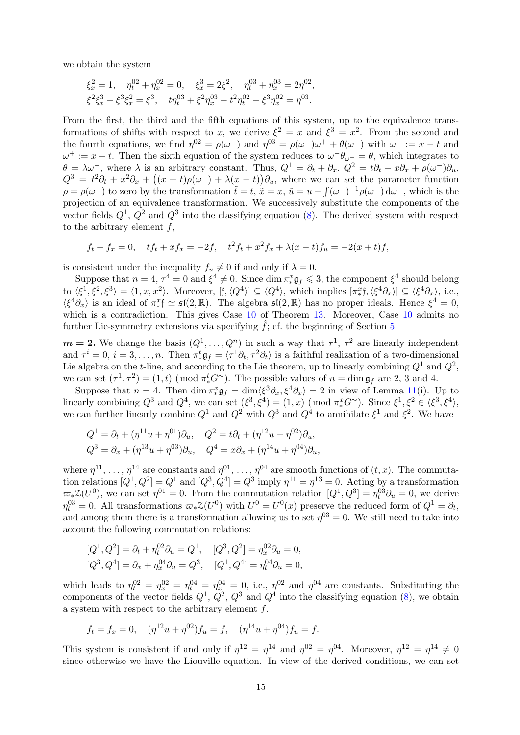we obtain the system

$$\xi^2_x=1,\quad \eta^{02}_t+\eta^{02}_x=0,\quad \xi^3_x=2\xi^2,\quad \eta^{03}_t+\eta^{03}_x=2\eta^{02},$$
$$\xi^2\xi^3_x-\xi^3\xi^2_x=\xi^3,\quad t\eta^{03}_t+\xi^2\eta^{03}_x-t^2\eta^{02}_t-\xi^3\eta^{02}_x=\eta^{03}.$$

From the first, the third and the fifth equations of this system, up to the equivalence transformations of shifts with respect to $x$, we derive $\xi^2=x$ and $\xi^3=x^2$. From the second and the fourth equations, we find $\eta^{02}=\rho(\omega^-)$ and $\eta^{03}=\rho(\omega^-)\omega^++\theta(\omega^-)$ with $\omega^-:=x-t$ and $\omega^+:=x+t$. Then the sixth equation of the system reduces to $\omega^-\theta_{\omega^-}=\theta$, which integrates to $\theta=\lambda\omega^-$, where $\lambda$ is an arbitrary constant. Thus, $Q^1=\partial_t+\partial_x$, $Q^2=t\partial_t+x\partial_x+\rho(\omega^-)\partial_u$, $Q^3=t^2\partial_t+x^2\partial_x+\big((x+t)\rho(\omega^-)+\lambda(x-t)\big)\partial_u$, where we can set the parameter function $\rho=\rho(\omega^-)$ to zero by the transformation $\tilde t=t$, $\tilde x=x$, $\tilde u=u-\int(\omega^-)^{-1}\rho(\omega^-)\,{\rm d}\omega^-$, which is the projection of an equivalence transformation. We successively substitute the components of the vector fields $Q^1$, $Q^2$ and $Q^3$ into the classifying equation (8). The derived system with respect to the arbitrary element $f$,

$$f_t+f_x=0,\quad tf_t+xf_x=-2f,\quad t^2f_t+x^2f_x+\lambda(x-t)f_u=-2(x+t)f,$$

is consistent under the inequality $f_u\neq0$ if and only if $\lambda=0$.

Suppose that $n=4$, $\tau^4=0$ and $\xi^4\neq0$. Since $\dim\pi^x_*\mathfrak g_f\leqslant3$, the component $\xi^4$ should belong to $\langle\xi^1,\xi^2,\xi^3\rangle=\langle1,x,x^2\rangle$. Moreover, $[\mathfrak f,\langle Q^4\rangle]\subseteq\langle Q^4\rangle$, which implies $[\pi^x_*\mathfrak f,\langle\xi^4\partial_x\rangle]\subseteq\langle\xi^4\partial_x\rangle$, i.e., $\langle\xi^4\partial_x\rangle$ is an ideal of $\pi^x_*\mathfrak f\simeq\mathfrak{sl}(2,\mathbb R)$. The algebra $\mathfrak{sl}(2,\mathbb R)$ has no proper ideals. Hence $\xi^4=0$, which is a contradiction. This gives Case 10 of Theorem 13. Moreover, Case 10 admits no further Lie-symmetry extensions via specifying $\hat f$; cf. the beginning of Section 5.

$\boldsymbol{m=2.}$ We change the basis $(Q^1,\dots,Q^n)$ in such a way that $\tau^1$, $\tau^2$ are linearly independent and $\tau^i=0$, $i=3,\dots,n$. Then $\pi^t_*\mathfrak g_f=\langle\tau^1\partial_t,\tau^2\partial_t\rangle$ is a faithful realization of a two-dimensional Lie algebra on the $t$-line, and according to the Lie theorem, up to linearly combining $Q^1$ and $Q^2$, we can set $(\tau^1,\tau^2)=(1,t)\pmod{\pi^t_*G^\sim}$. The possible values of $n=\dim\mathfrak g_f$ are 2, 3 and 4.

Suppose that $n=4$. Then $\dim\pi^x_*\mathfrak g_f=\dim\langle\xi^3\partial_x,\xi^4\partial_x\rangle=2$ in view of Lemma 11(i). Up to linearly combining $Q^3$ and $Q^4$, we can set $(\xi^3,\xi^4)=(1,x)\pmod{\pi^x_*G^\sim}$. Since $\xi^1,\xi^2\in\langle\xi^3,\xi^4\rangle$, we can further linearly combine $Q^1$ and $Q^2$ with $Q^3$ and $Q^4$ to annihilate $\xi^1$ and $\xi^2$. We have

$$Q^1=\partial_t+(\eta^{11}u+\eta^{01})\partial_u,\quad Q^2=t\partial_t+(\eta^{12}u+\eta^{02})\partial_u,$$
$$Q^3=\partial_x+(\eta^{13}u+\eta^{03})\partial_u,\quad Q^4=x\partial_x+(\eta^{14}u+\eta^{04})\partial_u,$$

where $\eta^{11}$, …, $\eta^{14}$ are constants and $\eta^{01}$, …, $\eta^{04}$ are smooth functions of $(t,x)$. The commutation relations $[Q^1,Q^2]=Q^1$ and $[Q^3,Q^4]=Q^3$ imply $\eta^{11}=\eta^{13}=0$. Acting by a transformation $\varpi_*\mathcal Z(U^0)$, we can set $\eta^{01}=0$. From the commutation relation $[Q^1,Q^3]=\eta^{03}_t\partial_u=0$, we derive $\eta^{03}_t=0$. All transformations $\varpi_*\mathcal Z(U^0)$ with $U^0=U^0(x)$ preserve the reduced form of $Q^1=\partial_t$, and among them there is a transformation allowing us to set $\eta^{03}=0$. We still need to take into account the following commutation relations:

$$[Q^1,Q^2]=\partial_t+\eta^{02}_t\partial_u=Q^1,\quad [Q^3,Q^2]=\eta^{02}_x\partial_u=0,$$
$$[Q^3,Q^4]=\partial_x+\eta^{04}_x\partial_u=Q^3,\quad [Q^1,Q^4]=\eta^{04}_t\partial_u=0,$$

which leads to $\eta^{02}_t=\eta^{02}_x=\eta^{04}_t=\eta^{04}_x=0$, i.e., $\eta^{02}$ and $\eta^{04}$ are constants. Substituting the components of the vector fields $Q^1$, $Q^2$, $Q^3$ and $Q^4$ into the classifying equation (8), we obtain a system with respect to the arbitrary element $f$,

$$f_t=f_x=0,\quad (\eta^{12}u+\eta^{02})f_u=f,\quad (\eta^{14}u+\eta^{04})f_u=f.$$

This system is consistent if and only if $\eta^{12}=\eta^{14}$ and $\eta^{02}=\eta^{04}$. Moreover, $\eta^{12}=\eta^{14}\neq0$ since otherwise we have the Liouville equation. In view of the derived conditions, we can set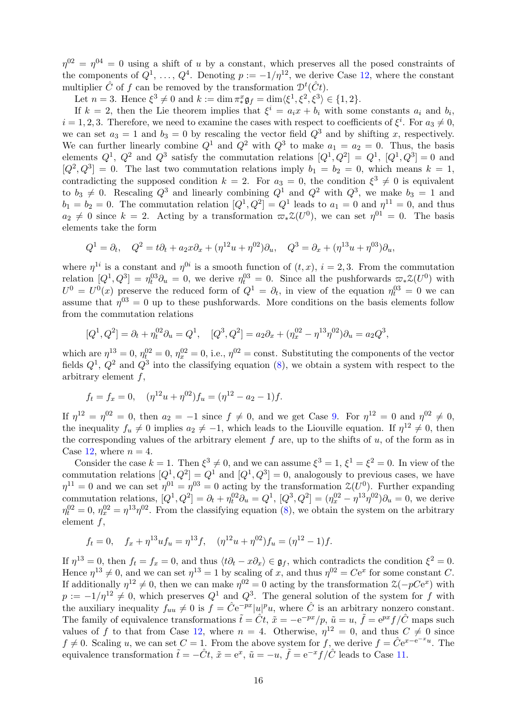$\eta^{02} = \eta^{04} = 0$ using a shift of $u$ by a constant, which preserves all the posed constraints of the components of $Q^1, \dots, Q^4$. Denoting $p := -1/\eta^{12}$, we derive Case 12, where the constant multiplier $\hat{C}$ of $f$ can be removed by the transformation $\mathcal{D}^t(\hat{C}t)$.

Let $n = 3$. Hence $\xi^3 \neq 0$ and $k := \dim \pi^x_* \mathfrak{g}_f = \dim\langle \xi^1, \xi^2, \xi^3\rangle \in \{1, 2\}$.

If $k = 2$, then the Lie theorem implies that $\xi^i = a_i x + b_i$ with some constants $a_i$ and $b_i$, $i = 1, 2, 3$. Therefore, we need to examine the cases with respect to coefficients of $\xi^i$. For $a_3 \neq 0$, we can set $a_3 = 1$ and $b_3 = 0$ by rescaling the vector field $Q^3$ and by shifting $x$, respectively. We can further linearly combine $Q^1$ and $Q^2$ with $Q^3$ to make $a_1 = a_2 = 0$. Thus, the basis elements $Q^1$, $Q^2$ and $Q^3$ satisfy the commutation relations $[Q^1, Q^2] = Q^1$, $[Q^1, Q^3] = 0$ and $[Q^2, Q^3] = 0$. The last two commutation relations imply $b_1 = b_2 = 0$, which means $k = 1$, contradicting the supposed condition $k = 2$. For $a_3 = 0$, the condition $\xi^3 \neq 0$ is equivalent to $b_3 \neq 0$. Rescaling $Q^3$ and linearly combining $Q^1$ and $Q^2$ with $Q^3$, we make $b_3 = 1$ and $b_1 = b_2 = 0$. The commutation relation $[Q^1, Q^2] = Q^1$ leads to $a_1 = 0$ and $\eta^{11} = 0$, and thus $a_2 \neq 0$ since $k = 2$. Acting by a transformation $\varpi_*\mathcal{Z}(U^0)$, we can set $\eta^{01} = 0$. The basis elements take the form

$$Q^1 = \partial_t, \quad Q^2 = t\partial_t + a_2 x\partial_x + (\eta^{12}u + \eta^{02})\partial_u, \quad Q^3 = \partial_x + (\eta^{13}u + \eta^{03})\partial_u,$$

where $\eta^{1i}$ is a constant and $\eta^{0i}$ is a smooth function of $(t, x)$, $i = 2, 3$. From the commutation relation $[Q^1, Q^3] = \eta^{03}_t\partial_u = 0$, we derive $\eta^{03}_t = 0$. Since all the pushforwards $\varpi_*\mathcal{Z}(U^0)$ with $U^0 = U^0(x)$ preserve the reduced form of $Q^1 = \partial_t$, in view of the equation $\eta^{03}_t = 0$ we can assume that $\eta^{03} = 0$ up to these pushforwards. More conditions on the basis elements follow from the commutation relations

$$[Q^1, Q^2] = \partial_t + \eta^{02}_t\partial_u = Q^1, \quad [Q^3, Q^2] = a_2\partial_x + (\eta^{02}_x - \eta^{13}\eta^{02})\partial_u = a_2 Q^3,$$

which are $\eta^{13} = 0$, $\eta^{02}_t = 0$, $\eta^{02}_x = 0$, i.e., $\eta^{02} = \mathrm{const}$. Substituting the components of the vector fields $Q^1$, $Q^2$ and $Q^3$ into the classifying equation (8), we obtain a system with respect to the arbitrary element $f$,

$$f_t = f_x = 0, \quad (\eta^{12}u + \eta^{02})f_u = (\eta^{12} - a_2 - 1)f.$$

If $\eta^{12} = \eta^{02} = 0$, then $a_2 = -1$ since $f \neq 0$, and we get Case 9. For $\eta^{12} = 0$ and $\eta^{02} \neq 0$, the inequality $f_u \neq 0$ implies $a_2 \neq -1$, which leads to the Liouville equation. If $\eta^{12} \neq 0$, then the corresponding values of the arbitrary element $f$ are, up to the shifts of $u$, of the form as in Case 12, where $n = 4$.

Consider the case $k = 1$. Then $\xi^3 \neq 0$, and we can assume $\xi^3 = 1$, $\xi^1 = \xi^2 = 0$. In view of the commutation relations $[Q^1, Q^2] = Q^1$ and $[Q^1, Q^3] = 0$, analogously to previous cases, we have $\eta^{11} = 0$ and we can set $\eta^{01} = \eta^{03} = 0$ acting by the transformation $\mathcal{Z}(U^0)$. Further expanding commutation relations, $[Q^1, Q^2] = \partial_t + \eta^{02}_t\partial_u = Q^1$, $[Q^3, Q^2] = (\eta^{02}_x - \eta^{13}\eta^{02})\partial_u = 0$, we derive $\eta^{02}_t = 0$, $\eta^{02}_x = \eta^{13}\eta^{02}$. From the classifying equation (8), we obtain the system on the arbitrary element $f$,

$$f_t = 0, \quad f_x + \eta^{13}uf_u = \eta^{13}f, \quad (\eta^{12}u + \eta^{02})f_u = (\eta^{12} - 1)f.$$

If $\eta^{13} = 0$, then $f_t = f_x = 0$, and thus $\langle t\partial_t - x\partial_x\rangle \in \mathfrak{g}_f$, which contradicts the condition $\xi^2 = 0$. Hence $\eta^{13} \neq 0$, and we can set $\eta^{13} = 1$ by scaling of $x$, and thus $\eta^{02} = Ce^x$ for some constant $C$. If additionally $\eta^{12} \neq 0$, then we can make $\eta^{02} = 0$ acting by the transformation $\mathcal{Z}(-pCe^x)$ with $p := -1/\eta^{12} \neq 0$, which preserves $Q^1$ and $Q^3$. The general solution of the system for $f$ with the auxiliary inequality $f_{uu} \neq 0$ is $f = \hat{C}e^{-px}|u|^p u$, where $\hat{C}$ is an arbitrary nonzero constant. The family of equivalence transformations $\tilde{t} = \hat{C}t$, $\tilde{x} = -e^{-px}/p$, $\tilde{u} = u$, $\tilde{f} = e^{px}f/\hat{C}$ maps such values of $f$ to that from Case 12, where $n = 4$. Otherwise, $\eta^{12} = 0$, and thus $C \neq 0$ since $f \neq 0$. Scaling $u$, we can set $C = 1$. From the above system for $f$, we derive $f = \hat{C}e^{x - e^{-x}u}$. The equivalence transformation $\tilde{t} = -\hat{C}t$, $\tilde{x} = e^x$, $\tilde{u} = -u$, $\tilde{f} = e^{-x}f/\hat{C}$ leads to Case 11.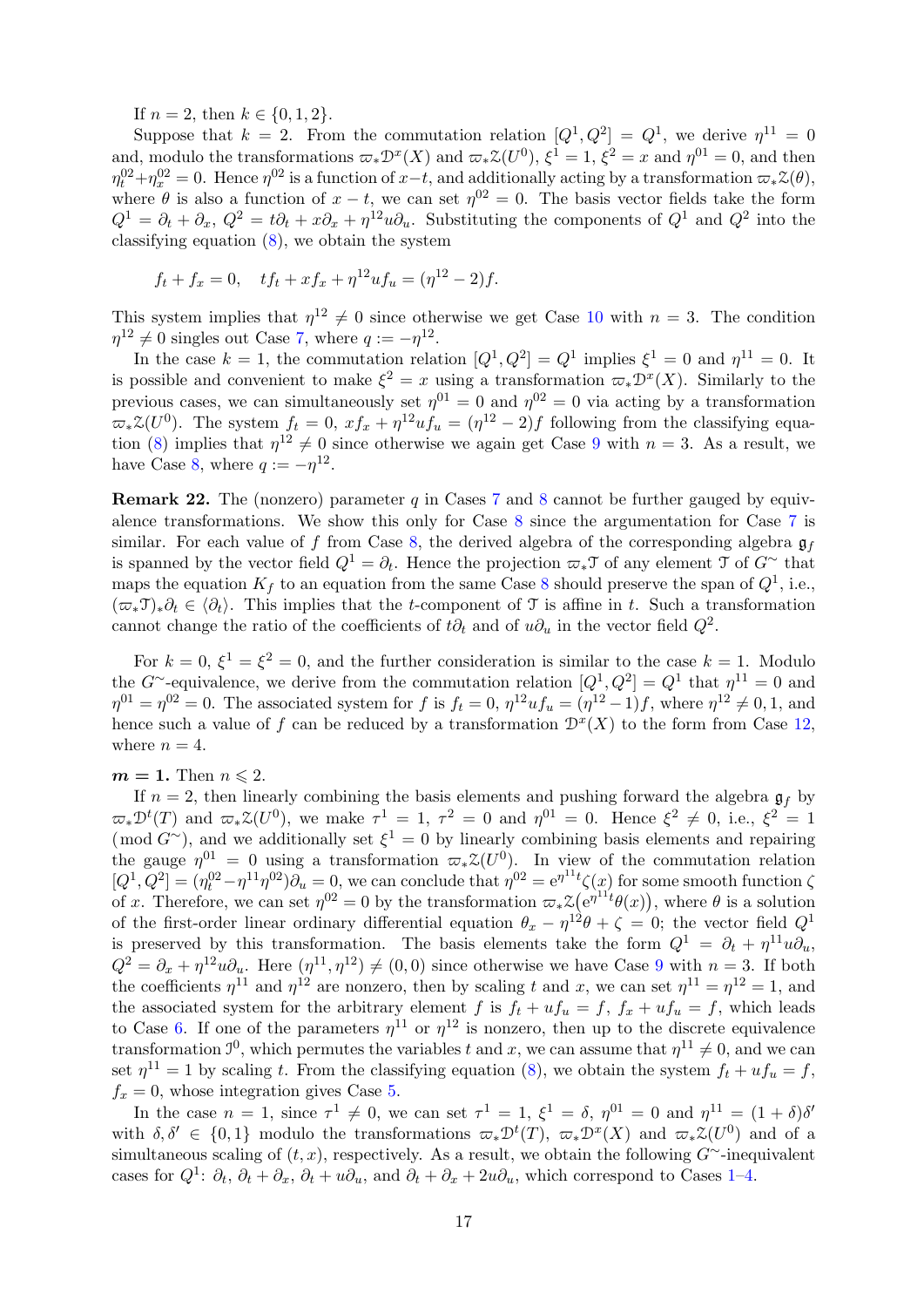If $n=2$, then $k\in\{0,1,2\}$.

Suppose that $k=2$. From the commutation relation $[Q^1,Q^2]=Q^1$, we derive $\eta^{11}=0$ and, modulo the transformations $\varpi_*\mathcal{D}^x(X)$ and $\varpi_*\mathcal{Z}(U^0)$, $\xi^1=1$, $\xi^2=x$ and $\eta^{01}=0$, and then $\eta^{02}_t+\eta^{02}_x=0$. Hence $\eta^{02}$ is a function of $x-t$, and additionally acting by a transformation $\varpi_*\mathcal{Z}(\theta)$, where $\theta$ is also a function of $x-t$, we can set $\eta^{02}=0$. The basis vector fields take the form $Q^1=\partial_t+\partial_x$, $Q^2=t\partial_t+x\partial_x+\eta^{12}u\partial_u$. Substituting the components of $Q^1$ and $Q^2$ into the classifying equation (8), we obtain the system

$$
f_t+f_x=0,\quad tf_t+xf_x+\eta^{12}uf_u=(\eta^{12}-2)f.
$$

This system implies that $\eta^{12}\neq0$ since otherwise we get Case 10 with $n=3$. The condition $\eta^{12}\neq0$ singles out Case 7, where $q:=-\eta^{12}$.

In the case $k=1$, the commutation relation $[Q^1,Q^2]=Q^1$ implies $\xi^1=0$ and $\eta^{11}=0$. It is possible and convenient to make $\xi^2=x$ using a transformation $\varpi_*\mathcal{D}^x(X)$. Similarly to the previous cases, we can simultaneously set $\eta^{01}=0$ and $\eta^{02}=0$ via acting by a transformation $\varpi_*\mathcal{Z}(U^0)$. The system $f_t=0$, $xf_x+\eta^{12}uf_u=(\eta^{12}-2)f$ following from the classifying equation (8) implies that $\eta^{12}\neq0$ since otherwise we again get Case 9 with $n=3$. As a result, we have Case 8, where $q:=-\eta^{12}$.

**Remark 22.** The (nonzero) parameter $q$ in Cases 7 and 8 cannot be further gauged by equivalence transformations. We show this only for Case 8 since the argumentation for Case 7 is similar. For each value of $f$ from Case 8, the derived algebra of the corresponding algebra $\mathfrak{g}_f$ is spanned by the vector field $Q^1=\partial_t$. Hence the projection $\varpi_*\mathcal{T}$ of any element $\mathcal{T}$ of $G^\sim$ that maps the equation $K_f$ to an equation from the same Case 8 should preserve the span of $Q^1$, i.e., $(\varpi_*\mathcal{T})_*\partial_t\in\langle\partial_t\rangle$. This implies that the $t$-component of $\mathcal{T}$ is affine in $t$. Such a transformation cannot change the ratio of the coefficients of $t\partial_t$ and of $u\partial_u$ in the vector field $Q^2$.

For $k=0$, $\xi^1=\xi^2=0$, and the further consideration is similar to the case $k=1$. Modulo the $G^\sim$-equivalence, we derive from the commutation relation $[Q^1,Q^2]=Q^1$ that $\eta^{11}=0$ and $\eta^{01}=\eta^{02}=0$. The associated system for $f$ is $f_t=0$, $\eta^{12}uf_u=(\eta^{12}-1)f$, where $\eta^{12}\neq0,1$, and hence such a value of $f$ can be reduced by a transformation $\mathcal{D}^x(X)$ to the form from Case 12, where $n=4$.

***m* = 1.** Then $n\leqslant2$.

If $n=2$, then linearly combining the basis elements and pushing forward the algebra $\mathfrak{g}_f$ by $\varpi_*\mathcal{D}^t(T)$ and $\varpi_*\mathcal{Z}(U^0)$, we make $\tau^1=1$, $\tau^2=0$ and $\eta^{01}=0$. Hence $\xi^2\neq0$, i.e., $\xi^2=1$ $(\operatorname{mod} G^\sim)$, and we additionally set $\xi^1=0$ by linearly combining basis elements and repairing the gauge $\eta^{01}=0$ using a transformation $\varpi_*\mathcal{Z}(U^0)$. In view of the commutation relation $[Q^1,Q^2]=(\eta^{02}_t-\eta^{11}\eta^{02})\partial_u=0$, we can conclude that $\eta^{02}=\mathrm{e}^{\eta^{11}t}\zeta(x)$ for some smooth function $\zeta$ of $x$. Therefore, we can set $\eta^{02}=0$ by the transformation $\varpi_*\mathcal{Z}\big(\mathrm{e}^{\eta^{11}t}\theta(x)\big)$, where $\theta$ is a solution of the first-order linear ordinary differential equation $\theta_x-\eta^{12}\theta+\zeta=0$; the vector field $Q^1$ is preserved by this transformation. The basis elements take the form $Q^1=\partial_t+\eta^{11}u\partial_u$, $Q^2=\partial_x+\eta^{12}u\partial_u$. Here $(\eta^{11},\eta^{12})\neq(0,0)$ since otherwise we have Case 9 with $n=3$. If both the coefficients $\eta^{11}$ and $\eta^{12}$ are nonzero, then by scaling $t$ and $x$, we can set $\eta^{11}=\eta^{12}=1$, and the associated system for the arbitrary element $f$ is $f_t+uf_u=f$, $f_x+uf_u=f$, which leads to Case 6. If one of the parameters $\eta^{11}$ or $\eta^{12}$ is nonzero, then up to the discrete equivalence transformation $\mathcal{I}^0$, which permutes the variables $t$ and $x$, we can assume that $\eta^{11}\neq0$, and we can set $\eta^{11}=1$ by scaling $t$. From the classifying equation (8), we obtain the system $f_t+uf_u=f$, $f_x=0$, whose integration gives Case 5.

In the case $n=1$, since $\tau^1\neq0$, we can set $\tau^1=1$, $\xi^1=\delta$, $\eta^{01}=0$ and $\eta^{11}=(1+\delta)\delta'$ with $\delta,\delta'\in\{0,1\}$ modulo the transformations $\varpi_*\mathcal{D}^t(T)$, $\varpi_*\mathcal{D}^x(X)$ and $\varpi_*\mathcal{Z}(U^0)$ and of a simultaneous scaling of $(t,x)$, respectively. As a result, we obtain the following $G^\sim$-inequivalent cases for $Q^1$: $\partial_t$, $\partial_t+\partial_x$, $\partial_t+u\partial_u$, and $\partial_t+\partial_x+2u\partial_u$, which correspond to Cases 1–4.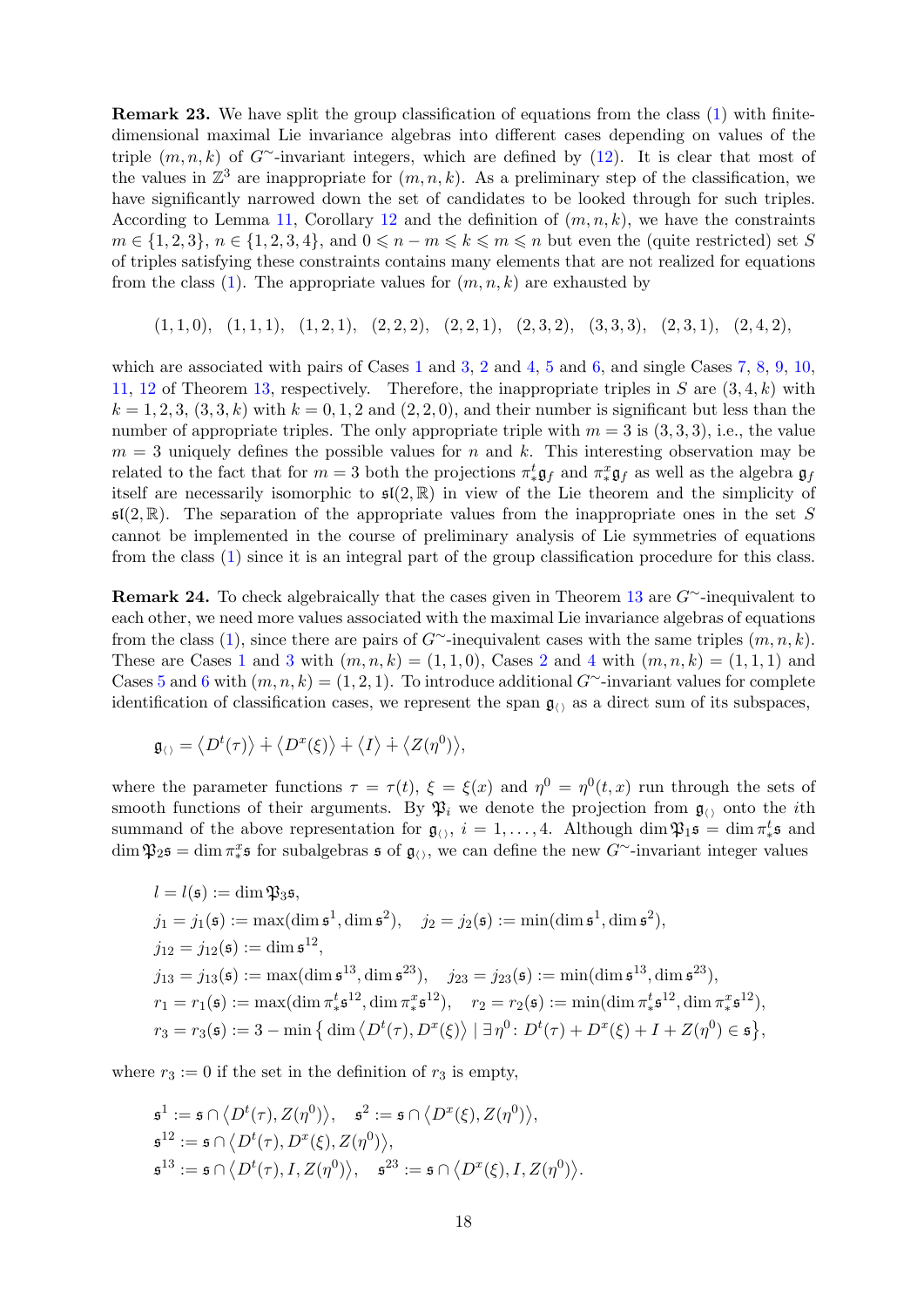**Remark 23.** We have split the group classification of equations from the class (1) with finite-dimensional maximal Lie invariance algebras into different cases depending on values of the triple $(m,n,k)$ of $G^\sim$-invariant integers, which are defined by (12). It is clear that most of the values in $\mathbb{Z}^3$ are inappropriate for $(m,n,k)$. As a preliminary step of the classification, we have significantly narrowed down the set of candidates to be looked through for such triples. According to Lemma 11, Corollary 12 and the definition of $(m,n,k)$, we have the constraints $m\in\{1,2,3\}$, $n\in\{1,2,3,4\}$, and $0\leqslant n-m\leqslant k\leqslant m\leqslant n$ but even the (quite restricted) set $S$ of triples satisfying these constraints contains many elements that are not realized for equations from the class (1). The appropriate values for $(m,n,k)$ are exhausted by

$$(1,1,0),\quad (1,1,1),\quad (1,2,1),\quad (2,2,2),\quad (2,2,1),\quad (2,3,2),\quad (3,3,3),\quad (2,3,1),\quad (2,4,2),$$

which are associated with pairs of Cases 1 and 3, 2 and 4, 5 and 6, and single Cases 7, 8, 9, 10, 11, 12 of Theorem 13, respectively. Therefore, the inappropriate triples in $S$ are $(3,4,k)$ with $k=1,2,3$, $(3,3,k)$ with $k=0,1,2$ and $(2,2,0)$, and their number is significant but less than the number of appropriate triples. The only appropriate triple with $m=3$ is $(3,3,3)$, i.e., the value $m=3$ uniquely defines the possible values for $n$ and $k$. This interesting observation may be related to the fact that for $m=3$ both the projections $\pi^t_*\mathfrak{g}_f$ and $\pi^x_*\mathfrak{g}_f$ as well as the algebra $\mathfrak{g}_f$ itself are necessarily isomorphic to $\mathfrak{sl}(2,\mathbb{R})$ in view of the Lie theorem and the simplicity of $\mathfrak{sl}(2,\mathbb{R})$. The separation of the appropriate values from the inappropriate ones in the set $S$ cannot be implemented in the course of preliminary analysis of Lie symmetries of equations from the class (1) since it is an integral part of the group classification procedure for this class.

**Remark 24.** To check algebraically that the cases given in Theorem 13 are $G^\sim$-inequivalent to each other, we need more values associated with the maximal Lie invariance algebras of equations from the class (1), since there are pairs of $G^\sim$-inequivalent cases with the same triples $(m,n,k)$. These are Cases 1 and 3 with $(m,n,k)=(1,1,0)$, Cases 2 and 4 with $(m,n,k)=(1,1,1)$ and Cases 5 and 6 with $(m,n,k)=(1,2,1)$. To introduce additional $G^\sim$-invariant values for complete identification of classification cases, we represent the span $\mathfrak{g}_{\langle\rangle}$ as a direct sum of its subspaces,

$$\mathfrak{g}_{\langle\rangle}=\big\langle D^t(\tau)\big\rangle\dotplus\big\langle D^x(\xi)\big\rangle\dotplus\langle I\rangle\dotplus\big\langle Z(\eta^0)\big\rangle,$$

where the parameter functions $\tau=\tau(t)$, $\xi=\xi(x)$ and $\eta^0=\eta^0(t,x)$ run through the sets of smooth functions of their arguments. By $\mathfrak{P}_i$ we denote the projection from $\mathfrak{g}_{\langle\rangle}$ onto the $i$th summand of the above representation for $\mathfrak{g}_{\langle\rangle}$, $i=1,\dots,4$. Although $\dim\mathfrak{P}_1\mathfrak{s}=\dim\pi^t_*\mathfrak{s}$ and $\dim\mathfrak{P}_2\mathfrak{s}=\dim\pi^x_*\mathfrak{s}$ for subalgebras $\mathfrak{s}$ of $\mathfrak{g}_{\langle\rangle}$, we can define the new $G^\sim$-invariant integer values

$$\begin{aligned}
&l=l(\mathfrak{s}):=\dim\mathfrak{P}_3\mathfrak{s},\\
&j_1=j_1(\mathfrak{s}):=\max(\dim\mathfrak{s}^1,\dim\mathfrak{s}^2),\quad j_2=j_2(\mathfrak{s}):=\min(\dim\mathfrak{s}^1,\dim\mathfrak{s}^2),\\
&j_{12}=j_{12}(\mathfrak{s}):=\dim\mathfrak{s}^{12},\\
&j_{13}=j_{13}(\mathfrak{s}):=\max(\dim\mathfrak{s}^{13},\dim\mathfrak{s}^{23}),\quad j_{23}=j_{23}(\mathfrak{s}):=\min(\dim\mathfrak{s}^{13},\dim\mathfrak{s}^{23}),\\
&r_1=r_1(\mathfrak{s}):=\max(\dim\pi^t_*\mathfrak{s}^{12},\dim\pi^x_*\mathfrak{s}^{12}),\quad r_2=r_2(\mathfrak{s}):=\min(\dim\pi^t_*\mathfrak{s}^{12},\dim\pi^x_*\mathfrak{s}^{12}),\\
&r_3=r_3(\mathfrak{s}):=3-\min\big\{\dim\big\langle D^t(\tau),D^x(\xi)\big\rangle\mid\exists\,\eta^0\colon D^t(\tau)+D^x(\xi)+I+Z(\eta^0)\in\mathfrak{s}\big\},
\end{aligned}$$

where $r_3:=0$ if the set in the definition of $r_3$ is empty,

$$\begin{aligned}
&\mathfrak{s}^1:=\mathfrak{s}\cap\big\langle D^t(\tau),Z(\eta^0)\big\rangle,\quad \mathfrak{s}^2:=\mathfrak{s}\cap\big\langle D^x(\xi),Z(\eta^0)\big\rangle,\\
&\mathfrak{s}^{12}:=\mathfrak{s}\cap\big\langle D^t(\tau),D^x(\xi),Z(\eta^0)\big\rangle,\\
&\mathfrak{s}^{13}:=\mathfrak{s}\cap\big\langle D^t(\tau),I,Z(\eta^0)\big\rangle,\quad \mathfrak{s}^{23}:=\mathfrak{s}\cap\big\langle D^x(\xi),I,Z(\eta^0)\big\rangle.
\end{aligned}$$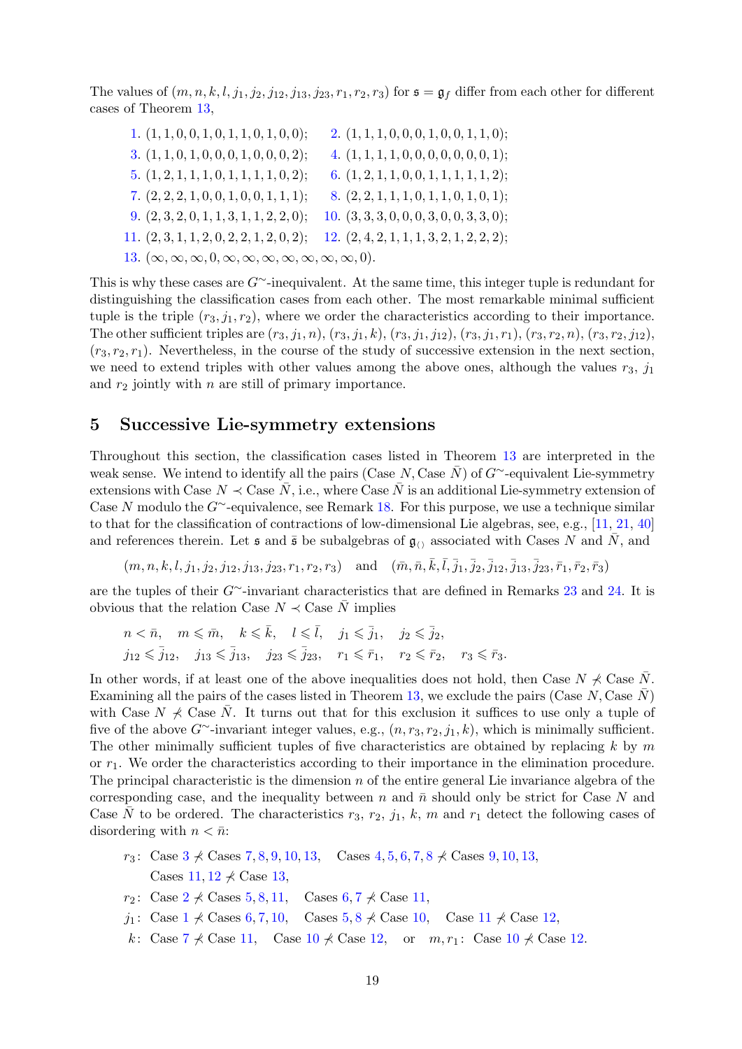The values of $(m,n,k,l,j_1,j_2,j_{12},j_{13},j_{23},r_1,r_2,r_3)$ for $\mathfrak s=\mathfrak g_f$ differ from each other for different cases of Theorem 13,

1. $(1,1,0,0,1,0,1,1,0,1,0,0)$; 2. $(1,1,1,0,0,0,1,0,0,1,1,0)$;
3. $(1,1,0,1,0,0,0,1,0,0,0,2)$; 4. $(1,1,1,1,0,0,0,0,0,0,0,1)$;
5. $(1,2,1,1,1,0,1,1,1,1,0,2)$; 6. $(1,2,1,1,0,0,1,1,1,1,1,2)$;
7. $(2,2,2,1,0,0,1,0,0,1,1,1)$; 8. $(2,2,1,1,1,0,1,1,0,1,0,1)$;
9. $(2,3,2,0,1,1,3,1,1,2,2,0)$; 10. $(3,3,3,0,0,0,3,0,0,3,3,0)$;
11. $(2,3,1,1,2,0,2,2,1,2,0,2)$; 12. $(2,4,2,1,1,1,3,2,1,2,2,2)$;
13. $(\infty,\infty,\infty,0,\infty,\infty,\infty,\infty,\infty,\infty,\infty,0)$.

This is why these cases are $G^{\sim}$-inequivalent. At the same time, this integer tuple is redundant for distinguishing the classification cases from each other. The most remarkable minimal sufficient tuple is the triple $(r_3,j_1,r_2)$, where we order the characteristics according to their importance. The other sufficient triples are $(r_3,j_1,n)$, $(r_3,j_1,k)$, $(r_3,j_1,j_{12})$, $(r_3,j_1,r_1)$, $(r_3,r_2,n)$, $(r_3,r_2,j_{12})$, $(r_3,r_2,r_1)$. Nevertheless, in the course of the study of successive extension in the next section, we need to extend triples with other values among the above ones, although the values $r_3$, $j_1$ and $r_2$ jointly with $n$ are still of primary importance.

## 5 Successive Lie-symmetry extensions

Throughout this section, the classification cases listed in Theorem 13 are interpreted in the weak sense. We intend to identify all the pairs (Case $N$, Case $\bar N$) of $G^{\sim}$-equivalent Lie-symmetry extensions with Case $N\prec$ Case $\bar N$, i.e., where Case $\bar N$ is an additional Lie-symmetry extension of Case $N$ modulo the $G^{\sim}$-equivalence, see Remark 18. For this purpose, we use a technique similar to that for the classification of contractions of low-dimensional Lie algebras, see, e.g., [11, 21, 40] and references therein. Let $\mathfrak s$ and $\bar{\mathfrak s}$ be subalgebras of $\mathfrak g_{\langle\rangle}$ associated with Cases $N$ and $\bar N$, and

$$(m,n,k,l,j_1,j_2,j_{12},j_{13},j_{23},r_1,r_2,r_3)\quad\text{and}\quad(\bar m,\bar n,\bar k,\bar l,\bar j_1,\bar j_2,\bar j_{12},\bar j_{13},\bar j_{23},\bar r_1,\bar r_2,\bar r_3)$$

are the tuples of their $G^{\sim}$-invariant characteristics that are defined in Remarks 23 and 24. It is obvious that the relation Case $N\prec$ Case $\bar N$ implies

$$n<\bar n,\quad m\leqslant\bar m,\quad k\leqslant\bar k,\quad l\leqslant\bar l,\quad j_1\leqslant\bar j_1,\quad j_2\leqslant\bar j_2,$$
$$j_{12}\leqslant\bar j_{12},\quad j_{13}\leqslant\bar j_{13},\quad j_{23}\leqslant\bar j_{23},\quad r_1\leqslant\bar r_1,\quad r_2\leqslant\bar r_2,\quad r_3\leqslant\bar r_3.$$

In other words, if at least one of the above inequalities does not hold, then Case $N\not\prec$ Case $\bar N$. Examining all the pairs of the cases listed in Theorem 13, we exclude the pairs (Case $N$, Case $\bar N$) with Case $N\not\prec$ Case $\bar N$. It turns out that for this exclusion it suffices to use only a tuple of five of the above $G^{\sim}$-invariant integer values, e.g., $(n,r_3,r_2,j_1,k)$, which is minimally sufficient. The other minimally sufficient tuples of five characteristics are obtained by replacing $k$ by $m$ or $r_1$. We order the characteristics according to their importance in the elimination procedure. The principal characteristic is the dimension $n$ of the entire general Lie invariance algebra of the corresponding case, and the inequality between $n$ and $\bar n$ should only be strict for Case $N$ and Case $\bar N$ to be ordered. The characteristics $r_3$, $r_2$, $j_1$, $k$, $m$ and $r_1$ detect the following cases of disordering with $n<\bar n$:

- $r_3$: Case 3 $\not\prec$ Cases 7, 8, 9, 10, 13,  Cases 4, 5, 6, 7, 8 $\not\prec$ Cases 9, 10, 13,
  Cases 11, 12 $\not\prec$ Case 13,
- $r_2$: Case 2 $\not\prec$ Cases 5, 8, 11,  Cases 6, 7 $\not\prec$ Case 11,
- $j_1$: Case 1 $\not\prec$ Cases 6, 7, 10,  Cases 5, 8 $\not\prec$ Case 10,  Case 11 $\not\prec$ Case 12,
- $k$: Case 7 $\not\prec$ Case 11,  Case 10 $\not\prec$ Case 12,  or  $m,r_1$: Case 10 $\not\prec$ Case 12.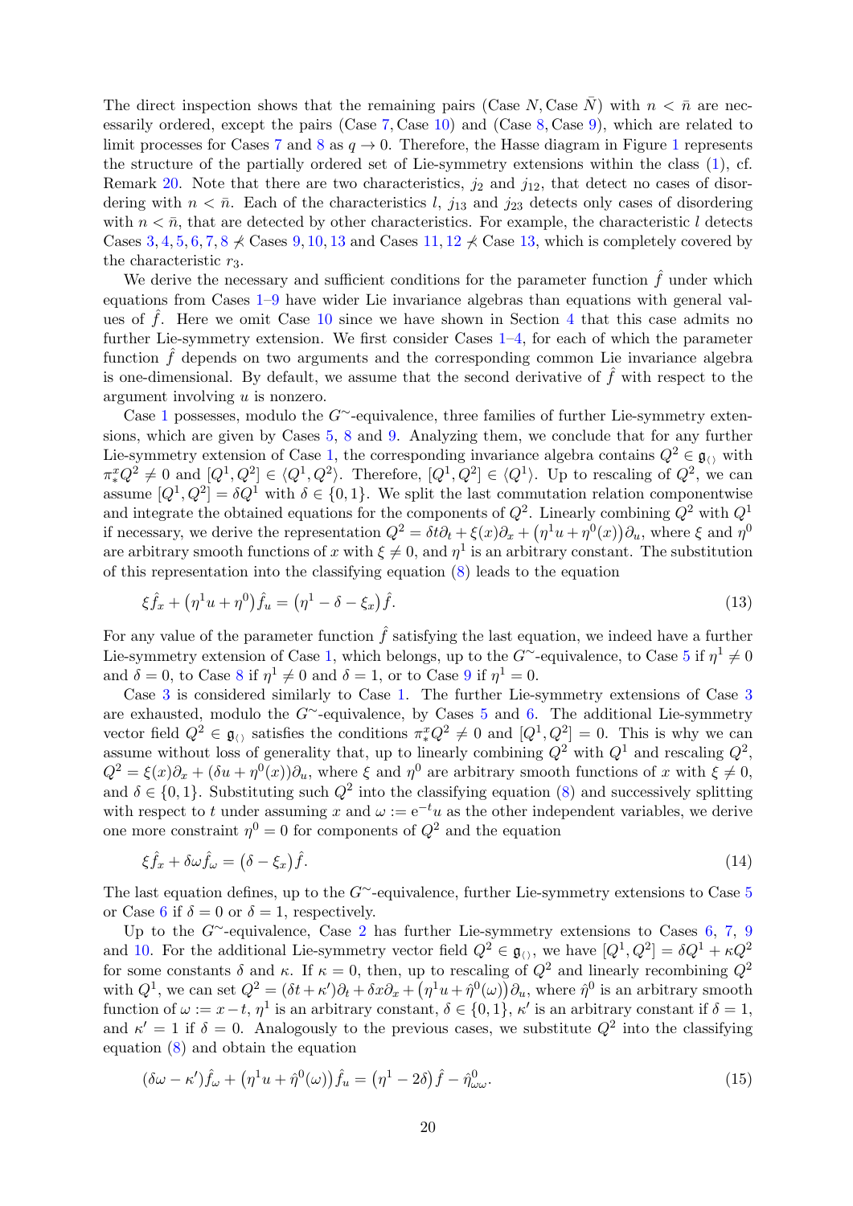The direct inspection shows that the remaining pairs (Case $N$, Case $\bar N$) with $n < \bar n$ are necessarily ordered, except the pairs (Case 7, Case 10) and (Case 8, Case 9), which are related to limit processes for Cases 7 and 8 as $q \to 0$. Therefore, the Hasse diagram in Figure 1 represents the structure of the partially ordered set of Lie-symmetry extensions within the class (1), cf. Remark 20. Note that there are two characteristics, $j_2$ and $j_{12}$, that detect no cases of disordering with $n < \bar n$. Each of the characteristics $l$, $j_{13}$ and $j_{23}$ detects only cases of disordering with $n < \bar n$, that are detected by other characteristics. For example, the characteristic $l$ detects Cases $3, 4, 5, 6, 7, 8 \not\prec$ Cases $9, 10, 13$ and Cases $11, 12 \not\prec$ Case 13, which is completely covered by the characteristic $r_3$.

We derive the necessary and sufficient conditions for the parameter function $\hat f$ under which equations from Cases 1–9 have wider Lie invariance algebras than equations with general values of $\hat f$. Here we omit Case 10 since we have shown in Section 4 that this case admits no further Lie-symmetry extension. We first consider Cases 1–4, for each of which the parameter function $\hat f$ depends on two arguments and the corresponding common Lie invariance algebra is one-dimensional. By default, we assume that the second derivative of $\hat f$ with respect to the argument involving $u$ is nonzero.

Case 1 possesses, modulo the $G^\sim$-equivalence, three families of further Lie-symmetry extensions, which are given by Cases 5, 8 and 9. Analyzing them, we conclude that for any further Lie-symmetry extension of Case 1, the corresponding invariance algebra contains $Q^2 \in \mathfrak g_{\langle\rangle}$ with $\pi^x_* Q^2 \neq 0$ and $[Q^1, Q^2] \in \langle Q^1, Q^2\rangle$. Therefore, $[Q^1, Q^2] \in \langle Q^1\rangle$. Up to rescaling of $Q^2$, we can assume $[Q^1, Q^2] = \delta Q^1$ with $\delta \in \{0, 1\}$. We split the last commutation relation componentwise and integrate the obtained equations for the components of $Q^2$. Linearly combining $Q^2$ with $Q^1$ if necessary, we derive the representation $Q^2 = \delta t\partial_t + \xi(x)\partial_x + \big(\eta^1 u + \eta^0(x)\big)\partial_u$, where $\xi$ and $\eta^0$ are arbitrary smooth functions of $x$ with $\xi \neq 0$, and $\eta^1$ is an arbitrary constant. The substitution of this representation into the classifying equation (8) leads to the equation

$$\xi \hat f_x + \big(\eta^1 u + \eta^0\big)\hat f_u = \big(\eta^1 - \delta - \xi_x\big)\hat f. \tag{13}$$

For any value of the parameter function $\hat f$ satisfying the last equation, we indeed have a further Lie-symmetry extension of Case 1, which belongs, up to the $G^\sim$-equivalence, to Case 5 if $\eta^1 \neq 0$ and $\delta = 0$, to Case 8 if $\eta^1 \neq 0$ and $\delta = 1$, or to Case 9 if $\eta^1 = 0$.

Case 3 is considered similarly to Case 1. The further Lie-symmetry extensions of Case 3 are exhausted, modulo the $G^\sim$-equivalence, by Cases 5 and 6. The additional Lie-symmetry vector field $Q^2 \in \mathfrak g_{\langle\rangle}$ satisfies the conditions $\pi^x_* Q^2 \neq 0$ and $[Q^1, Q^2] = 0$. This is why we can assume without loss of generality that, up to linearly combining $Q^2$ with $Q^1$ and rescaling $Q^2$, $Q^2 = \xi(x)\partial_x + (\delta u + \eta^0(x))\partial_u$, where $\xi$ and $\eta^0$ are arbitrary smooth functions of $x$ with $\xi \neq 0$, and $\delta \in \{0, 1\}$. Substituting such $Q^2$ into the classifying equation (8) and successively splitting with respect to $t$ under assuming $x$ and $\omega := \mathrm e^{-t}u$ as the other independent variables, we derive one more constraint $\eta^0 = 0$ for components of $Q^2$ and the equation

$$\xi \hat f_x + \delta\omega \hat f_\omega = \big(\delta - \xi_x\big)\hat f. \tag{14}$$

The last equation defines, up to the $G^\sim$-equivalence, further Lie-symmetry extensions to Case 5 or Case 6 if $\delta = 0$ or $\delta = 1$, respectively.

Up to the $G^\sim$-equivalence, Case 2 has further Lie-symmetry extensions to Cases 6, 7, 9 and 10. For the additional Lie-symmetry vector field $Q^2 \in \mathfrak g_{\langle\rangle}$, we have $[Q^1, Q^2] = \delta Q^1 + \kappa Q^2$ for some constants $\delta$ and $\kappa$. If $\kappa = 0$, then, up to rescaling of $Q^2$ and linearly recombining $Q^2$ with $Q^1$, we can set $Q^2 = (\delta t + \kappa')\partial_t + \delta x\partial_x + \big(\eta^1 u + \hat\eta^0(\omega)\big)\partial_u$, where $\hat\eta^0$ is an arbitrary smooth function of $\omega := x - t$, $\eta^1$ is an arbitrary constant, $\delta \in \{0, 1\}$, $\kappa'$ is an arbitrary constant if $\delta = 1$, and $\kappa' = 1$ if $\delta = 0$. Analogously to the previous cases, we substitute $Q^2$ into the classifying equation (8) and obtain the equation

$$(\delta\omega - \kappa')\hat f_\omega + \big(\eta^1 u + \hat\eta^0(\omega)\big)\hat f_u = \big(\eta^1 - 2\delta\big)\hat f - \hat\eta^0_{\omega\omega}. \tag{15}$$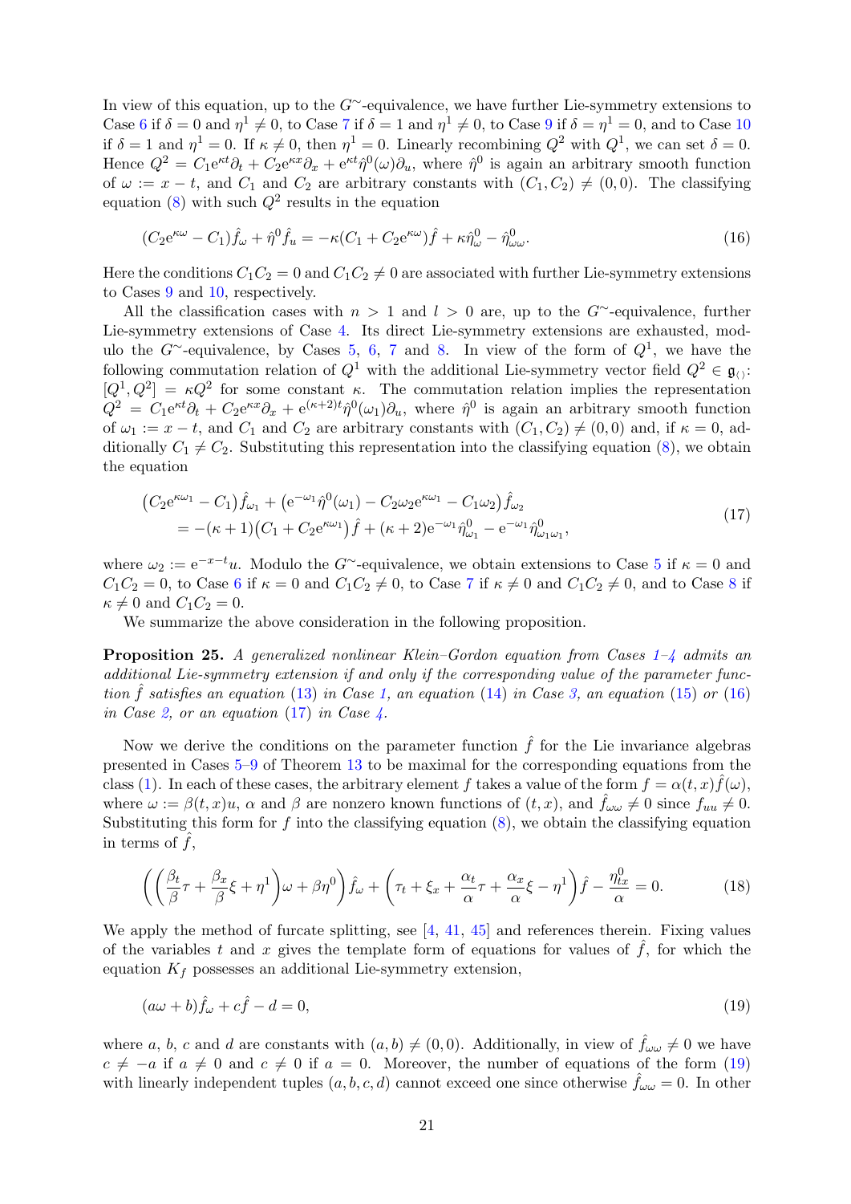In view of this equation, up to the $G^{\sim}$-equivalence, we have further Lie-symmetry extensions to Case 6 if $\delta=0$ and $\eta^1\neq0$, to Case 7 if $\delta=1$ and $\eta^1\neq0$, to Case 9 if $\delta=\eta^1=0$, and to Case 10 if $\delta=1$ and $\eta^1=0$. If $\kappa\neq0$, then $\eta^1=0$. Linearly recombining $Q^2$ with $Q^1$, we can set $\delta=0$. Hence $Q^2=C_1\mathrm{e}^{\kappa t}\partial_t+C_2\mathrm{e}^{\kappa x}\partial_x+\mathrm{e}^{\kappa t}\hat\eta^0(\omega)\partial_u$, where $\hat\eta^0$ is again an arbitrary smooth function of $\omega:=x-t$, and $C_1$ and $C_2$ are arbitrary constants with $(C_1,C_2)\neq(0,0)$. The classifying equation (8) with such $Q^2$ results in the equation

$$
(C_2\mathrm{e}^{\kappa\omega}-C_1)\hat f_\omega+\hat\eta^0\hat f_u=-\kappa(C_1+C_2\mathrm{e}^{\kappa\omega})\hat f+\kappa\hat\eta^0_\omega-\hat\eta^0_{\omega\omega}. \tag{16}
$$

Here the conditions $C_1C_2=0$ and $C_1C_2\neq0$ are associated with further Lie-symmetry extensions to Cases 9 and 10, respectively.

All the classification cases with $n>1$ and $l>0$ are, up to the $G^{\sim}$-equivalence, further Lie-symmetry extensions of Case 4. Its direct Lie-symmetry extensions are exhausted, modulo the $G^{\sim}$-equivalence, by Cases 5, 6, 7 and 8. In view of the form of $Q^1$, we have the following commutation relation of $Q^1$ with the additional Lie-symmetry vector field $Q^2\in\mathfrak g_{\langle\rangle}$: $[Q^1,Q^2]=\kappa Q^2$ for some constant $\kappa$. The commutation relation implies the representation $Q^2=C_1\mathrm{e}^{\kappa t}\partial_t+C_2\mathrm{e}^{\kappa x}\partial_x+\mathrm{e}^{(\kappa+2)t}\hat\eta^0(\omega_1)\partial_u$, where $\hat\eta^0$ is again an arbitrary smooth function of $\omega_1:=x-t$, and $C_1$ and $C_2$ are arbitrary constants with $(C_1,C_2)\neq(0,0)$ and, if $\kappa=0$, additionally $C_1\neq C_2$. Substituting this representation into the classifying equation (8), we obtain the equation

$$
\begin{aligned}
&\big(C_2\mathrm{e}^{\kappa\omega_1}-C_1\big)\hat f_{\omega_1}+\big(\mathrm{e}^{-\omega_1}\hat\eta^0(\omega_1)-C_2\omega_2\mathrm{e}^{\kappa\omega_1}-C_1\omega_2\big)\hat f_{\omega_2}\\
&\qquad=-(\kappa+1)\big(C_1+C_2\mathrm{e}^{\kappa\omega_1}\big)\hat f+(\kappa+2)\mathrm{e}^{-\omega_1}\hat\eta^0_{\omega_1}-\mathrm{e}^{-\omega_1}\hat\eta^0_{\omega_1\omega_1},
\end{aligned} \tag{17}
$$

where $\omega_2:=\mathrm{e}^{-x-t}u$. Modulo the $G^{\sim}$-equivalence, we obtain extensions to Case 5 if $\kappa=0$ and $C_1C_2=0$, to Case 6 if $\kappa=0$ and $C_1C_2\neq0$, to Case 7 if $\kappa\neq0$ and $C_1C_2\neq0$, and to Case 8 if $\kappa\neq0$ and $C_1C_2=0$.

We summarize the above consideration in the following proposition.

**Proposition 25.** *A generalized nonlinear Klein–Gordon equation from Cases 1–4 admits an additional Lie-symmetry extension if and only if the corresponding value of the parameter function $\hat f$ satisfies an equation (13) in Case 1, an equation (14) in Case 3, an equation (15) or (16) in Case 2, or an equation (17) in Case 4.*

Now we derive the conditions on the parameter function $\hat f$ for the Lie invariance algebras presented in Cases 5–9 of Theorem 13 to be maximal for the corresponding equations from the class (1). In each of these cases, the arbitrary element $f$ takes a value of the form $f=\alpha(t,x)\hat f(\omega)$, where $\omega:=\beta(t,x)u$, $\alpha$ and $\beta$ are nonzero known functions of $(t,x)$, and $\hat f_{\omega\omega}\neq0$ since $f_{uu}\neq0$. Substituting this form for $f$ into the classifying equation (8), we obtain the classifying equation in terms of $\hat f$,

$$
\left(\left(\frac{\beta_t}{\beta}\tau+\frac{\beta_x}{\beta}\xi+\eta^1\right)\omega+\beta\eta^0\right)\hat f_\omega+\left(\tau_t+\xi_x+\frac{\alpha_t}{\alpha}\tau+\frac{\alpha_x}{\alpha}\xi-\eta^1\right)\hat f-\frac{\eta^0_{tx}}{\alpha}=0. \tag{18}
$$

We apply the method of furcate splitting, see [4, 41, 45] and references therein. Fixing values of the variables $t$ and $x$ gives the template form of equations for values of $\hat f$, for which the equation $K_f$ possesses an additional Lie-symmetry extension,

$$
(a\omega+b)\hat f_\omega+c\hat f-d=0, \tag{19}
$$

where $a$, $b$, $c$ and $d$ are constants with $(a,b)\neq(0,0)$. Additionally, in view of $\hat f_{\omega\omega}\neq0$ we have $c\neq-a$ if $a\neq0$ and $c\neq0$ if $a=0$. Moreover, the number of equations of the form (19) with linearly independent tuples $(a,b,c,d)$ cannot exceed one since otherwise $\hat f_{\omega\omega}=0$. In other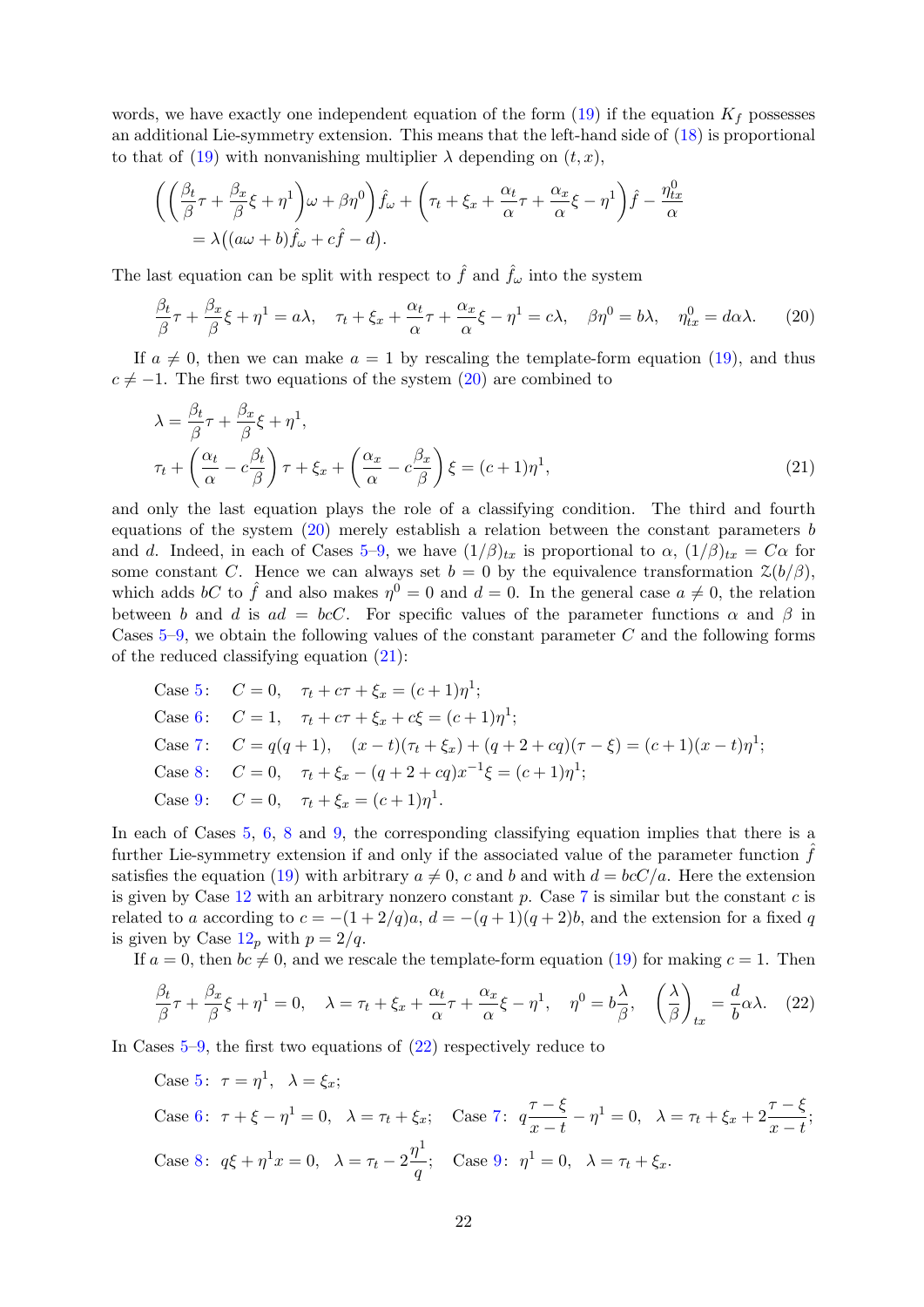words, we have exactly one independent equation of the form (19) if the equation $K_f$ possesses an additional Lie-symmetry extension. This means that the left-hand side of (18) is proportional to that of (19) with nonvanishing multiplier $\lambda$ depending on $(t,x)$,

$$\left(\left(\frac{\beta_t}{\beta}\tau+\frac{\beta_x}{\beta}\xi+\eta^1\right)\omega+\beta\eta^0\right)\hat f_\omega+\left(\tau_t+\xi_x+\frac{\alpha_t}{\alpha}\tau+\frac{\alpha_x}{\alpha}\xi-\eta^1\right)\hat f-\frac{\eta^0_{tx}}{\alpha}$$
$$=\lambda\big((a\omega+b)\hat f_\omega+c\hat f-d\big).$$

The last equation can be split with respect to $\hat f$ and $\hat f_\omega$ into the system

$$\frac{\beta_t}{\beta}\tau+\frac{\beta_x}{\beta}\xi+\eta^1=a\lambda,\quad \tau_t+\xi_x+\frac{\alpha_t}{\alpha}\tau+\frac{\alpha_x}{\alpha}\xi-\eta^1=c\lambda,\quad \beta\eta^0=b\lambda,\quad \eta^0_{tx}=d\alpha\lambda. \tag{20}$$

If $a\neq0$, then we can make $a=1$ by rescaling the template-form equation (19), and thus $c\neq-1$. The first two equations of the system (20) are combined to

$$\begin{aligned}
&\lambda=\frac{\beta_t}{\beta}\tau+\frac{\beta_x}{\beta}\xi+\eta^1,\\
&\tau_t+\left(\frac{\alpha_t}{\alpha}-c\frac{\beta_t}{\beta}\right)\tau+\xi_x+\left(\frac{\alpha_x}{\alpha}-c\frac{\beta_x}{\beta}\right)\xi=(c+1)\eta^1,
\end{aligned} \tag{21}$$

and only the last equation plays the role of a classifying condition. The third and fourth equations of the system (20) merely establish a relation between the constant parameters $b$ and $d$. Indeed, in each of Cases 5–9, we have $(1/\beta)_{tx}$ is proportional to $\alpha$, $(1/\beta)_{tx}=C\alpha$ for some constant $C$. Hence we can always set $b=0$ by the equivalence transformation $\mathcal Z(b/\beta)$, which adds $bC$ to $\hat f$ and also makes $\eta^0=0$ and $d=0$. In the general case $a\neq0$, the relation between $b$ and $d$ is $ad=bcC$. For specific values of the parameter functions $\alpha$ and $\beta$ in Cases 5–9, we obtain the following values of the constant parameter $C$ and the following forms of the reduced classifying equation (21):

Case 5: $\quad C=0,\quad \tau_t+c\tau+\xi_x=(c+1)\eta^1;$

Case 6: $\quad C=1,\quad \tau_t+c\tau+\xi_x+c\xi=(c+1)\eta^1;$

Case 7: $\quad C=q(q+1),\quad (x-t)(\tau_t+\xi_x)+(q+2+cq)(\tau-\xi)=(c+1)(x-t)\eta^1;$

Case 8: $\quad C=0,\quad \tau_t+\xi_x-(q+2+cq)x^{-1}\xi=(c+1)\eta^1;$

Case 9: $\quad C=0,\quad \tau_t+\xi_x=(c+1)\eta^1.$

In each of Cases 5, 6, 8 and 9, the corresponding classifying equation implies that there is a further Lie-symmetry extension if and only if the associated value of the parameter function $\hat f$ satisfies the equation (19) with arbitrary $a\neq0$, $c$ and $b$ and with $d=bcC/a$. Here the extension is given by Case 12 with an arbitrary nonzero constant $p$. Case 7 is similar but the constant $c$ is related to $a$ according to $c=-(1+2/q)a$, $d=-(q+1)(q+2)b$, and the extension for a fixed $q$ is given by Case $12_p$ with $p=2/q$.

If $a=0$, then $bc\neq0$, and we rescale the template-form equation (19) for making $c=1$. Then

$$\frac{\beta_t}{\beta}\tau+\frac{\beta_x}{\beta}\xi+\eta^1=0,\quad \lambda=\tau_t+\xi_x+\frac{\alpha_t}{\alpha}\tau+\frac{\alpha_x}{\alpha}\xi-\eta^1,\quad \eta^0=b\frac{\lambda}{\beta},\quad \left(\frac{\lambda}{\beta}\right)_{tx}=\frac{d}{b}\alpha\lambda. \tag{22}$$

In Cases 5–9, the first two equations of (22) respectively reduce to

Case 5: $\ \tau=\eta^1,\quad \lambda=\xi_x;$

Case 6: $\ \tau+\xi-\eta^1=0,\quad \lambda=\tau_t+\xi_x;\quad$ Case 7: $\ q\dfrac{\tau-\xi}{x-t}-\eta^1=0,\quad \lambda=\tau_t+\xi_x+2\dfrac{\tau-\xi}{x-t};$

Case 8: $\ q\xi+\eta^1x=0,\quad \lambda=\tau_t-2\dfrac{\eta^1}{q};\quad$ Case 9: $\ \eta^1=0,\quad \lambda=\tau_t+\xi_x.$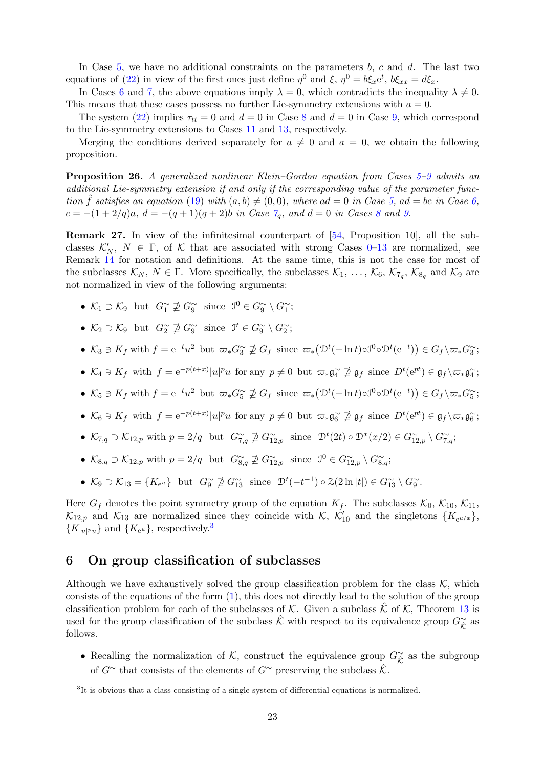In Case 5, we have no additional constraints on the parameters $b$, $c$ and $d$. The last two equations of (22) in view of the first ones just define $\eta^0$ and $\xi$, $\eta^0 = b\xi_x \mathrm{e}^t$, $b\xi_{xx} = d\xi_x$.

In Cases 6 and 7, the above equations imply $\lambda = 0$, which contradicts the inequality $\lambda \neq 0$. This means that these cases possess no further Lie-symmetry extensions with $a = 0$.

The system (22) implies $\tau_{tt} = 0$ and $d = 0$ in Case 8 and $d = 0$ in Case 9, which correspond to the Lie-symmetry extensions to Cases 11 and 13, respectively.

Merging the conditions derived separately for $a \neq 0$ and $a = 0$, we obtain the following proposition.

**Proposition 26.** *A generalized nonlinear Klein–Gordon equation from Cases 5–9 admits an additional Lie-symmetry extension if and only if the corresponding value of the parameter function $\hat{f}$ satisfies an equation (19) with $(a, b) \neq (0, 0)$, where $ad = 0$ in Case 5, $ad = bc$ in Case 6, $c = -(1 + 2/q)a$, $d = -(q + 1)(q + 2)b$ in Case $7_q$, and $d = 0$ in Cases 8 and 9.*

**Remark 27.** In view of the infinitesimal counterpart of [54, Proposition 10], all the subclasses $\mathcal{K}'_N$, $N \in \Gamma$, of $\mathcal{K}$ that are associated with strong Cases 0–13 are normalized, see Remark 14 for notation and definitions. At the same time, this is not the case for most of the subclasses $\mathcal{K}_N$, $N \in \Gamma$. More specifically, the subclasses $\mathcal{K}_1, \dots, \mathcal{K}_6$, $\mathcal{K}_{7_q}$, $\mathcal{K}_{8_q}$ and $\mathcal{K}_9$ are not normalized in view of the following arguments:

- $\mathcal{K}_1 \supset \mathcal{K}_9$ but $G^\sim_1 \not\supseteq G^\sim_9$ since $\mathcal{I}^0 \in G^\sim_9 \setminus G^\sim_1$;
- $\mathcal{K}_2 \supset \mathcal{K}_9$ but $G^\sim_2 \not\supseteq G^\sim_9$ since $\mathcal{I}^t \in G^\sim_9 \setminus G^\sim_2$;
- $\mathcal{K}_3 \ni K_f$ with $f = \mathrm{e}^{-t}u^2$ but $\varpi_* G^\sim_3 \not\supseteq G_f$ since $\varpi_*\big(\mathcal{D}^t(-\ln t)\circ\mathcal{I}^0\circ\mathcal{D}^t(\mathrm{e}^{-t})\big) \in G_f \setminus \varpi_* G^\sim_3$;
- $\mathcal{K}_4 \ni K_f$ with $f = \mathrm{e}^{-p(t+x)}|u|^p u$ for any $p \neq 0$ but $\varpi_*\mathfrak{g}^\sim_4 \not\supseteq \mathfrak{g}_f$ since $D^t(\mathrm{e}^{pt}) \in \mathfrak{g}_f \setminus \varpi_*\mathfrak{g}^\sim_4$;
- $\mathcal{K}_5 \ni K_f$ with $f = \mathrm{e}^{-t}u^2$ but $\varpi_* G^\sim_5 \not\supseteq G_f$ since $\varpi_*\big(\mathcal{D}^t(-\ln t)\circ\mathcal{I}^0\circ\mathcal{D}^t(\mathrm{e}^{-t})\big) \in G_f \setminus \varpi_* G^\sim_5$;
- $\mathcal{K}_6 \ni K_f$ with $f = \mathrm{e}^{-p(t+x)}|u|^p u$ for any $p \neq 0$ but $\varpi_*\mathfrak{g}^\sim_6 \not\supseteq \mathfrak{g}_f$ since $D^t(\mathrm{e}^{pt}) \in \mathfrak{g}_f \setminus \varpi_*\mathfrak{g}^\sim_6$;
- $\mathcal{K}_{7,q} \supset \mathcal{K}_{12,p}$ with $p = 2/q$ but $G^\sim_{7,q} \not\supseteq G^\sim_{12,p}$ since $\mathcal{D}^t(2t)\circ\mathcal{D}^x(x/2) \in G^\sim_{12,p} \setminus G^\sim_{7,q}$;
- $\mathcal{K}_{8,q} \supset \mathcal{K}_{12,p}$ with $p = 2/q$ but $G^\sim_{8,q} \not\supseteq G^\sim_{12,p}$ since $\mathcal{I}^0 \in G^\sim_{12,p} \setminus G^\sim_{8,q}$;
- $\mathcal{K}_9 \supset \mathcal{K}_{13} = \{K_{\mathrm{e}^u}\}$ but $G^\sim_9 \not\supseteq G^\sim_{13}$ since $\mathcal{D}^t(-t^{-1})\circ\mathcal{Z}(2\ln|t|) \in G^\sim_{13} \setminus G^\sim_9$.

Here $G_f$ denotes the point symmetry group of the equation $K_f$. The subclasses $\mathcal{K}_0$, $\mathcal{K}_{10}$, $\mathcal{K}_{11}$, $\mathcal{K}_{12,p}$ and $\mathcal{K}_{13}$ are normalized since they coincide with $\mathcal{K}$, $\mathcal{K}'_{10}$ and the singletons $\{K_{\mathrm{e}^{u/x}}\}$, $\{K_{|u|^p u}\}$ and $\{K_{\mathrm{e}^u}\}$, respectively.[3]

## 6 On group classification of subclasses

Although we have exhaustively solved the group classification problem for the class $\mathcal{K}$, which consists of the equations of the form (1), this does not directly lead to the solution of the group classification problem for each of the subclasses of $\mathcal{K}$. Given a subclass $\hat{\mathcal{K}}$ of $\mathcal{K}$, Theorem 13 is used for the group classification of the subclass $\hat{\mathcal{K}}$ with respect to its equivalence group $G^\sim_{\hat{\mathcal{K}}}$ as follows.

- Recalling the normalization of $\mathcal{K}$, construct the equivalence group $G^\sim_{\hat{\mathcal{K}}}$ as the subgroup of $G^\sim$ that consists of the elements of $G^\sim$ preserving the subclass $\hat{\mathcal{K}}$.

[3] It is obvious that a class consisting of a single system of differential equations is normalized.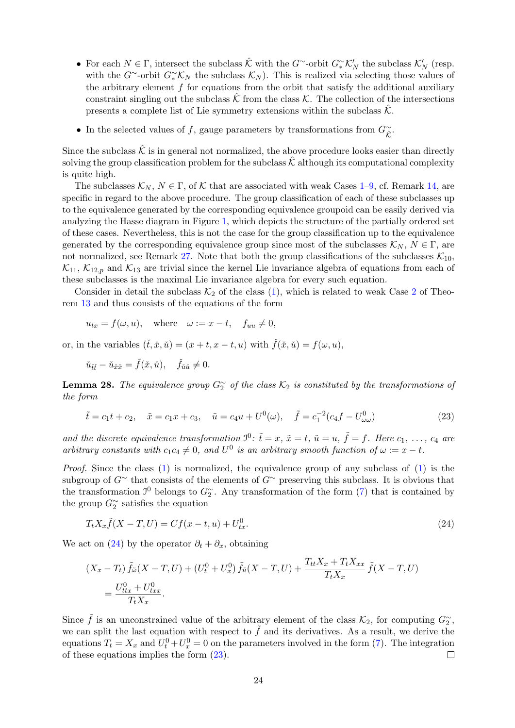- For each $N \in \Gamma$, intersect the subclass $\hat{\mathcal{K}}$ with the $G^\sim$-orbit $G^\sim_*\mathcal{K}'_N$ the subclass $\mathcal{K}'_N$ (resp. with the $G^\sim$-orbit $G^\sim_*\mathcal{K}_N$ the subclass $\mathcal{K}_N$). This is realized via selecting those values of the arbitrary element $f$ for equations from the orbit that satisfy the additional auxiliary constraint singling out the subclass $\hat{\mathcal{K}}$ from the class $\mathcal{K}$. The collection of the intersections presents a complete list of Lie symmetry extensions within the subclass $\hat{\mathcal{K}}$.
- In the selected values of $f$, gauge parameters by transformations from $G^\sim_{\hat{\mathcal{K}}}$.

Since the subclass $\hat{\mathcal{K}}$ is in general not normalized, the above procedure looks easier than directly solving the group classification problem for the subclass $\hat{\mathcal{K}}$ although its computational complexity is quite high.

The subclasses $\mathcal{K}_N$, $N \in \Gamma$, of $\mathcal{K}$ that are associated with weak Cases 1–9, cf. Remark 14, are specific in regard to the above procedure. The group classification of each of these subclasses up to the equivalence generated by the corresponding equivalence groupoid can be easily derived via analyzing the Hasse diagram in Figure 1, which depicts the structure of the partially ordered set of these cases. Nevertheless, this is not the case for the group classification up to the equivalence generated by the corresponding equivalence group since most of the subclasses $\mathcal{K}_N$, $N \in \Gamma$, are not normalized, see Remark 27. Note that both the group classifications of the subclasses $\mathcal{K}_{10}$, $\mathcal{K}_{11}$, $\mathcal{K}_{12,p}$ and $\mathcal{K}_{13}$ are trivial since the kernel Lie invariance algebra of equations from each of these subclasses is the maximal Lie invariance algebra for every such equation.

Consider in detail the subclass $\mathcal{K}_2$ of the class (1), which is related to weak Case 2 of Theorem 13 and thus consists of the equations of the form

$$u_{tx} = f(\omega, u), \quad \text{where} \quad \omega := x - t, \quad f_{uu} \neq 0,$$

or, in the variables $(\check{t}, \check{x}, \check{u}) = (x + t, x - t, u)$ with $\check{f}(\check{x}, \check{u}) = f(\omega, u)$,

$$\check{u}_{\check{t}\check{t}} - \check{u}_{\check{x}\check{x}} = \check{f}(\check{x}, \check{u}), \quad \check{f}_{\check{u}\check{u}} \neq 0.$$

**Lemma 28.** *The equivalence group $G^\sim_2$ of the class $\mathcal{K}_2$ is constituted by the transformations of the form*

$$\tilde{t} = c_1 t + c_2, \quad \tilde{x} = c_1 x + c_3, \quad \tilde{u} = c_4 u + U^0(\omega), \quad \tilde{f} = c_1^{-2}(c_4 f - U^0_{\omega\omega}) \tag{23}$$

*and the discrete equivalence transformation $\mathcal{J}^0$: $\tilde{t} = x$, $\tilde{x} = t$, $\tilde{u} = u$, $\tilde{f} = f$. Here $c_1, \ldots, c_4$ are arbitrary constants with $c_1 c_4 \neq 0$, and $U^0$ is an arbitrary smooth function of $\omega := x - t$.*

*Proof.* Since the class (1) is normalized, the equivalence group of any subclass of (1) is the subgroup of $G^\sim$ that consists of the elements of $G^\sim$ preserving this subclass. It is obvious that the transformation $\mathcal{J}^0$ belongs to $G^\sim_2$. Any transformation of the form (7) that is contained by the group $G^\sim_2$ satisfies the equation

$$T_t X_x \tilde{f}(X - T, U) = C f(x - t, u) + U^0_{tx}. \tag{24}$$

We act on (24) by the operator $\partial_t + \partial_x$, obtaining

$$(X_x - T_t)\, \tilde{f}_{\tilde{\omega}}(X - T, U) + (U^0_t + U^0_x)\, \tilde{f}_{\tilde{u}}(X - T, U) + \frac{T_{tt}X_x + T_t X_{xx}}{T_t X_x}\, \tilde{f}(X - T, U)$$
$$= \frac{U^0_{ttx} + U^0_{txx}}{T_t X_x}.$$

Since $\tilde{f}$ is an unconstrained value of the arbitrary element of the class $\mathcal{K}_2$, for computing $G^\sim_2$, we can split the last equation with respect to $\tilde{f}$ and its derivatives. As a result, we derive the equations $T_t = X_x$ and $U^0_t + U^0_x = 0$ on the parameters involved in the form (7). The integration of these equations implies the form (23). ∎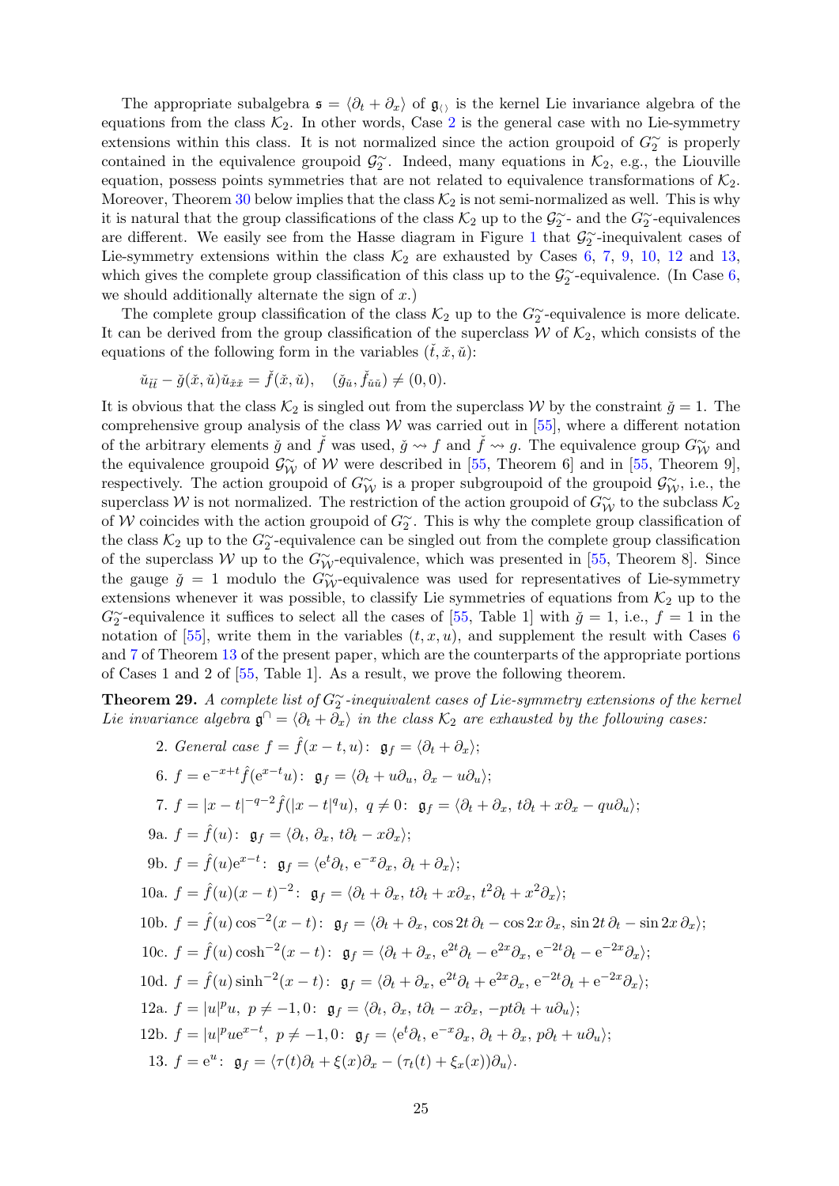The appropriate subalgebra $\mathfrak{s} = \langle \partial_t + \partial_x \rangle$ of $\mathfrak{g}_{\langle\rangle}$ is the kernel Lie invariance algebra of the equations from the class $\mathcal{K}_2$. In other words, Case 2 is the general case with no Lie-symmetry extensions within this class. It is not normalized since the action groupoid of $G_2^\sim$ is properly contained in the equivalence groupoid $\mathcal{G}_2^\sim$. Indeed, many equations in $\mathcal{K}_2$, e.g., the Liouville equation, possess points symmetries that are not related to equivalence transformations of $\mathcal{K}_2$. Moreover, Theorem 30 below implies that the class $\mathcal{K}_2$ is not semi-normalized as well. This is why it is natural that the group classifications of the class $\mathcal{K}_2$ up to the $\mathcal{G}_2^\sim$- and the $G_2^\sim$-equivalences are different. We easily see from the Hasse diagram in Figure 1 that $\mathcal{G}_2^\sim$-inequivalent cases of Lie-symmetry extensions within the class $\mathcal{K}_2$ are exhausted by Cases 6, 7, 9, 10, 12 and 13, which gives the complete group classification of this class up to the $\mathcal{G}_2^\sim$-equivalence. (In Case 6, we should additionally alternate the sign of $x$.)

The complete group classification of the class $\mathcal{K}_2$ up to the $G_2^\sim$-equivalence is more delicate. It can be derived from the group classification of the superclass $\mathcal{W}$ of $\mathcal{K}_2$, which consists of the equations of the following form in the variables $(\check t, \check x, \check u)$:

$$\check u_{\check t\check t} - \check g(\check x, \check u)\check u_{\check x\check x} = \check f(\check x, \check u), \quad (\check g_{\check u}, \check f_{\check u\check u}) \neq (0,0).$$

It is obvious that the class $\mathcal{K}_2$ is singled out from the superclass $\mathcal{W}$ by the constraint $\check g = 1$. The comprehensive group analysis of the class $\mathcal{W}$ was carried out in [55], where a different notation of the arbitrary elements $\check g$ and $\check f$ was used, $\check g \rightsquigarrow f$ and $\check f \rightsquigarrow g$. The equivalence group $G_{\mathcal{W}}^\sim$ and the equivalence groupoid $\mathcal{G}_{\mathcal{W}}^\sim$ of $\mathcal{W}$ were described in [55, Theorem 6] and in [55, Theorem 9], respectively. The action groupoid of $G_{\mathcal{W}}^\sim$ is a proper subgroupoid of the groupoid $\mathcal{G}_{\mathcal{W}}^\sim$, i.e., the superclass $\mathcal{W}$ is not normalized. The restriction of the action groupoid of $G_{\mathcal{W}}^\sim$ to the subclass $\mathcal{K}_2$ of $\mathcal{W}$ coincides with the action groupoid of $G_2^\sim$. This is why the complete group classification of the class $\mathcal{K}_2$ up to the $G_2^\sim$-equivalence can be singled out from the complete group classification of the superclass $\mathcal{W}$ up to the $G_{\mathcal{W}}^\sim$-equivalence, which was presented in [55, Theorem 8]. Since the gauge $\check g = 1$ modulo the $G_{\mathcal{W}}^\sim$-equivalence was used for representatives of Lie-symmetry extensions whenever it was possible, to classify Lie symmetries of equations from $\mathcal{K}_2$ up to the $G_2^\sim$-equivalence it suffices to select all the cases of [55, Table 1] with $\check g = 1$, i.e., $f = 1$ in the notation of [55], write them in the variables $(t, x, u)$, and supplement the result with Cases 6 and 7 of Theorem 13 of the present paper, which are the counterparts of the appropriate portions of Cases 1 and 2 of [55, Table 1]. As a result, we prove the following theorem.

**Theorem 29.** *A complete list of $G_2^\sim$-inequivalent cases of Lie-symmetry extensions of the kernel Lie invariance algebra $\mathfrak{g}^\cap = \langle \partial_t + \partial_x \rangle$ in the class $\mathcal{K}_2$ are exhausted by the following cases:*

2. *General case* $f = \hat f(x - t, u)$: $\mathfrak{g}_f = \langle \partial_t + \partial_x \rangle$;

6. $f = \mathrm{e}^{-x+t}\hat f(\mathrm{e}^{x-t}u)$: $\mathfrak{g}_f = \langle \partial_t + u\partial_u,\ \partial_x - u\partial_u \rangle$;

7. $f = |x - t|^{-q-2}\hat f(|x - t|^q u)$, $q \neq 0$: $\mathfrak{g}_f = \langle \partial_t + \partial_x,\ t\partial_t + x\partial_x - qu\partial_u \rangle$;

9a. $f = \hat f(u)$: $\mathfrak{g}_f = \langle \partial_t,\ \partial_x,\ t\partial_t - x\partial_x \rangle$;

9b. $f = \hat f(u)\mathrm{e}^{x-t}$: $\mathfrak{g}_f = \langle \mathrm{e}^t\partial_t,\ \mathrm{e}^{-x}\partial_x,\ \partial_t + \partial_x \rangle$;

10a. $f = \hat f(u)(x - t)^{-2}$: $\mathfrak{g}_f = \langle \partial_t + \partial_x,\ t\partial_t + x\partial_x,\ t^2\partial_t + x^2\partial_x \rangle$;

10b. $f = \hat f(u)\cos^{-2}(x - t)$: $\mathfrak{g}_f = \langle \partial_t + \partial_x,\ \cos 2t\,\partial_t - \cos 2x\,\partial_x,\ \sin 2t\,\partial_t - \sin 2x\,\partial_x \rangle$;

10c. $f = \hat f(u)\cosh^{-2}(x - t)$: $\mathfrak{g}_f = \langle \partial_t + \partial_x,\ \mathrm{e}^{2t}\partial_t - \mathrm{e}^{2x}\partial_x,\ \mathrm{e}^{-2t}\partial_t - \mathrm{e}^{-2x}\partial_x \rangle$;

10d. $f = \hat f(u)\sinh^{-2}(x - t)$: $\mathfrak{g}_f = \langle \partial_t + \partial_x,\ \mathrm{e}^{2t}\partial_t + \mathrm{e}^{2x}\partial_x,\ \mathrm{e}^{-2t}\partial_t + \mathrm{e}^{-2x}\partial_x \rangle$;

12a. $f = |u|^p u$, $p \neq -1, 0$: $\mathfrak{g}_f = \langle \partial_t,\ \partial_x,\ t\partial_t - x\partial_x,\ -pt\partial_t + u\partial_u \rangle$;

12b. $f = |u|^p u\mathrm{e}^{x-t}$, $p \neq -1, 0$: $\mathfrak{g}_f = \langle \mathrm{e}^t\partial_t,\ \mathrm{e}^{-x}\partial_x,\ \partial_t + \partial_x,\ p\partial_t + u\partial_u \rangle$;

13. $f = \mathrm{e}^u$: $\mathfrak{g}_f = \langle \tau(t)\partial_t + \xi(x)\partial_x - (\tau_t(t) + \xi_x(x))\partial_u \rangle$.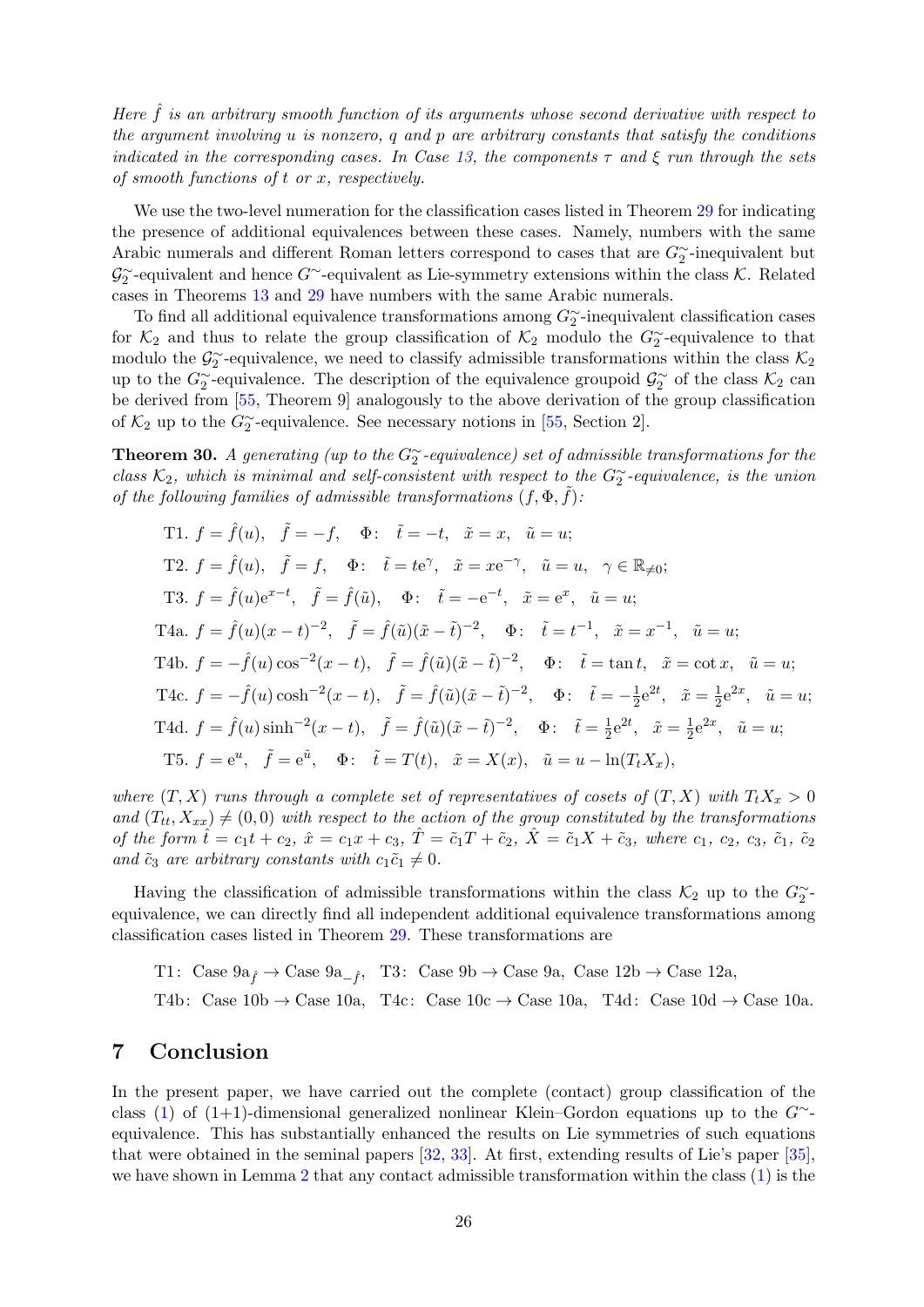*Here $\hat f$ is an arbitrary smooth function of its arguments whose second derivative with respect to the argument involving $u$ is nonzero, $q$ and $p$ are arbitrary constants that satisfy the conditions indicated in the corresponding cases. In Case 13, the components $\tau$ and $\xi$ run through the sets of smooth functions of $t$ or $x$, respectively.*

We use the two-level numeration for the classification cases listed in Theorem 29 for indicating the presence of additional equivalences between these cases. Namely, numbers with the same Arabic numerals and different Roman letters correspond to cases that are $G^{\sim}_2$-inequivalent but $\mathcal{G}^{\sim}_2$-equivalent and hence $G^{\sim}$-equivalent as Lie-symmetry extensions within the class $\mathcal{K}$. Related cases in Theorems 13 and 29 have numbers with the same Arabic numerals.

To find all additional equivalence transformations among $G^{\sim}_2$-inequivalent classification cases for $\mathcal{K}_2$ and thus to relate the group classification of $\mathcal{K}_2$ modulo the $G^{\sim}_2$-equivalence to that modulo the $\mathcal{G}^{\sim}_2$-equivalence, we need to classify admissible transformations within the class $\mathcal{K}_2$ up to the $G^{\sim}_2$-equivalence. The description of the equivalence groupoid $\mathcal{G}^{\sim}_2$ of the class $\mathcal{K}_2$ can be derived from [55, Theorem 9] analogously to the above derivation of the group classification of $\mathcal{K}_2$ up to the $G^{\sim}_2$-equivalence. See necessary notions in [55, Section 2].

**Theorem 30.** *A generating (up to the $G^{\sim}_2$-equivalence) set of admissible transformations for the class $\mathcal{K}_2$, which is minimal and self-consistent with respect to the $G^{\sim}_2$-equivalence, is the union of the following families of admissible transformations $(f,\Phi,\tilde f)$:*

T1. $f=\hat f(u),\quad \tilde f=-f,\quad \Phi\colon\ \tilde t=-t,\ \ \tilde x=x,\ \ \tilde u=u;$

T2. $f=\hat f(u),\quad \tilde f=f,\quad \Phi\colon\ \tilde t=t\mathrm{e}^{\gamma},\ \ \tilde x=x\mathrm{e}^{-\gamma},\ \ \tilde u=u,\ \ \gamma\in\mathbb{R}_{\neq0};$

T3. $f=\hat f(u)\mathrm{e}^{x-t},\quad \tilde f=\hat f(\tilde u),\quad \Phi\colon\ \tilde t=-\mathrm{e}^{-t},\ \ \tilde x=\mathrm{e}^{x},\ \ \tilde u=u;$

T4a. $f=\hat f(u)(x-t)^{-2},\quad \tilde f=\hat f(\tilde u)(\tilde x-\tilde t)^{-2},\quad \Phi\colon\ \tilde t=t^{-1},\ \ \tilde x=x^{-1},\ \ \tilde u=u;$

T4b. $f=-\hat f(u)\cos^{-2}(x-t),\quad \tilde f=\hat f(\tilde u)(\tilde x-\tilde t)^{-2},\quad \Phi\colon\ \tilde t=\tan t,\ \ \tilde x=\cot x,\ \ \tilde u=u;$

T4c. $f=-\hat f(u)\cosh^{-2}(x-t),\quad \tilde f=\hat f(\tilde u)(\tilde x-\tilde t)^{-2},\quad \Phi\colon\ \tilde t=-\tfrac12\mathrm{e}^{2t},\ \ \tilde x=\tfrac12\mathrm{e}^{2x},\ \ \tilde u=u;$

T4d. $f=\hat f(u)\sinh^{-2}(x-t),\quad \tilde f=\hat f(\tilde u)(\tilde x-\tilde t)^{-2},\quad \Phi\colon\ \tilde t=\tfrac12\mathrm{e}^{2t},\ \ \tilde x=\tfrac12\mathrm{e}^{2x},\ \ \tilde u=u;$

T5. $f=\mathrm{e}^{u},\quad \tilde f=\mathrm{e}^{\tilde u},\quad \Phi\colon\ \tilde t=T(t),\ \ \tilde x=X(x),\ \ \tilde u=u-\ln(T_tX_x),$

*where $(T,X)$ runs through a complete set of representatives of cosets of $(T,X)$ with $T_tX_x>0$ and $(T_{tt},X_{xx})\neq(0,0)$ with respect to the action of the group constituted by the transformations of the form $\hat t=c_1t+c_2$, $\hat x=c_1x+c_3$, $\hat T=\tilde c_1T+\tilde c_2$, $\hat X=\tilde c_1X+\tilde c_3$, where $c_1$, $c_2$, $c_3$, $\tilde c_1$, $\tilde c_2$ and $\tilde c_3$ are arbitrary constants with $c_1\tilde c_1\neq0$.*

Having the classification of admissible transformations within the class $\mathcal{K}_2$ up to the $G^{\sim}_2$-equivalence, we can directly find all independent additional equivalence transformations among classification cases listed in Theorem 29. These transformations are

T1: Case $9\mathrm{a}_{\hat f}$ → Case $9\mathrm{a}_{-\hat f}$, T3: Case 9b → Case 9a, Case 12b → Case 12a,

T4b: Case 10b → Case 10a, T4c: Case 10c → Case 10a, T4d: Case 10d → Case 10a.

## 7 Conclusion

In the present paper, we have carried out the complete (contact) group classification of the class (1) of (1+1)-dimensional generalized nonlinear Klein–Gordon equations up to the $G^{\sim}$-equivalence. This has substantially enhanced the results on Lie symmetries of such equations that were obtained in the seminal papers [32, 33]. At first, extending results of Lie's paper [35], we have shown in Lemma 2 that any contact admissible transformation within the class (1) is the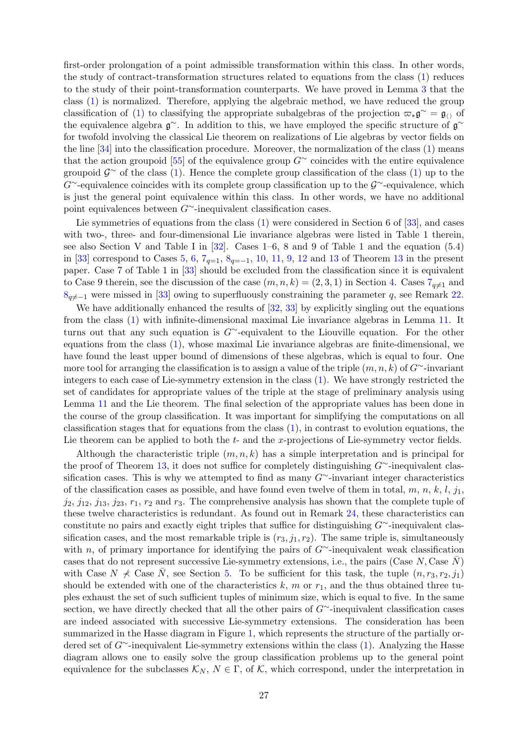first-order prolongation of a point admissible transformation within this class. In other words, the study of contract-transformation structures related to equations from the class (1) reduces to the study of their point-transformation counterparts. We have proved in Lemma 3 that the class (1) is normalized. Therefore, applying the algebraic method, we have reduced the group classification of (1) to classifying the appropriate subalgebras of the projection $\varpi_*\mathfrak{g}^\sim = \mathfrak{g}_{\langle\rangle}$ of the equivalence algebra $\mathfrak{g}^\sim$. In addition to this, we have employed the specific structure of $\mathfrak{g}^\sim$ for twofold involving the classical Lie theorem on realizations of Lie algebras by vector fields on the line [34] into the classification procedure. Moreover, the normalization of the class (1) means that the action groupoid [55] of the equivalence group $G^\sim$ coincides with the entire equivalence groupoid $\mathcal{G}^\sim$ of the class (1). Hence the complete group classification of the class (1) up to the $G^\sim$-equivalence coincides with its complete group classification up to the $\mathcal{G}^\sim$-equivalence, which is just the general point equivalence within this class. In other words, we have no additional point equivalences between $G^\sim$-inequivalent classification cases.

Lie symmetries of equations from the class (1) were considered in Section 6 of [33], and cases with two-, three- and four-dimensional Lie invariance algebras were listed in Table 1 therein, see also Section V and Table I in [32]. Cases 1–6, 8 and 9 of Table 1 and the equation (5.4) in [33] correspond to Cases 5, 6, $7_{q=1}$, $8_{q=-1}$, 10, 11, 9, 12 and 13 of Theorem 13 in the present paper. Case 7 of Table 1 in [33] should be excluded from the classification since it is equivalent to Case 9 therein, see the discussion of the case $(m,n,k)=(2,3,1)$ in Section 4. Cases $7_{q\neq1}$ and $8_{q\neq-1}$ were missed in [33] owing to superfluously constraining the parameter $q$, see Remark 22.

We have additionally enhanced the results of [32, 33] by explicitly singling out the equations from the class (1) with infinite-dimensional maximal Lie invariance algebras in Lemma 11. It turns out that any such equation is $G^\sim$-equivalent to the Liouville equation. For the other equations from the class (1), whose maximal Lie invariance algebras are finite-dimensional, we have found the least upper bound of dimensions of these algebras, which is equal to four. One more tool for arranging the classification is to assign a value of the triple $(m,n,k)$ of $G^\sim$-invariant integers to each case of Lie-symmetry extension in the class (1). We have strongly restricted the set of candidates for appropriate values of the triple at the stage of preliminary analysis using Lemma 11 and the Lie theorem. The final selection of the appropriate values has been done in the course of the group classification. It was important for simplifying the computations on all classification stages that for equations from the class (1), in contrast to evolution equations, the Lie theorem can be applied to both the $t$- and the $x$-projections of Lie-symmetry vector fields.

Although the characteristic triple $(m,n,k)$ has a simple interpretation and is principal for the proof of Theorem 13, it does not suffice for completely distinguishing $G^\sim$-inequivalent classification cases. This is why we attempted to find as many $G^\sim$-invariant integer characteristics of the classification cases as possible, and have found even twelve of them in total, $m$, $n$, $k$, $l$, $j_1$, $j_2$, $j_{12}$, $j_{13}$, $j_{23}$, $r_1$, $r_2$ and $r_3$. The comprehensive analysis has shown that the complete tuple of these twelve characteristics is redundant. As found out in Remark 24, these characteristics can constitute no pairs and exactly eight triples that suffice for distinguishing $G^\sim$-inequivalent classification cases, and the most remarkable triple is $(r_3,j_1,r_2)$. The same triple is, simultaneously with $n$, of primary importance for identifying the pairs of $G^\sim$-inequivalent weak classification cases that do not represent successive Lie-symmetry extensions, i.e., the pairs (Case $N$, Case $\bar N$) with Case $N \not\prec$ Case $\bar N$, see Section 5. To be sufficient for this task, the tuple $(n,r_3,r_2,j_1)$ should be extended with one of the characteristics $k$, $m$ or $r_1$, and the thus obtained three tuples exhaust the set of such sufficient tuples of minimum size, which is equal to five. In the same section, we have directly checked that all the other pairs of $G^\sim$-inequivalent classification cases are indeed associated with successive Lie-symmetry extensions. The consideration has been summarized in the Hasse diagram in Figure 1, which represents the structure of the partially ordered set of $G^\sim$-inequivalent Lie-symmetry extensions within the class (1). Analyzing the Hasse diagram allows one to easily solve the group classification problems up to the general point equivalence for the subclasses $\mathcal{K}_N$, $N\in\Gamma$, of $\mathcal{K}$, which correspond, under the interpretation in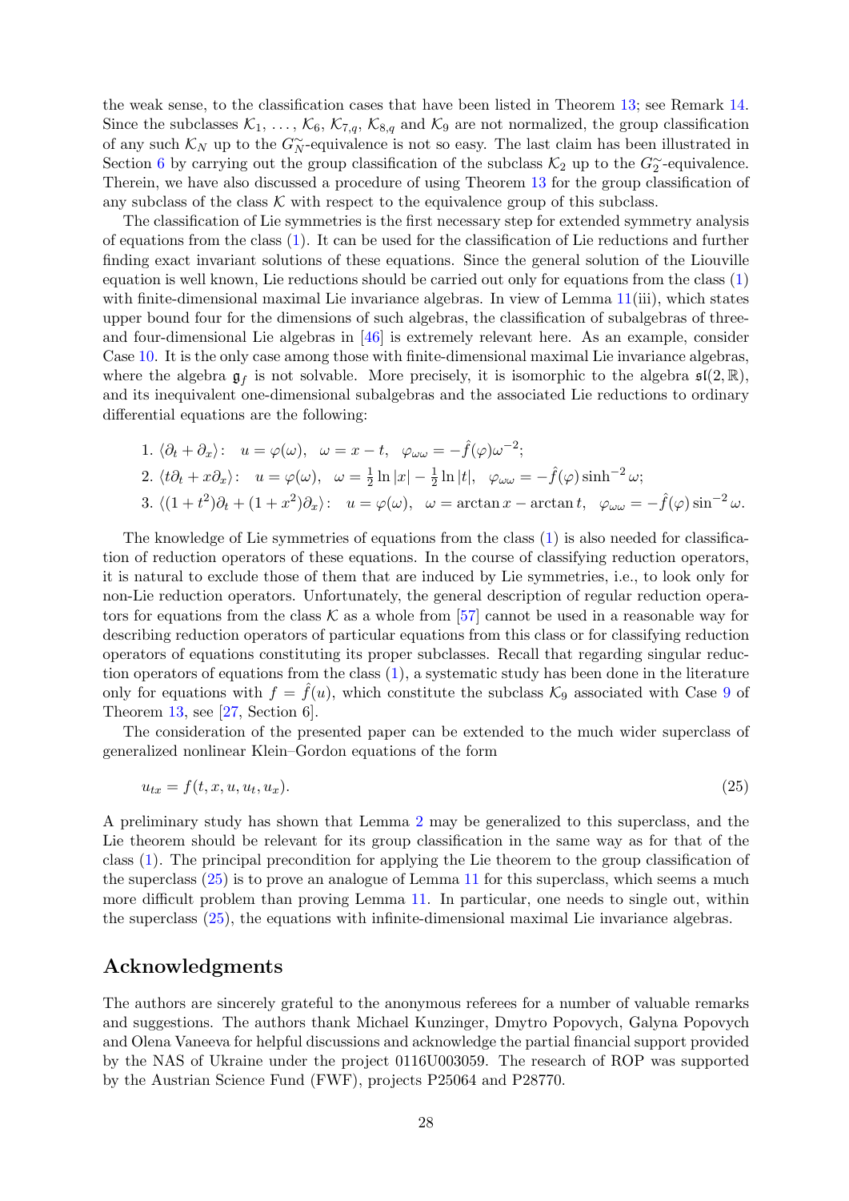the weak sense, to the classification cases that have been listed in Theorem 13; see Remark 14. Since the subclasses $\mathcal{K}_1, \ldots, \mathcal{K}_6$, $\mathcal{K}_{7,q}$, $\mathcal{K}_{8,q}$ and $\mathcal{K}_9$ are not normalized, the group classification of any such $\mathcal{K}_N$ up to the $G^{\sim}_N$-equivalence is not so easy. The last claim has been illustrated in Section 6 by carrying out the group classification of the subclass $\mathcal{K}_2$ up to the $G^{\sim}_2$-equivalence. Therein, we have also discussed a procedure of using Theorem 13 for the group classification of any subclass of the class $\mathcal{K}$ with respect to the equivalence group of this subclass.

The classification of Lie symmetries is the first necessary step for extended symmetry analysis of equations from the class (1). It can be used for the classification of Lie reductions and further finding exact invariant solutions of these equations. Since the general solution of the Liouville equation is well known, Lie reductions should be carried out only for equations from the class (1) with finite-dimensional maximal Lie invariance algebras. In view of Lemma 11(iii), which states upper bound four for the dimensions of such algebras, the classification of subalgebras of three- and four-dimensional Lie algebras in [46] is extremely relevant here. As an example, consider Case 10. It is the only case among those with finite-dimensional maximal Lie invariance algebras, where the algebra $\mathfrak{g}_f$ is not solvable. More precisely, it is isomorphic to the algebra $\mathfrak{sl}(2,\mathbb{R})$, and its inequivalent one-dimensional subalgebras and the associated Lie reductions to ordinary differential equations are the following:

1. $\langle \partial_t + \partial_x \rangle$: $\quad u = \varphi(\omega), \quad \omega = x - t, \quad \varphi_{\omega\omega} = -\hat{f}(\varphi)\omega^{-2}$;
2. $\langle t\partial_t + x\partial_x \rangle$: $\quad u = \varphi(\omega), \quad \omega = \frac{1}{2}\ln|x| - \frac{1}{2}\ln|t|, \quad \varphi_{\omega\omega} = -\hat{f}(\varphi)\sinh^{-2}\omega$;
3. $\langle (1+t^2)\partial_t + (1+x^2)\partial_x \rangle$: $\quad u = \varphi(\omega), \quad \omega = \arctan x - \arctan t, \quad \varphi_{\omega\omega} = -\hat{f}(\varphi)\sin^{-2}\omega$.

The knowledge of Lie symmetries of equations from the class (1) is also needed for classification of reduction operators of these equations. In the course of classifying reduction operators, it is natural to exclude those of them that are induced by Lie symmetries, i.e., to look only for non-Lie reduction operators. Unfortunately, the general description of regular reduction operators for equations from the class $\mathcal{K}$ as a whole from [57] cannot be used in a reasonable way for describing reduction operators of particular equations from this class or for classifying reduction operators of equations constituting its proper subclasses. Recall that regarding singular reduction operators of equations from the class (1), a systematic study has been done in the literature only for equations with $f = \hat{f}(u)$, which constitute the subclass $\mathcal{K}_9$ associated with Case 9 of Theorem 13, see [27, Section 6].

The consideration of the presented paper can be extended to the much wider superclass of generalized nonlinear Klein–Gordon equations of the form

$$u_{tx} = f(t, x, u, u_t, u_x). \tag{25}$$

A preliminary study has shown that Lemma 2 may be generalized to this superclass, and the Lie theorem should be relevant for its group classification in the same way as for that of the class (1). The principal precondition for applying the Lie theorem to the group classification of the superclass (25) is to prove an analogue of Lemma 11 for this superclass, which seems a much more difficult problem than proving Lemma 11. In particular, one needs to single out, within the superclass (25), the equations with infinite-dimensional maximal Lie invariance algebras.

## Acknowledgments

The authors are sincerely grateful to the anonymous referees for a number of valuable remarks and suggestions. The authors thank Michael Kunzinger, Dmytro Popovych, Galyna Popovych and Olena Vaneeva for helpful discussions and acknowledge the partial financial support provided by the NAS of Ukraine under the project 0116U003059. The research of ROP was supported by the Austrian Science Fund (FWF), projects P25064 and P28770.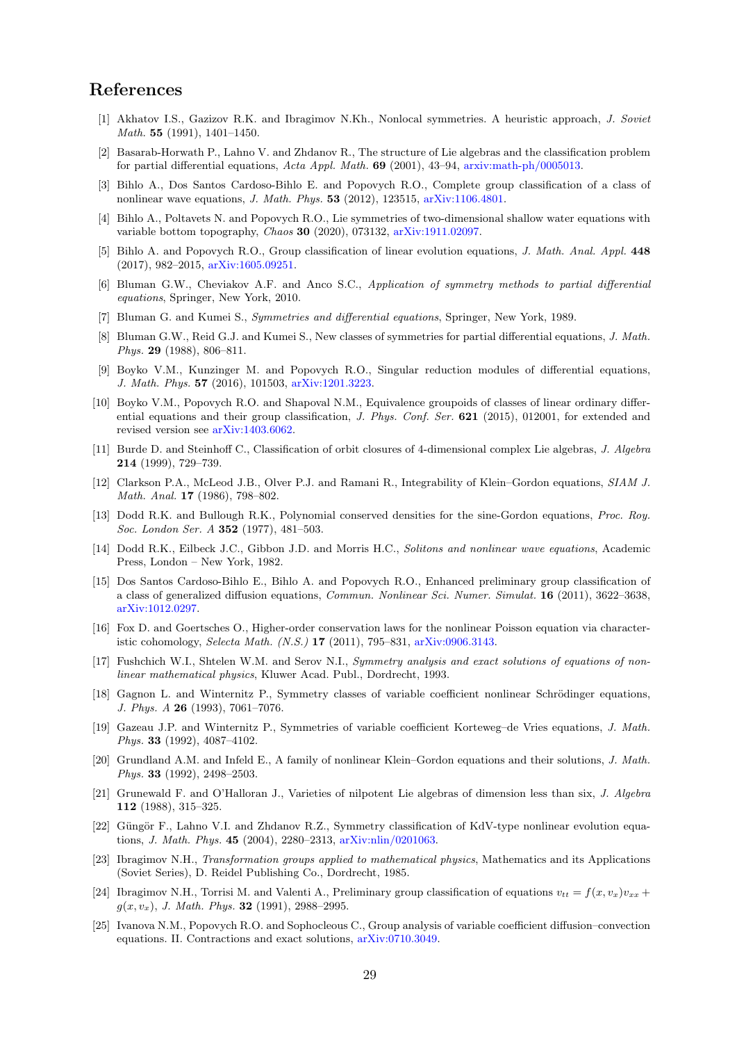## References

[1] Akhatov I.S., Gazizov R.K. and Ibragimov N.Kh., Nonlocal symmetries. A heuristic approach, *J. Soviet Math.* **55** (1991), 1401–1450.

[2] Basarab-Horwath P., Lahno V. and Zhdanov R., The structure of Lie algebras and the classification problem for partial differential equations, *Acta Appl. Math.* **69** (2001), 43–94, arxiv:math-ph/0005013.

[3] Bihlo A., Dos Santos Cardoso-Bihlo E. and Popovych R.O., Complete group classification of a class of nonlinear wave equations, *J. Math. Phys.* **53** (2012), 123515, arXiv:1106.4801.

[4] Bihlo A., Poltavets N. and Popovych R.O., Lie symmetries of two-dimensional shallow water equations with variable bottom topography, *Chaos* **30** (2020), 073132, arXiv:1911.02097.

[5] Bihlo A. and Popovych R.O., Group classification of linear evolution equations, *J. Math. Anal. Appl.* **448** (2017), 982–2015, arXiv:1605.09251.

[6] Bluman G.W., Cheviakov A.F. and Anco S.C., *Application of symmetry methods to partial differential equations*, Springer, New York, 2010.

[7] Bluman G. and Kumei S., *Symmetries and differential equations*, Springer, New York, 1989.

[8] Bluman G.W., Reid G.J. and Kumei S., New classes of symmetries for partial differential equations, *J. Math. Phys.* **29** (1988), 806–811.

[9] Boyko V.M., Kunzinger M. and Popovych R.O., Singular reduction modules of differential equations, *J. Math. Phys.* **57** (2016), 101503, arXiv:1201.3223.

[10] Boyko V.M., Popovych R.O. and Shapoval N.M., Equivalence groupoids of classes of linear ordinary differential equations and their group classification, *J. Phys. Conf. Ser.* **621** (2015), 012001, for extended and revised version see arXiv:1403.6062.

[11] Burde D. and Steinhoff C., Classification of orbit closures of 4-dimensional complex Lie algebras, *J. Algebra* **214** (1999), 729–739.

[12] Clarkson P.A., McLeod J.B., Olver P.J. and Ramani R., Integrability of Klein–Gordon equations, *SIAM J. Math. Anal.* **17** (1986), 798–802.

[13] Dodd R.K. and Bullough R.K., Polynomial conserved densities for the sine-Gordon equations, *Proc. Roy. Soc. London Ser. A* **352** (1977), 481–503.

[14] Dodd R.K., Eilbeck J.C., Gibbon J.D. and Morris H.C., *Solitons and nonlinear wave equations*, Academic Press, London – New York, 1982.

[15] Dos Santos Cardoso-Bihlo E., Bihlo A. and Popovych R.O., Enhanced preliminary group classification of a class of generalized diffusion equations, *Commun. Nonlinear Sci. Numer. Simulat.* **16** (2011), 3622–3638, arXiv:1012.0297.

[16] Fox D. and Goertsches O., Higher-order conservation laws for the nonlinear Poisson equation via characteristic cohomology, *Selecta Math. (N.S.)* **17** (2011), 795–831, arXiv:0906.3143.

[17] Fushchich W.I., Shtelen W.M. and Serov N.I., *Symmetry analysis and exact solutions of equations of nonlinear mathematical physics*, Kluwer Acad. Publ., Dordrecht, 1993.

[18] Gagnon L. and Winternitz P., Symmetry classes of variable coefficient nonlinear Schrödinger equations, *J. Phys. A* **26** (1993), 7061–7076.

[19] Gazeau J.P. and Winternitz P., Symmetries of variable coefficient Korteweg–de Vries equations, *J. Math. Phys.* **33** (1992), 4087–4102.

[20] Grundland A.M. and Infeld E., A family of nonlinear Klein–Gordon equations and their solutions, *J. Math. Phys.* **33** (1992), 2498–2503.

[21] Grunewald F. and O'Halloran J., Varieties of nilpotent Lie algebras of dimension less than six, *J. Algebra* **112** (1988), 315–325.

[22] Güngör F., Lahno V.I. and Zhdanov R.Z., Symmetry classification of KdV-type nonlinear evolution equations, *J. Math. Phys.* **45** (2004), 2280–2313, arXiv:nlin/0201063.

[23] Ibragimov N.H., *Transformation groups applied to mathematical physics*, Mathematics and its Applications (Soviet Series), D. Reidel Publishing Co., Dordrecht, 1985.

[24] Ibragimov N.H., Torrisi M. and Valenti A., Preliminary group classification of equations $v_{tt} = f(x, v_x)v_{xx} + g(x, v_x)$, *J. Math. Phys.* **32** (1991), 2988–2995.

[25] Ivanova N.M., Popovych R.O. and Sophocleous C., Group analysis of variable coefficient diffusion–convection equations. II. Contractions and exact solutions, arXiv:0710.3049.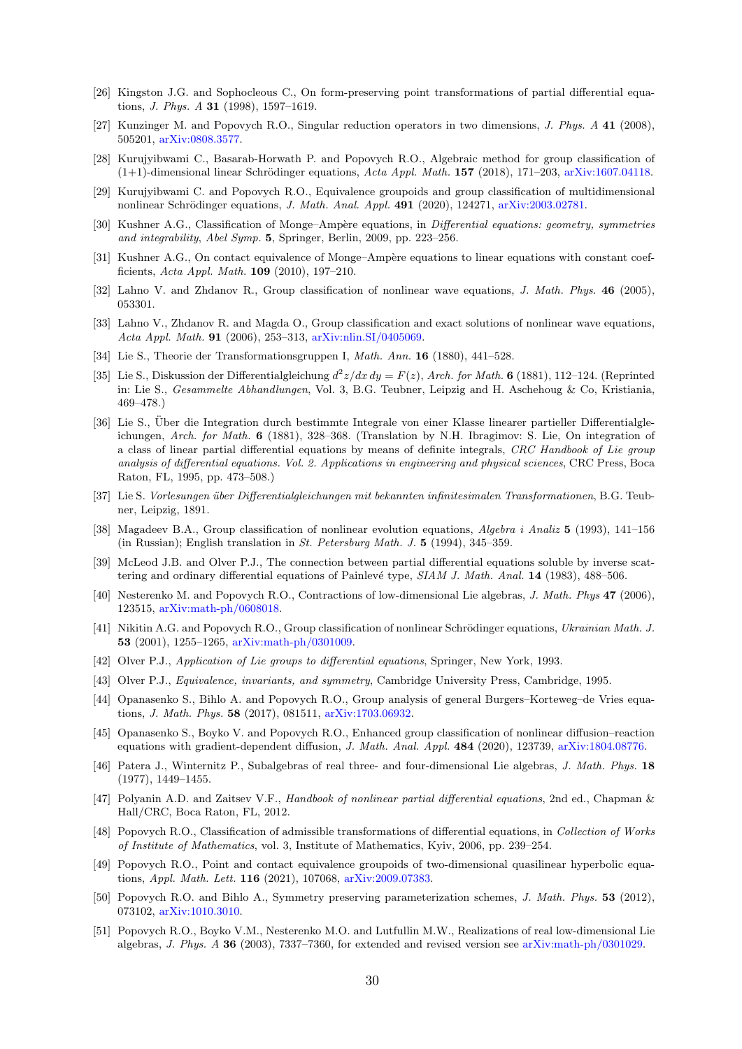[26] Kingston J.G. and Sophocleous C., On form-preserving point transformations of partial differential equations, *J. Phys. A* **31** (1998), 1597–1619.

[27] Kunzinger M. and Popovych R.O., Singular reduction operators in two dimensions, *J. Phys. A* **41** (2008), 505201, arXiv:0808.3577.

[28] Kurujyibwami C., Basarab-Horwath P. and Popovych R.O., Algebraic method for group classification of (1+1)-dimensional linear Schrödinger equations, *Acta Appl. Math.* **157** (2018), 171–203, arXiv:1607.04118.

[29] Kurujyibwami C. and Popovych R.O., Equivalence groupoids and group classification of multidimensional nonlinear Schrödinger equations, *J. Math. Anal. Appl.* **491** (2020), 124271, arXiv:2003.02781.

[30] Kushner A.G., Classification of Monge–Ampère equations, in *Differential equations: geometry, symmetries and integrability*, *Abel Symp.* **5**, Springer, Berlin, 2009, pp. 223–256.

[31] Kushner A.G., On contact equivalence of Monge–Ampère equations to linear equations with constant coefficients, *Acta Appl. Math.* **109** (2010), 197–210.

[32] Lahno V. and Zhdanov R., Group classification of nonlinear wave equations, *J. Math. Phys.* **46** (2005), 053301.

[33] Lahno V., Zhdanov R. and Magda O., Group classification and exact solutions of nonlinear wave equations, *Acta Appl. Math.* **91** (2006), 253–313, arXiv:nlin.SI/0405069.

[34] Lie S., Theorie der Transformationsgruppen I, *Math. Ann.* **16** (1880), 441–528.

[35] Lie S., Diskussion der Differentialgleichung $d^2z/dx\,dy = F(z)$, *Arch. for Math.* **6** (1881), 112–124. (Reprinted in: Lie S., *Gesammelte Abhandlungen*, Vol. 3, B.G. Teubner, Leipzig and H. Aschehoug & Co, Kristiania, 469–478.)

[36] Lie S., Über die Integration durch bestimmte Integrale von einer Klasse linearer partieller Differentialgleichungen, *Arch. for Math.* **6** (1881), 328–368. (Translation by N.H. Ibragimov: S. Lie, On integration of a class of linear partial differential equations by means of definite integrals, *CRC Handbook of Lie group analysis of differential equations. Vol. 2. Applications in engineering and physical sciences*, CRC Press, Boca Raton, FL, 1995, pp. 473–508.)

[37] Lie S. *Vorlesungen über Differentialgleichungen mit bekannten infinitesimalen Transformationen*, B.G. Teubner, Leipzig, 1891.

[38] Magadeev B.A., Group classification of nonlinear evolution equations, *Algebra i Analiz* **5** (1993), 141–156 (in Russian); English translation in *St. Petersburg Math. J.* **5** (1994), 345–359.

[39] McLeod J.B. and Olver P.J., The connection between partial differential equations soluble by inverse scattering and ordinary differential equations of Painlevé type, *SIAM J. Math. Anal.* **14** (1983), 488–506.

[40] Nesterenko M. and Popovych R.O., Contractions of low-dimensional Lie algebras, *J. Math. Phys* **47** (2006), 123515, arXiv:math-ph/0608018.

[41] Nikitin A.G. and Popovych R.O., Group classification of nonlinear Schrödinger equations, *Ukrainian Math. J.* **53** (2001), 1255–1265, arXiv:math-ph/0301009.

[42] Olver P.J., *Application of Lie groups to differential equations*, Springer, New York, 1993.

[43] Olver P.J., *Equivalence, invariants, and symmetry*, Cambridge University Press, Cambridge, 1995.

[44] Opanasenko S., Bihlo A. and Popovych R.O., Group analysis of general Burgers–Korteweg–de Vries equations, *J. Math. Phys.* **58** (2017), 081511, arXiv:1703.06932.

[45] Opanasenko S., Boyko V. and Popovych R.O., Enhanced group classification of nonlinear diffusion–reaction equations with gradient-dependent diffusion, *J. Math. Anal. Appl.* **484** (2020), 123739, arXiv:1804.08776.

[46] Patera J., Winternitz P., Subalgebras of real three- and four-dimensional Lie algebras, *J. Math. Phys.* **18** (1977), 1449–1455.

[47] Polyanin A.D. and Zaitsev V.F., *Handbook of nonlinear partial differential equations*, 2nd ed., Chapman & Hall/CRC, Boca Raton, FL, 2012.

[48] Popovych R.O., Classification of admissible transformations of differential equations, in *Collection of Works of Institute of Mathematics*, vol. 3, Institute of Mathematics, Kyiv, 2006, pp. 239–254.

[49] Popovych R.O., Point and contact equivalence groupoids of two-dimensional quasilinear hyperbolic equations, *Appl. Math. Lett.* **116** (2021), 107068, arXiv:2009.07383.

[50] Popovych R.O. and Bihlo A., Symmetry preserving parameterization schemes, *J. Math. Phys.* **53** (2012), 073102, arXiv:1010.3010.

[51] Popovych R.O., Boyko V.M., Nesterenko M.O. and Lutfullin M.W., Realizations of real low-dimensional Lie algebras, *J. Phys. A* **36** (2003), 7337–7360, for extended and revised version see arXiv:math-ph/0301029.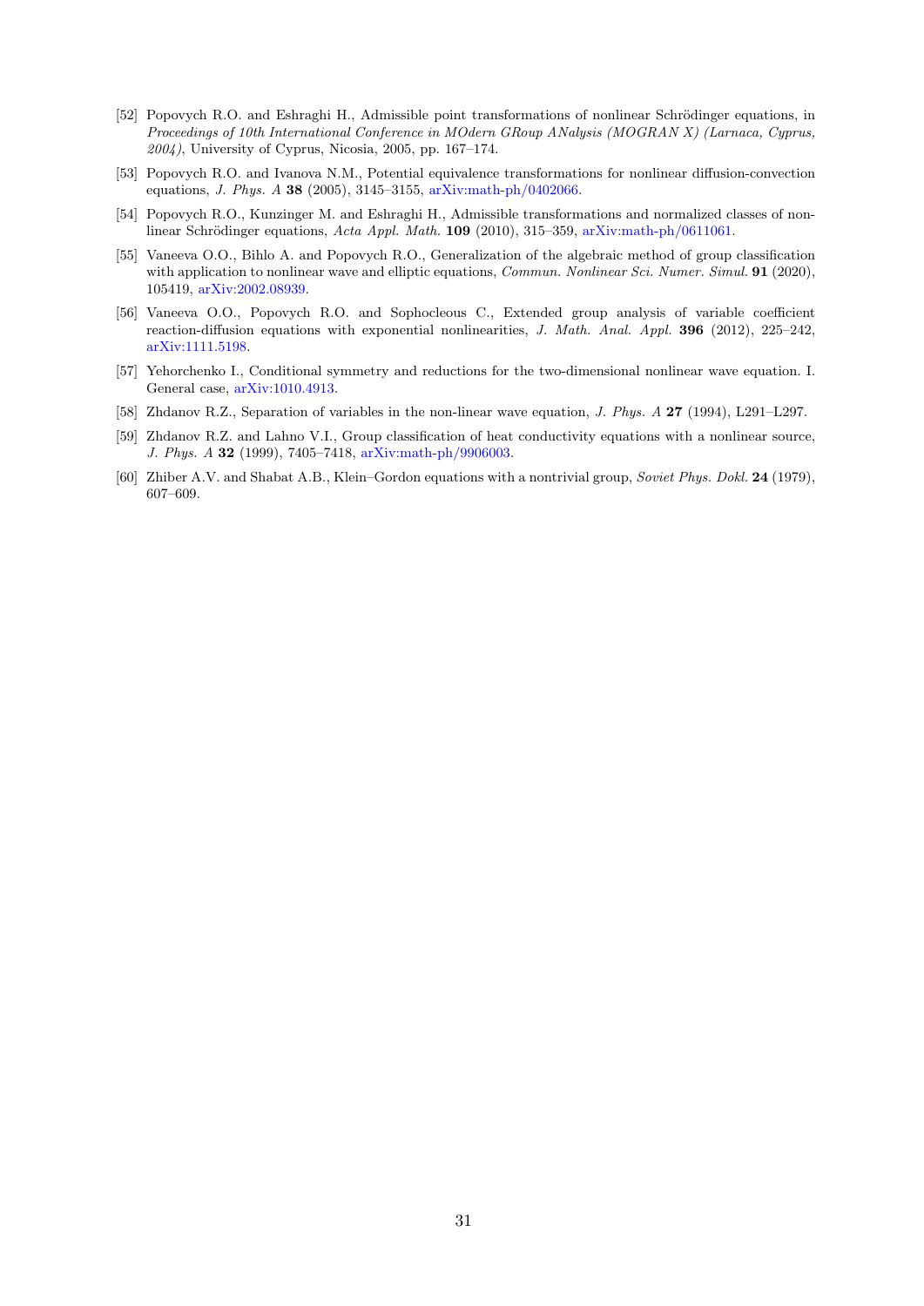[52] Popovych R.O. and Eshraghi H., Admissible point transformations of nonlinear Schrödinger equations, in *Proceedings of 10th International Conference in MOdern GRoup ANalysis (MOGRAN X) (Larnaca, Cyprus, 2004)*, University of Cyprus, Nicosia, 2005, pp. 167–174.

[53] Popovych R.O. and Ivanova N.M., Potential equivalence transformations for nonlinear diffusion-convection equations, *J. Phys. A* **38** (2005), 3145–3155, arXiv:math-ph/0402066.

[54] Popovych R.O., Kunzinger M. and Eshraghi H., Admissible transformations and normalized classes of nonlinear Schrödinger equations, *Acta Appl. Math.* **109** (2010), 315–359, arXiv:math-ph/0611061.

[55] Vaneeva O.O., Bihlo A. and Popovych R.O., Generalization of the algebraic method of group classification with application to nonlinear wave and elliptic equations, *Commun. Nonlinear Sci. Numer. Simul.* **91** (2020), 105419, arXiv:2002.08939.

[56] Vaneeva O.O., Popovych R.O. and Sophocleous C., Extended group analysis of variable coefficient reaction-diffusion equations with exponential nonlinearities, *J. Math. Anal. Appl.* **396** (2012), 225–242, arXiv:1111.5198.

[57] Yehorchenko I., Conditional symmetry and reductions for the two-dimensional nonlinear wave equation. I. General case, arXiv:1010.4913.

[58] Zhdanov R.Z., Separation of variables in the non-linear wave equation, *J. Phys. A* **27** (1994), L291–L297.

[59] Zhdanov R.Z. and Lahno V.I., Group classification of heat conductivity equations with a nonlinear source, *J. Phys. A* **32** (1999), 7405–7418, arXiv:math-ph/9906003.

[60] Zhiber A.V. and Shabat A.B., Klein–Gordon equations with a nontrivial group, *Soviet Phys. Dokl.* **24** (1979), 607–609.